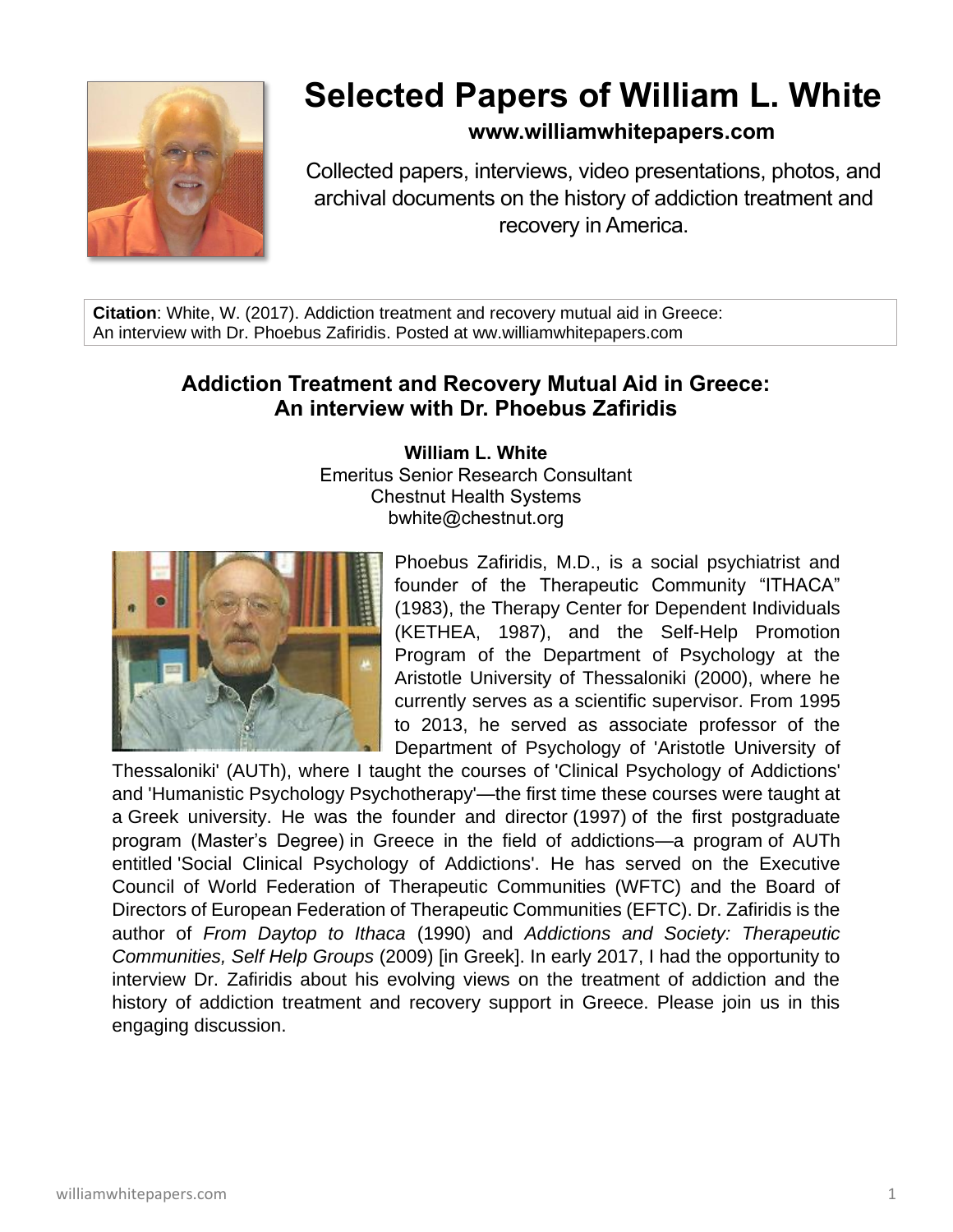# Selected Papers of William L. White

**www.williamwhitepapers.com**

Collected papers, interviews, video presentations, photos, and archival documents on the history of addiction treatment and recovery in America.

**Citation**: White, W. (2017). Addiction treatment and recovery mutual aid in Greece: An interview with Dr. Phoebus Zafiridis. Posted at ww.williamwhitepapers.com

## Addiction Treatment and Recovery Mutual Aid in Greece: An interview with Dr. Phoebus Zafiridis

**William L. White**
Emeritus Senior Research Consultant
Chestnut Health Systems
bwhite@chestnut.org

Phoebus Zafiridis, M.D., is a social psychiatrist and founder of the Therapeutic Community "ITHACA" (1983), the Therapy Center for Dependent Individuals (KETHEA, 1987), and the Self-Help Promotion Program of the Department of Psychology at the Aristotle University of Thessaloniki (2000), where he currently serves as a scientific supervisor. From 1995 to 2013, he served as associate professor of the Department of Psychology of 'Aristotle University of Thessaloniki' (AUTh), where I taught the courses of 'Clinical Psychology of Addictions' and 'Humanistic Psychology Psychotherapy'—the first time these courses were taught at a Greek university. He was the founder and director (1997) of the first postgraduate program (Master's Degree) in Greece in the field of addictions—a program of AUTh entitled 'Social Clinical Psychology of Addictions'. He has served on the Executive Council of World Federation of Therapeutic Communities (WFTC) and the Board of Directors of European Federation of Therapeutic Communities (EFTC). Dr. Zafiridis is the author of *From Daytop to Ithaca* (1990) and *Addictions and Society: Therapeutic Communities, Self Help Groups* (2009) [in Greek]. In early 2017, I had the opportunity to interview Dr. Zafiridis about his evolving views on the treatment of addiction and the history of addiction treatment and recovery support in Greece. Please join us in this engaging discussion.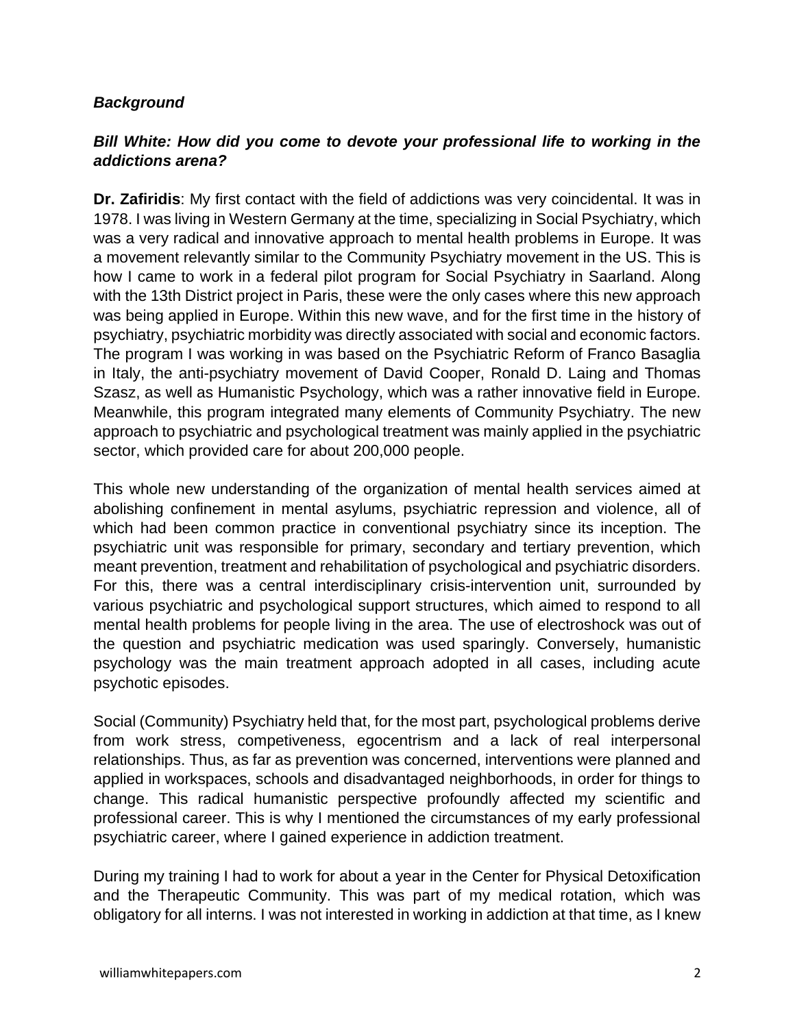***Background***

***Bill White: How did you come to devote your professional life to working in the addictions arena?***

**Dr. Zafiridis**: My first contact with the field of addictions was very coincidental. It was in 1978. I was living in Western Germany at the time, specializing in Social Psychiatry, which was a very radical and innovative approach to mental health problems in Europe. It was a movement relevantly similar to the Community Psychiatry movement in the US. This is how I came to work in a federal pilot program for Social Psychiatry in Saarland. Along with the 13th District project in Paris, these were the only cases where this new approach was being applied in Europe. Within this new wave, and for the first time in the history of psychiatry, psychiatric morbidity was directly associated with social and economic factors. The program I was working in was based on the Psychiatric Reform of Franco Basaglia in Italy, the anti-psychiatry movement of David Cooper, Ronald D. Laing and Thomas Szasz, as well as Humanistic Psychology, which was a rather innovative field in Europe. Meanwhile, this program integrated many elements of Community Psychiatry. The new approach to psychiatric and psychological treatment was mainly applied in the psychiatric sector, which provided care for about 200,000 people.

This whole new understanding of the organization of mental health services aimed at abolishing confinement in mental asylums, psychiatric repression and violence, all of which had been common practice in conventional psychiatry since its inception. The psychiatric unit was responsible for primary, secondary and tertiary prevention, which meant prevention, treatment and rehabilitation of psychological and psychiatric disorders. For this, there was a central interdisciplinary crisis-intervention unit, surrounded by various psychiatric and psychological support structures, which aimed to respond to all mental health problems for people living in the area. The use of electroshock was out of the question and psychiatric medication was used sparingly. Conversely, humanistic psychology was the main treatment approach adopted in all cases, including acute psychotic episodes.

Social (Community) Psychiatry held that, for the most part, psychological problems derive from work stress, competiveness, egocentrism and a lack of real interpersonal relationships. Thus, as far as prevention was concerned, interventions were planned and applied in workspaces, schools and disadvantaged neighborhoods, in order for things to change. This radical humanistic perspective profoundly affected my scientific and professional career. This is why I mentioned the circumstances of my early professional psychiatric career, where I gained experience in addiction treatment.

During my training I had to work for about a year in the Center for Physical Detoxification and the Therapeutic Community. This was part of my medical rotation, which was obligatory for all interns. I was not interested in working in addiction at that time, as I knew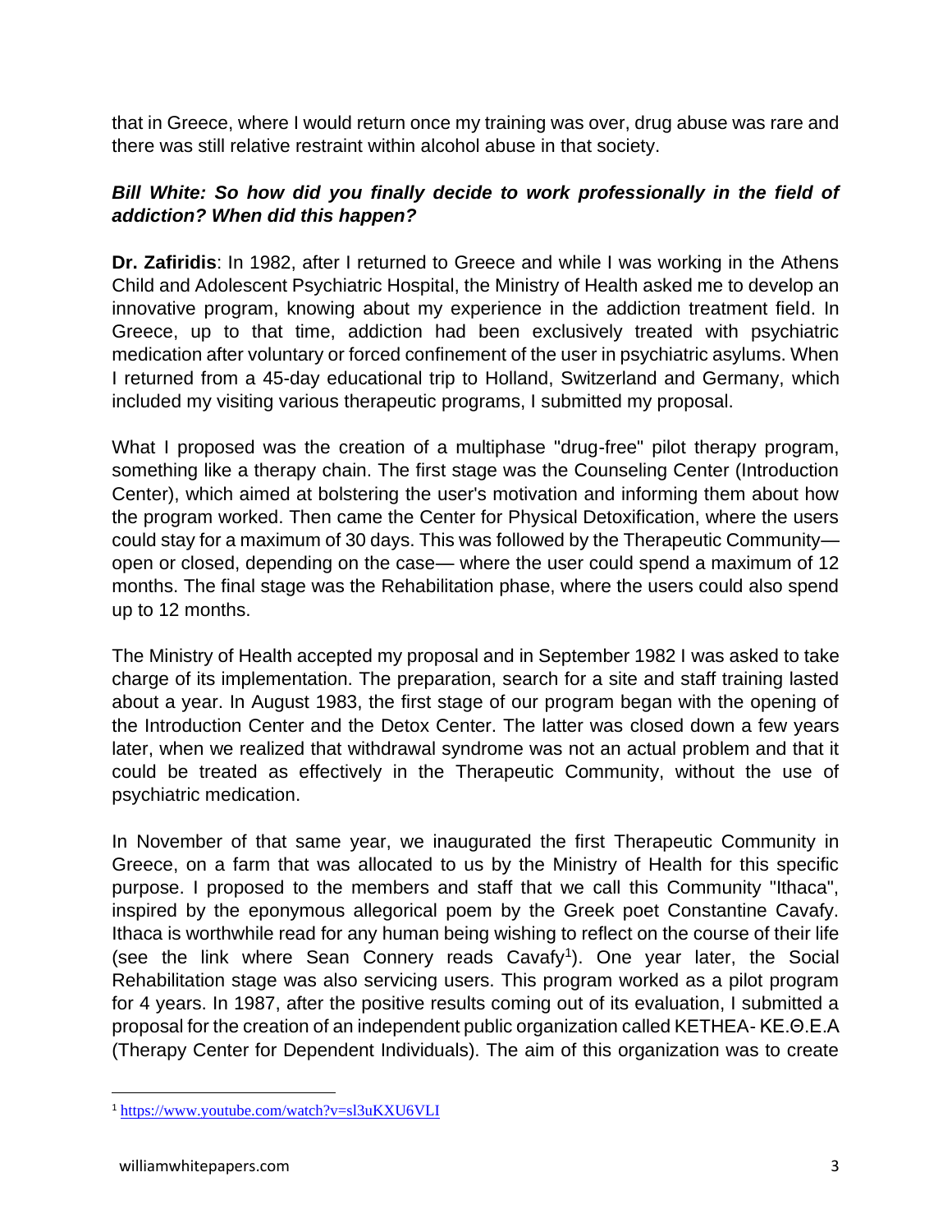that in Greece, where I would return once my training was over, drug abuse was rare and there was still relative restraint within alcohol abuse in that society.

***Bill White: So how did you finally decide to work professionally in the field of addiction? When did this happen?***

**Dr. Zafiridis**: In 1982, after I returned to Greece and while I was working in the Athens Child and Adolescent Psychiatric Hospital, the Ministry of Health asked me to develop an innovative program, knowing about my experience in the addiction treatment field. In Greece, up to that time, addiction had been exclusively treated with psychiatric medication after voluntary or forced confinement of the user in psychiatric asylums. When I returned from a 45-day educational trip to Holland, Switzerland and Germany, which included my visiting various therapeutic programs, I submitted my proposal.

What I proposed was the creation of a multiphase "drug-free" pilot therapy program, something like a therapy chain. The first stage was the Counseling Center (Introduction Center), which aimed at bolstering the user's motivation and informing them about how the program worked. Then came the Center for Physical Detoxification, where the users could stay for a maximum of 30 days. This was followed by the Therapeutic Community—open or closed, depending on the case— where the user could spend a maximum of 12 months. The final stage was the Rehabilitation phase, where the users could also spend up to 12 months.

The Ministry of Health accepted my proposal and in September 1982 I was asked to take charge of its implementation. The preparation, search for a site and staff training lasted about a year. In August 1983, the first stage of our program began with the opening of the Introduction Center and the Detox Center. The latter was closed down a few years later, when we realized that withdrawal syndrome was not an actual problem and that it could be treated as effectively in the Therapeutic Community, without the use of psychiatric medication.

In November of that same year, we inaugurated the first Therapeutic Community in Greece, on a farm that was allocated to us by the Ministry of Health for this specific purpose. I proposed to the members and staff that we call this Community "Ithaca", inspired by the eponymous allegorical poem by the Greek poet Constantine Cavafy. Ithaca is worthwhile read for any human being wishing to reflect on the course of their life (see the link where Sean Connery reads Cavafy[1]). One year later, the Social Rehabilitation stage was also servicing users. This program worked as a pilot program for 4 years. In 1987, after the positive results coming out of its evaluation, I submitted a proposal for the creation of an independent public organization called KETHEA- ΚΕ.Θ.Ε.Α (Therapy Center for Dependent Individuals). The aim of this organization was to create

[1] https://www.youtube.com/watch?v=sl3uKXU6VLI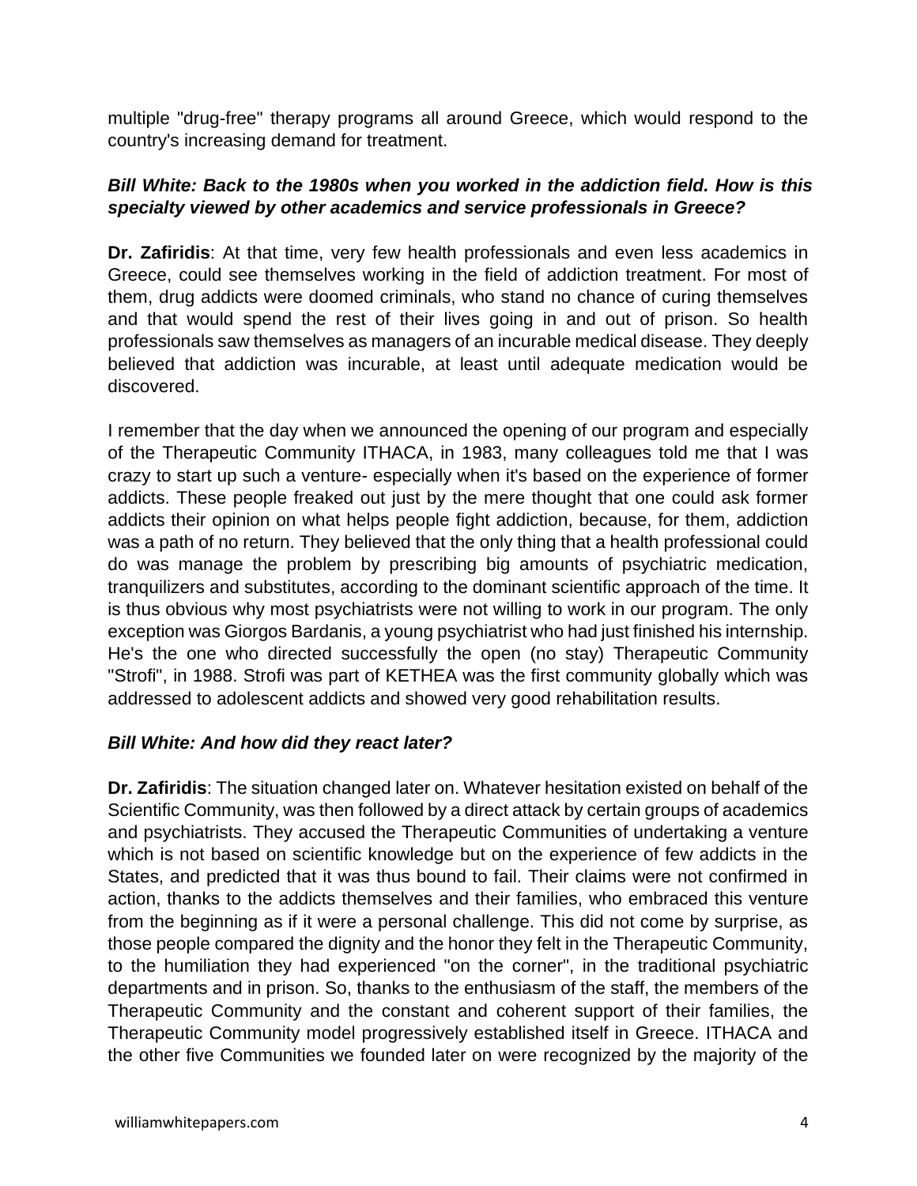multiple "drug-free" therapy programs all around Greece, which would respond to the country's increasing demand for treatment.

***Bill White: Back to the 1980s when you worked in the addiction field. How is this specialty viewed by other academics and service professionals in Greece?***

**Dr. Zafiridis**: At that time, very few health professionals and even less academics in Greece, could see themselves working in the field of addiction treatment. For most of them, drug addicts were doomed criminals, who stand no chance of curing themselves and that would spend the rest of their lives going in and out of prison. So health professionals saw themselves as managers of an incurable medical disease. They deeply believed that addiction was incurable, at least until adequate medication would be discovered.

I remember that the day when we announced the opening of our program and especially of the Therapeutic Community ITHACA, in 1983, many colleagues told me that I was crazy to start up such a venture- especially when it's based on the experience of former addicts. These people freaked out just by the mere thought that one could ask former addicts their opinion on what helps people fight addiction, because, for them, addiction was a path of no return. They believed that the only thing that a health professional could do was manage the problem by prescribing big amounts of psychiatric medication, tranquilizers and substitutes, according to the dominant scientific approach of the time. It is thus obvious why most psychiatrists were not willing to work in our program. The only exception was Giorgos Bardanis, a young psychiatrist who had just finished his internship. He's the one who directed successfully the open (no stay) Therapeutic Community "Strofi", in 1988. Strofi was part of KETHEA was the first community globally which was addressed to adolescent addicts and showed very good rehabilitation results.

***Bill White: And how did they react later?***

**Dr. Zafiridis**: The situation changed later on. Whatever hesitation existed on behalf of the Scientific Community, was then followed by a direct attack by certain groups of academics and psychiatrists. They accused the Therapeutic Communities of undertaking a venture which is not based on scientific knowledge but on the experience of few addicts in the States, and predicted that it was thus bound to fail. Their claims were not confirmed in action, thanks to the addicts themselves and their families, who embraced this venture from the beginning as if it were a personal challenge. This did not come by surprise, as those people compared the dignity and the honor they felt in the Therapeutic Community, to the humiliation they had experienced "on the corner", in the traditional psychiatric departments and in prison. So, thanks to the enthusiasm of the staff, the members of the Therapeutic Community and the constant and coherent support of their families, the Therapeutic Community model progressively established itself in Greece. ITHACA and the other five Communities we founded later on were recognized by the majority of the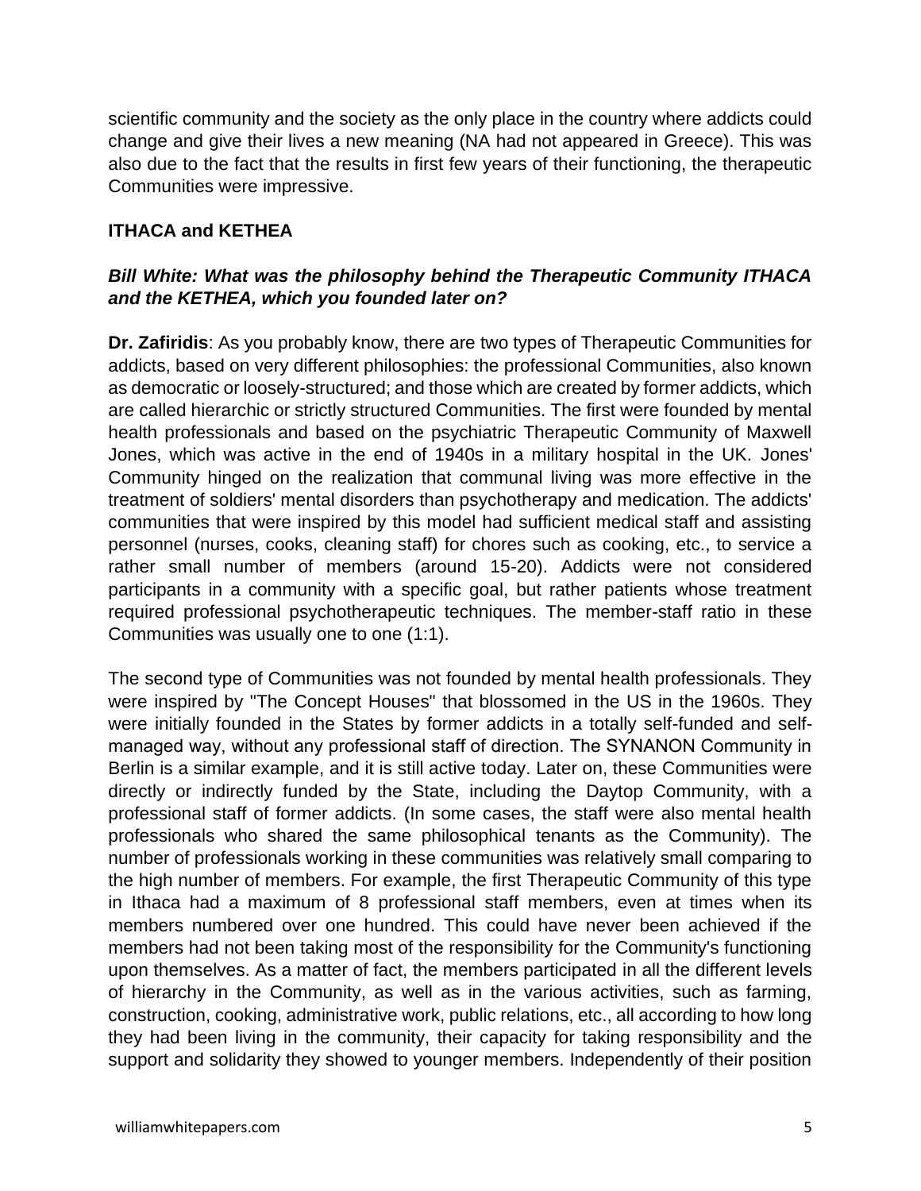scientific community and the society as the only place in the country where addicts could change and give their lives a new meaning (NA had not appeared in Greece). This was also due to the fact that the results in first few years of their functioning, the therapeutic Communities were impressive.

**ITHACA and KETHEA**

***Bill White: What was the philosophy behind the Therapeutic Community ITHACA and the KETHEA, which you founded later on?***

**Dr. Zafiridis**: As you probably know, there are two types of Therapeutic Communities for addicts, based on very different philosophies: the professional Communities, also known as democratic or loosely-structured; and those which are created by former addicts, which are called hierarchic or strictly structured Communities. The first were founded by mental health professionals and based on the psychiatric Therapeutic Community of Maxwell Jones, which was active in the end of 1940s in a military hospital in the UK. Jones' Community hinged on the realization that communal living was more effective in the treatment of soldiers' mental disorders than psychotherapy and medication. The addicts' communities that were inspired by this model had sufficient medical staff and assisting personnel (nurses, cooks, cleaning staff) for chores such as cooking, etc., to service a rather small number of members (around 15-20). Addicts were not considered participants in a community with a specific goal, but rather patients whose treatment required professional psychotherapeutic techniques. The member-staff ratio in these Communities was usually one to one (1:1).

The second type of Communities was not founded by mental health professionals. They were inspired by "The Concept Houses" that blossomed in the US in the 1960s. They were initially founded in the States by former addicts in a totally self-funded and self-managed way, without any professional staff of direction. The SYNANON Community in Berlin is a similar example, and it is still active today. Later on, these Communities were directly or indirectly funded by the State, including the Daytop Community, with a professional staff of former addicts. (In some cases, the staff were also mental health professionals who shared the same philosophical tenants as the Community). The number of professionals working in these communities was relatively small comparing to the high number of members. For example, the first Therapeutic Community of this type in Ithaca had a maximum of 8 professional staff members, even at times when its members numbered over one hundred. This could have never been achieved if the members had not been taking most of the responsibility for the Community's functioning upon themselves. As a matter of fact, the members participated in all the different levels of hierarchy in the Community, as well as in the various activities, such as farming, construction, cooking, administrative work, public relations, etc., all according to how long they had been living in the community, their capacity for taking responsibility and the support and solidarity they showed to younger members. Independently of their position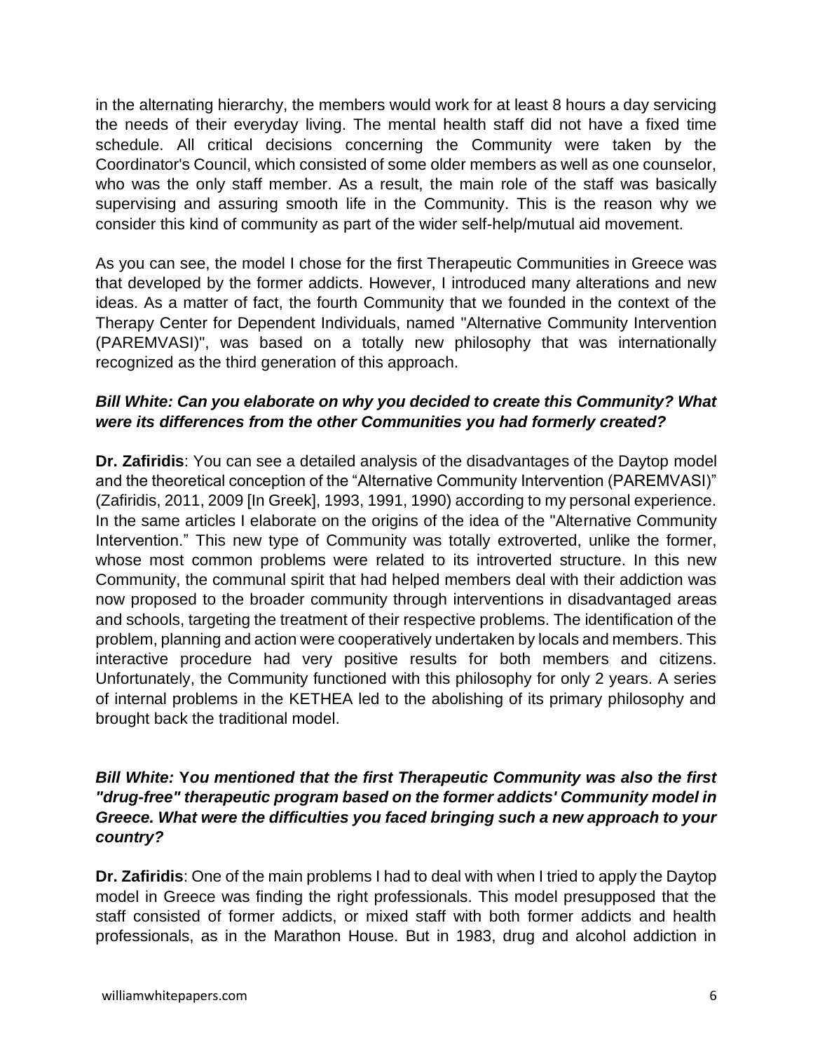in the alternating hierarchy, the members would work for at least 8 hours a day servicing the needs of their everyday living. The mental health staff did not have a fixed time schedule. All critical decisions concerning the Community were taken by the Coordinator's Council, which consisted of some older members as well as one counselor, who was the only staff member. As a result, the main role of the staff was basically supervising and assuring smooth life in the Community. This is the reason why we consider this kind of community as part of the wider self-help/mutual aid movement.

As you can see, the model I chose for the first Therapeutic Communities in Greece was that developed by the former addicts. However, I introduced many alterations and new ideas. As a matter of fact, the fourth Community that we founded in the context of the Therapy Center for Dependent Individuals, named "Alternative Community Intervention (PAREMVASI)", was based on a totally new philosophy that was internationally recognized as the third generation of this approach.

***Bill White: Can you elaborate on why you decided to create this Community? What were its differences from the other Communities you had formerly created?***

**Dr. Zafiridis**: You can see a detailed analysis of the disadvantages of the Daytop model and the theoretical conception of the "Alternative Community Intervention (PAREMVASI)" (Zafiridis, 2011, 2009 [In Greek], 1993, 1991, 1990) according to my personal experience. In the same articles I elaborate on the origins of the idea of the "Alternative Community Intervention." This new type of Community was totally extroverted, unlike the former, whose most common problems were related to its introverted structure. In this new Community, the communal spirit that had helped members deal with their addiction was now proposed to the broader community through interventions in disadvantaged areas and schools, targeting the treatment of their respective problems. The identification of the problem, planning and action were cooperatively undertaken by locals and members. This interactive procedure had very positive results for both members and citizens. Unfortunately, the Community functioned with this philosophy for only 2 years. A series of internal problems in the KETHEA led to the abolishing of its primary philosophy and brought back the traditional model.

***Bill White: You mentioned that the first Therapeutic Community was also the first "drug-free" therapeutic program based on the former addicts' Community model in Greece. What were the difficulties you faced bringing such a new approach to your country?***

**Dr. Zafiridis**: One of the main problems I had to deal with when I tried to apply the Daytop model in Greece was finding the right professionals. This model presupposed that the staff consisted of former addicts, or mixed staff with both former addicts and health professionals, as in the Marathon House. But in 1983, drug and alcohol addiction in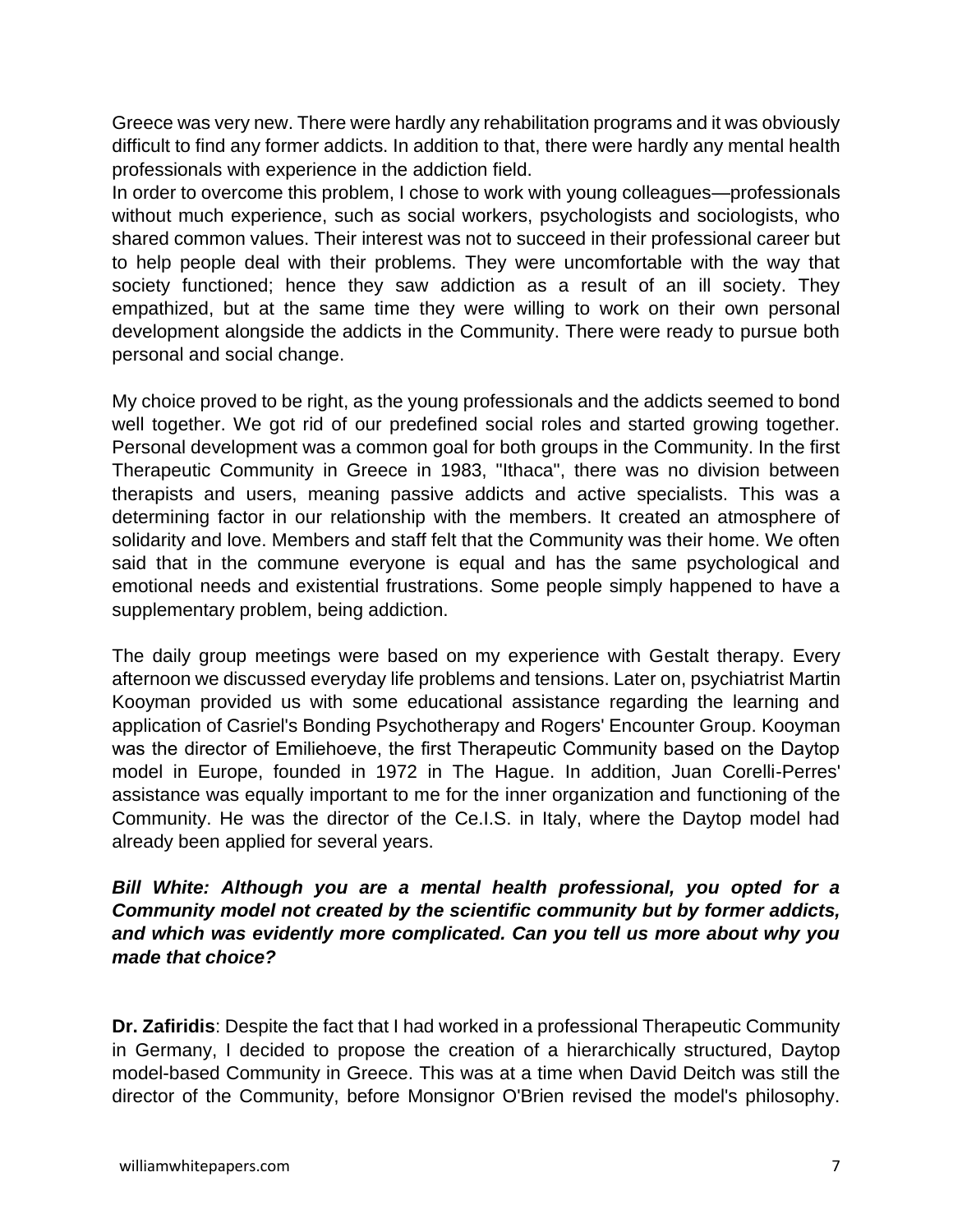Greece was very new. There were hardly any rehabilitation programs and it was obviously difficult to find any former addicts. In addition to that, there were hardly any mental health professionals with experience in the addiction field.
In order to overcome this problem, I chose to work with young colleagues—professionals without much experience, such as social workers, psychologists and sociologists, who shared common values. Their interest was not to succeed in their professional career but to help people deal with their problems. They were uncomfortable with the way that society functioned; hence they saw addiction as a result of an ill society. They empathized, but at the same time they were willing to work on their own personal development alongside the addicts in the Community. There were ready to pursue both personal and social change.

My choice proved to be right, as the young professionals and the addicts seemed to bond well together. We got rid of our predefined social roles and started growing together. Personal development was a common goal for both groups in the Community. In the first Therapeutic Community in Greece in 1983, "Ithaca", there was no division between therapists and users, meaning passive addicts and active specialists. This was a determining factor in our relationship with the members. It created an atmosphere of solidarity and love. Members and staff felt that the Community was their home. We often said that in the commune everyone is equal and has the same psychological and emotional needs and existential frustrations. Some people simply happened to have a supplementary problem, being addiction.

The daily group meetings were based on my experience with Gestalt therapy. Every afternoon we discussed everyday life problems and tensions. Later on, psychiatrist Martin Kooyman provided us with some educational assistance regarding the learning and application of Casriel's Bonding Psychotherapy and Rogers' Encounter Group. Kooyman was the director of Emiliehoeve, the first Therapeutic Community based on the Daytop model in Europe, founded in 1972 in The Hague. In addition, Juan Corelli-Perres' assistance was equally important to me for the inner organization and functioning of the Community. He was the director of the Ce.I.S. in Italy, where the Daytop model had already been applied for several years.

***Bill White: Although you are a mental health professional, you opted for a Community model not created by the scientific community but by former addicts, and which was evidently more complicated. Can you tell us more about why you made that choice?***

**Dr. Zafiridis**: Despite the fact that I had worked in a professional Therapeutic Community in Germany, I decided to propose the creation of a hierarchically structured, Daytop model-based Community in Greece. This was at a time when David Deitch was still the director of the Community, before Monsignor O'Brien revised the model's philosophy.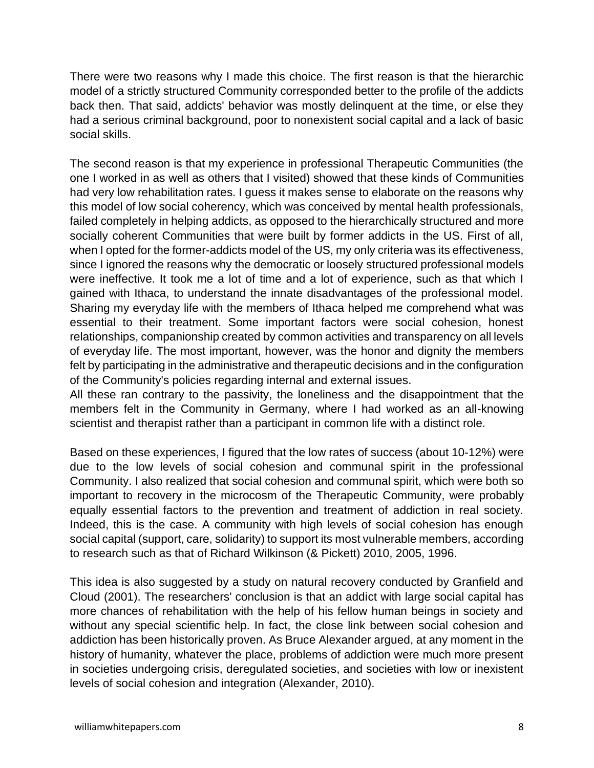There were two reasons why I made this choice. The first reason is that the hierarchic model of a strictly structured Community corresponded better to the profile of the addicts back then. That said, addicts' behavior was mostly delinquent at the time, or else they had a serious criminal background, poor to nonexistent social capital and a lack of basic social skills.

The second reason is that my experience in professional Therapeutic Communities (the one I worked in as well as others that I visited) showed that these kinds of Communities had very low rehabilitation rates. I guess it makes sense to elaborate on the reasons why this model of low social coherency, which was conceived by mental health professionals, failed completely in helping addicts, as opposed to the hierarchically structured and more socially coherent Communities that were built by former addicts in the US. First of all, when I opted for the former-addicts model of the US, my only criteria was its effectiveness, since I ignored the reasons why the democratic or loosely structured professional models were ineffective. It took me a lot of time and a lot of experience, such as that which I gained with Ithaca, to understand the innate disadvantages of the professional model. Sharing my everyday life with the members of Ithaca helped me comprehend what was essential to their treatment. Some important factors were social cohesion, honest relationships, companionship created by common activities and transparency on all levels of everyday life. The most important, however, was the honor and dignity the members felt by participating in the administrative and therapeutic decisions and in the configuration of the Community's policies regarding internal and external issues.
All these ran contrary to the passivity, the loneliness and the disappointment that the members felt in the Community in Germany, where I had worked as an all-knowing scientist and therapist rather than a participant in common life with a distinct role.

Based on these experiences, I figured that the low rates of success (about 10-12%) were due to the low levels of social cohesion and communal spirit in the professional Community. I also realized that social cohesion and communal spirit, which were both so important to recovery in the microcosm of the Therapeutic Community, were probably equally essential factors to the prevention and treatment of addiction in real society. Indeed, this is the case. A community with high levels of social cohesion has enough social capital (support, care, solidarity) to support its most vulnerable members, according to research such as that of Richard Wilkinson (& Pickett) 2010, 2005, 1996.

This idea is also suggested by a study on natural recovery conducted by Granfield and Cloud (2001). The researchers' conclusion is that an addict with large social capital has more chances of rehabilitation with the help of his fellow human beings in society and without any special scientific help. In fact, the close link between social cohesion and addiction has been historically proven. As Bruce Alexander argued, at any moment in the history of humanity, whatever the place, problems of addiction were much more present in societies undergoing crisis, deregulated societies, and societies with low or inexistent levels of social cohesion and integration (Alexander, 2010).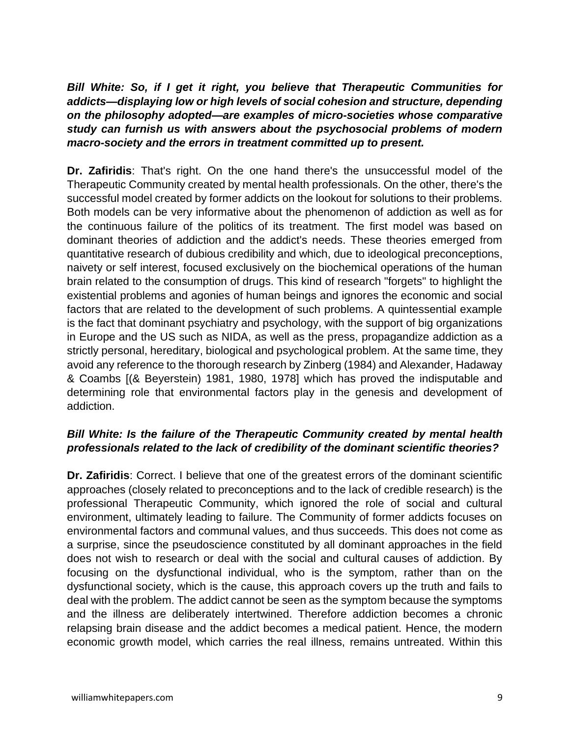***Bill White: So, if I get it right, you believe that Therapeutic Communities for addicts—displaying low or high levels of social cohesion and structure, depending on the philosophy adopted—are examples of micro-societies whose comparative study can furnish us with answers about the psychosocial problems of modern macro-society and the errors in treatment committed up to present.***

**Dr. Zafiridis**: That's right. On the one hand there's the unsuccessful model of the Therapeutic Community created by mental health professionals. On the other, there's the successful model created by former addicts on the lookout for solutions to their problems. Both models can be very informative about the phenomenon of addiction as well as for the continuous failure of the politics of its treatment. The first model was based on dominant theories of addiction and the addict's needs. These theories emerged from quantitative research of dubious credibility and which, due to ideological preconceptions, naivety or self interest, focused exclusively on the biochemical operations of the human brain related to the consumption of drugs. This kind of research "forgets" to highlight the existential problems and agonies of human beings and ignores the economic and social factors that are related to the development of such problems. A quintessential example is the fact that dominant psychiatry and psychology, with the support of big organizations in Europe and the US such as NIDA, as well as the press, propagandize addiction as a strictly personal, hereditary, biological and psychological problem. At the same time, they avoid any reference to the thorough research by Zinberg (1984) and Alexander, Hadaway & Coambs [(& Beyerstein) 1981, 1980, 1978] which has proved the indisputable and determining role that environmental factors play in the genesis and development of addiction.

***Bill White: Is the failure of the Therapeutic Community created by mental health professionals related to the lack of credibility of the dominant scientific theories?***

**Dr. Zafiridis**: Correct. I believe that one of the greatest errors of the dominant scientific approaches (closely related to preconceptions and to the lack of credible research) is the professional Therapeutic Community, which ignored the role of social and cultural environment, ultimately leading to failure. The Community of former addicts focuses on environmental factors and communal values, and thus succeeds. This does not come as a surprise, since the pseudoscience constituted by all dominant approaches in the field does not wish to research or deal with the social and cultural causes of addiction. By focusing on the dysfunctional individual, who is the symptom, rather than on the dysfunctional society, which is the cause, this approach covers up the truth and fails to deal with the problem. The addict cannot be seen as the symptom because the symptoms and the illness are deliberately intertwined. Therefore addiction becomes a chronic relapsing brain disease and the addict becomes a medical patient. Hence, the modern economic growth model, which carries the real illness, remains untreated. Within this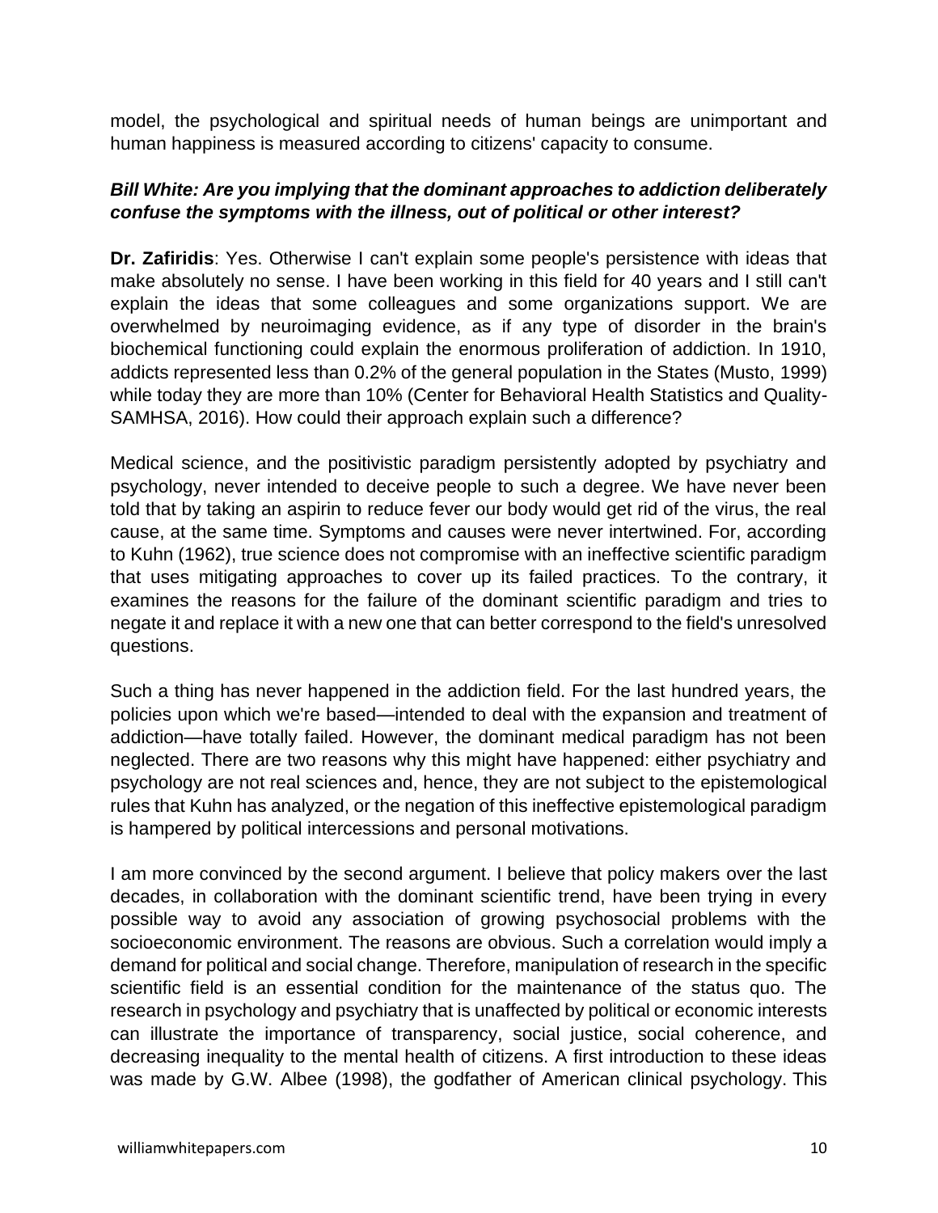model, the psychological and spiritual needs of human beings are unimportant and human happiness is measured according to citizens' capacity to consume.

***Bill White: Are you implying that the dominant approaches to addiction deliberately confuse the symptoms with the illness, out of political or other interest?***

**Dr. Zafiridis**: Yes. Otherwise I can't explain some people's persistence with ideas that make absolutely no sense. I have been working in this field for 40 years and I still can't explain the ideas that some colleagues and some organizations support. We are overwhelmed by neuroimaging evidence, as if any type of disorder in the brain's biochemical functioning could explain the enormous proliferation of addiction. In 1910, addicts represented less than 0.2% of the general population in the States (Musto, 1999) while today they are more than 10% (Center for Behavioral Health Statistics and Quality-SAMHSA, 2016). How could their approach explain such a difference?

Medical science, and the positivistic paradigm persistently adopted by psychiatry and psychology, never intended to deceive people to such a degree. We have never been told that by taking an aspirin to reduce fever our body would get rid of the virus, the real cause, at the same time. Symptoms and causes were never intertwined. For, according to Kuhn (1962), true science does not compromise with an ineffective scientific paradigm that uses mitigating approaches to cover up its failed practices. To the contrary, it examines the reasons for the failure of the dominant scientific paradigm and tries to negate it and replace it with a new one that can better correspond to the field's unresolved questions.

Such a thing has never happened in the addiction field. For the last hundred years, the policies upon which we're based—intended to deal with the expansion and treatment of addiction—have totally failed. However, the dominant medical paradigm has not been neglected. There are two reasons why this might have happened: either psychiatry and psychology are not real sciences and, hence, they are not subject to the epistemological rules that Kuhn has analyzed, or the negation of this ineffective epistemological paradigm is hampered by political intercessions and personal motivations.

I am more convinced by the second argument. I believe that policy makers over the last decades, in collaboration with the dominant scientific trend, have been trying in every possible way to avoid any association of growing psychosocial problems with the socioeconomic environment. The reasons are obvious. Such a correlation would imply a demand for political and social change. Therefore, manipulation of research in the specific scientific field is an essential condition for the maintenance of the status quo. The research in psychology and psychiatry that is unaffected by political or economic interests can illustrate the importance of transparency, social justice, social coherence, and decreasing inequality to the mental health of citizens. A first introduction to these ideas was made by G.W. Albee (1998), the godfather of American clinical psychology. This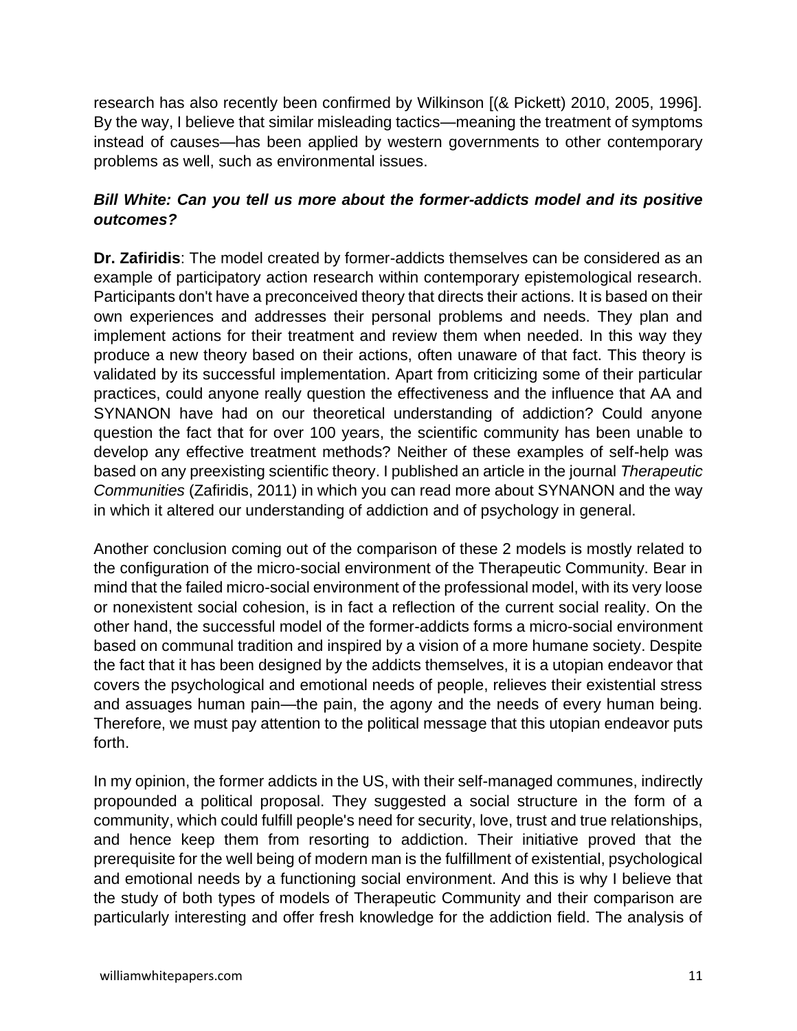research has also recently been confirmed by Wilkinson [(& Pickett) 2010, 2005, 1996]. By the way, I believe that similar misleading tactics—meaning the treatment of symptoms instead of causes—has been applied by western governments to other contemporary problems as well, such as environmental issues.

***Bill White: Can you tell us more about the former-addicts model and its positive outcomes?***

**Dr. Zafiridis**: The model created by former-addicts themselves can be considered as an example of participatory action research within contemporary epistemological research. Participants don't have a preconceived theory that directs their actions. It is based on their own experiences and addresses their personal problems and needs. They plan and implement actions for their treatment and review them when needed. In this way they produce a new theory based on their actions, often unaware of that fact. This theory is validated by its successful implementation. Apart from criticizing some of their particular practices, could anyone really question the effectiveness and the influence that AA and SYNANON have had on our theoretical understanding of addiction? Could anyone question the fact that for over 100 years, the scientific community has been unable to develop any effective treatment methods? Neither of these examples of self-help was based on any preexisting scientific theory. I published an article in the journal *Therapeutic Communities* (Zafiridis, 2011) in which you can read more about SYNANON and the way in which it altered our understanding of addiction and of psychology in general.

Another conclusion coming out of the comparison of these 2 models is mostly related to the configuration of the micro-social environment of the Therapeutic Community. Bear in mind that the failed micro-social environment of the professional model, with its very loose or nonexistent social cohesion, is in fact a reflection of the current social reality. On the other hand, the successful model of the former-addicts forms a micro-social environment based on communal tradition and inspired by a vision of a more humane society. Despite the fact that it has been designed by the addicts themselves, it is a utopian endeavor that covers the psychological and emotional needs of people, relieves their existential stress and assuages human pain—the pain, the agony and the needs of every human being. Therefore, we must pay attention to the political message that this utopian endeavor puts forth.

In my opinion, the former addicts in the US, with their self-managed communes, indirectly propounded a political proposal. They suggested a social structure in the form of a community, which could fulfill people's need for security, love, trust and true relationships, and hence keep them from resorting to addiction. Their initiative proved that the prerequisite for the well being of modern man is the fulfillment of existential, psychological and emotional needs by a functioning social environment. And this is why I believe that the study of both types of models of Therapeutic Community and their comparison are particularly interesting and offer fresh knowledge for the addiction field. The analysis of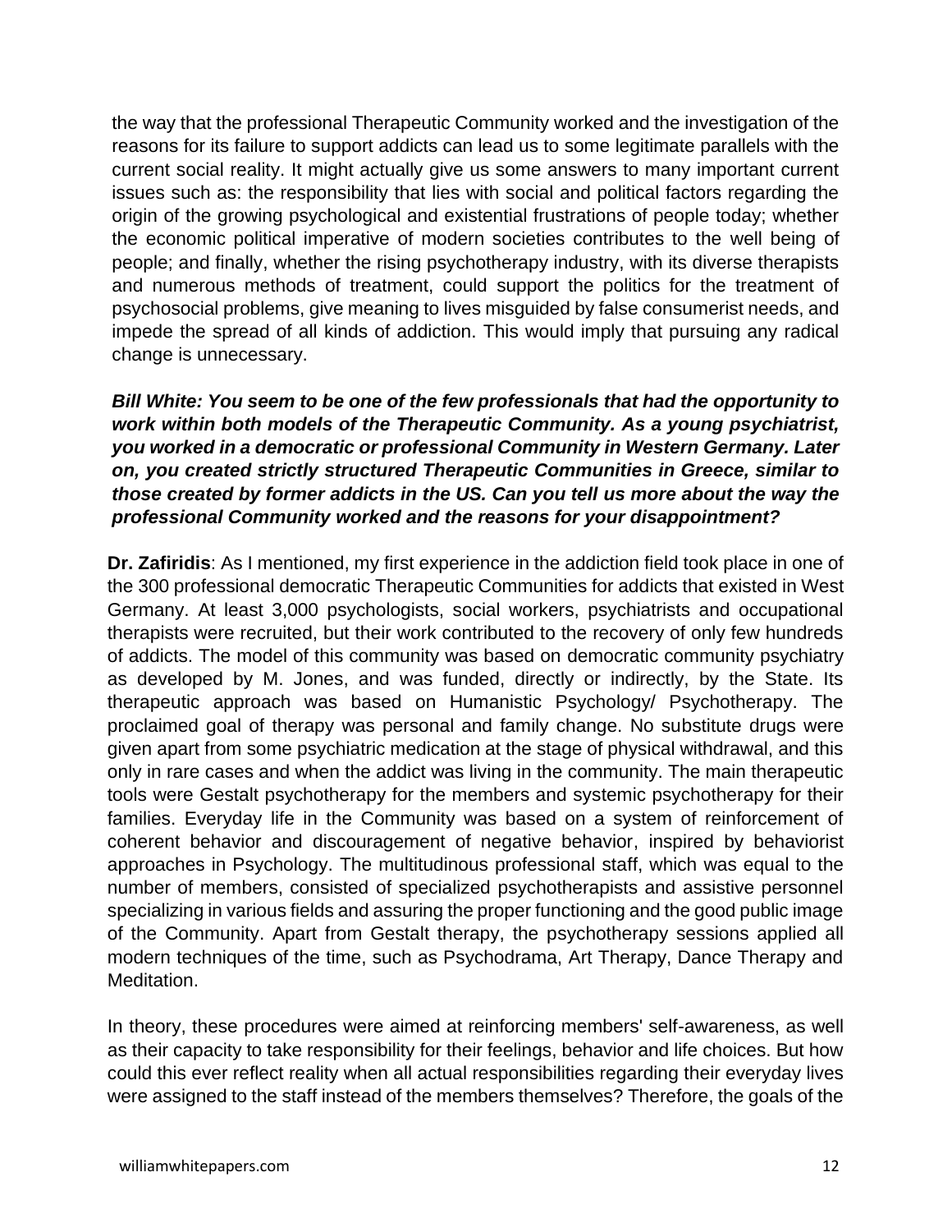the way that the professional Therapeutic Community worked and the investigation of the reasons for its failure to support addicts can lead us to some legitimate parallels with the current social reality. It might actually give us some answers to many important current issues such as: the responsibility that lies with social and political factors regarding the origin of the growing psychological and existential frustrations of people today; whether the economic political imperative of modern societies contributes to the well being of people; and finally, whether the rising psychotherapy industry, with its diverse therapists and numerous methods of treatment, could support the politics for the treatment of psychosocial problems, give meaning to lives misguided by false consumerist needs, and impede the spread of all kinds of addiction. This would imply that pursuing any radical change is unnecessary.

***Bill White: You seem to be one of the few professionals that had the opportunity to work within both models of the Therapeutic Community. As a young psychiatrist, you worked in a democratic or professional Community in Western Germany. Later on, you created strictly structured Therapeutic Communities in Greece, similar to those created by former addicts in the US. Can you tell us more about the way the professional Community worked and the reasons for your disappointment?***

**Dr. Zafiridis**: As I mentioned, my first experience in the addiction field took place in one of the 300 professional democratic Therapeutic Communities for addicts that existed in West Germany. At least 3,000 psychologists, social workers, psychiatrists and occupational therapists were recruited, but their work contributed to the recovery of only few hundreds of addicts. The model of this community was based on democratic community psychiatry as developed by M. Jones, and was funded, directly or indirectly, by the State. Its therapeutic approach was based on Humanistic Psychology/ Psychotherapy. The proclaimed goal of therapy was personal and family change. No substitute drugs were given apart from some psychiatric medication at the stage of physical withdrawal, and this only in rare cases and when the addict was living in the community. The main therapeutic tools were Gestalt psychotherapy for the members and systemic psychotherapy for their families. Everyday life in the Community was based on a system of reinforcement of coherent behavior and discouragement of negative behavior, inspired by behaviorist approaches in Psychology. The multitudinous professional staff, which was equal to the number of members, consisted of specialized psychotherapists and assistive personnel specializing in various fields and assuring the proper functioning and the good public image of the Community. Apart from Gestalt therapy, the psychotherapy sessions applied all modern techniques of the time, such as Psychodrama, Art Therapy, Dance Therapy and Meditation.

In theory, these procedures were aimed at reinforcing members' self-awareness, as well as their capacity to take responsibility for their feelings, behavior and life choices. But how could this ever reflect reality when all actual responsibilities regarding their everyday lives were assigned to the staff instead of the members themselves? Therefore, the goals of the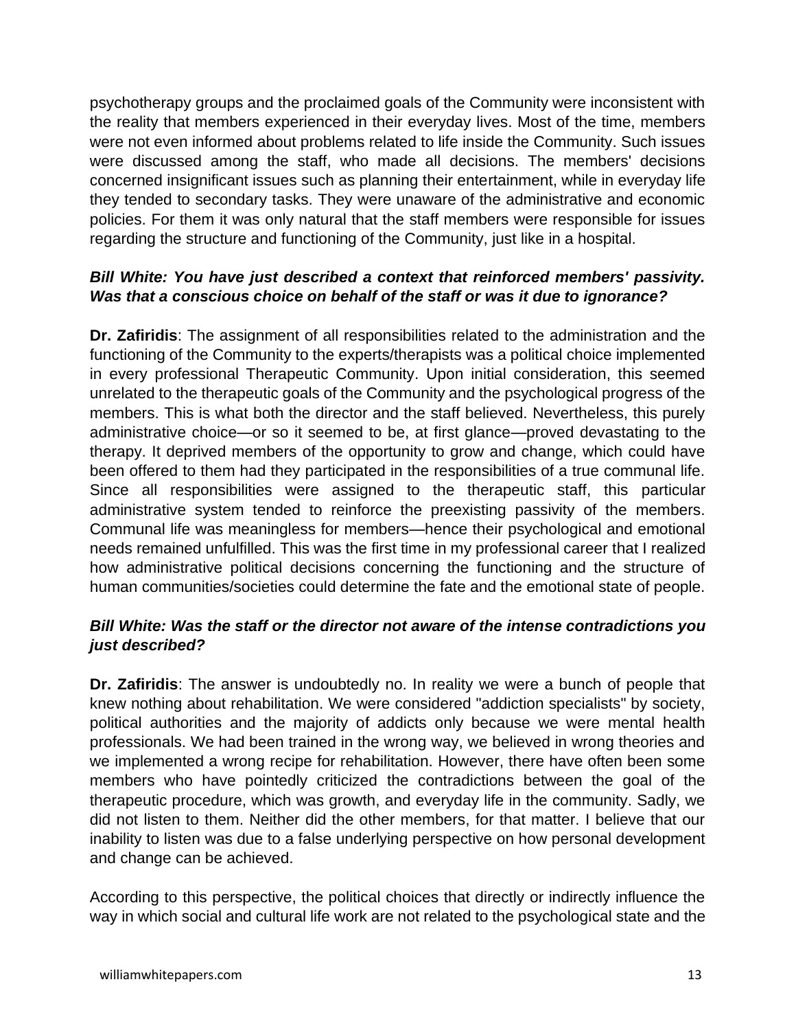psychotherapy groups and the proclaimed goals of the Community were inconsistent with the reality that members experienced in their everyday lives. Most of the time, members were not even informed about problems related to life inside the Community. Such issues were discussed among the staff, who made all decisions. The members' decisions concerned insignificant issues such as planning their entertainment, while in everyday life they tended to secondary tasks. They were unaware of the administrative and economic policies. For them it was only natural that the staff members were responsible for issues regarding the structure and functioning of the Community, just like in a hospital.

***Bill White: You have just described a context that reinforced members' passivity. Was that a conscious choice on behalf of the staff or was it due to ignorance?***

**Dr. Zafiridis**: The assignment of all responsibilities related to the administration and the functioning of the Community to the experts/therapists was a political choice implemented in every professional Therapeutic Community. Upon initial consideration, this seemed unrelated to the therapeutic goals of the Community and the psychological progress of the members. This is what both the director and the staff believed. Nevertheless, this purely administrative choice—or so it seemed to be, at first glance—proved devastating to the therapy. It deprived members of the opportunity to grow and change, which could have been offered to them had they participated in the responsibilities of a true communal life. Since all responsibilities were assigned to the therapeutic staff, this particular administrative system tended to reinforce the preexisting passivity of the members. Communal life was meaningless for members—hence their psychological and emotional needs remained unfulfilled. This was the first time in my professional career that I realized how administrative political decisions concerning the functioning and the structure of human communities/societies could determine the fate and the emotional state of people.

***Bill White: Was the staff or the director not aware of the intense contradictions you just described?***

**Dr. Zafiridis**: The answer is undoubtedly no. In reality we were a bunch of people that knew nothing about rehabilitation. We were considered "addiction specialists" by society, political authorities and the majority of addicts only because we were mental health professionals. We had been trained in the wrong way, we believed in wrong theories and we implemented a wrong recipe for rehabilitation. However, there have often been some members who have pointedly criticized the contradictions between the goal of the therapeutic procedure, which was growth, and everyday life in the community. Sadly, we did not listen to them. Neither did the other members, for that matter. I believe that our inability to listen was due to a false underlying perspective on how personal development and change can be achieved.

According to this perspective, the political choices that directly or indirectly influence the way in which social and cultural life work are not related to the psychological state and the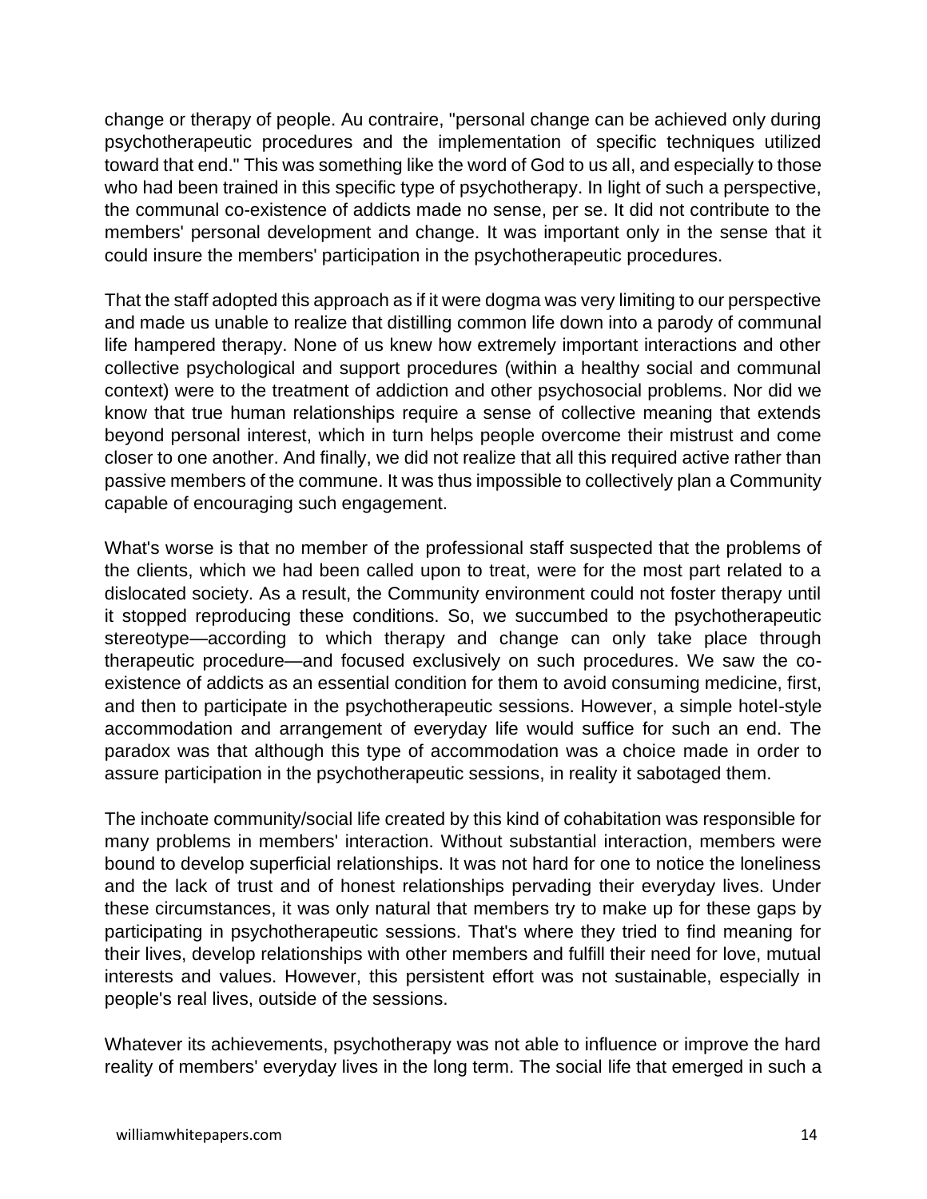change or therapy of people. Au contraire, "personal change can be achieved only during psychotherapeutic procedures and the implementation of specific techniques utilized toward that end." This was something like the word of God to us all, and especially to those who had been trained in this specific type of psychotherapy. In light of such a perspective, the communal co-existence of addicts made no sense, per se. It did not contribute to the members' personal development and change. It was important only in the sense that it could insure the members' participation in the psychotherapeutic procedures.

That the staff adopted this approach as if it were dogma was very limiting to our perspective and made us unable to realize that distilling common life down into a parody of communal life hampered therapy. None of us knew how extremely important interactions and other collective psychological and support procedures (within a healthy social and communal context) were to the treatment of addiction and other psychosocial problems. Nor did we know that true human relationships require a sense of collective meaning that extends beyond personal interest, which in turn helps people overcome their mistrust and come closer to one another. And finally, we did not realize that all this required active rather than passive members of the commune. It was thus impossible to collectively plan a Community capable of encouraging such engagement.

What's worse is that no member of the professional staff suspected that the problems of the clients, which we had been called upon to treat, were for the most part related to a dislocated society. As a result, the Community environment could not foster therapy until it stopped reproducing these conditions. So, we succumbed to the psychotherapeutic stereotype—according to which therapy and change can only take place through therapeutic procedure—and focused exclusively on such procedures. We saw the co-existence of addicts as an essential condition for them to avoid consuming medicine, first, and then to participate in the psychotherapeutic sessions. However, a simple hotel-style accommodation and arrangement of everyday life would suffice for such an end. The paradox was that although this type of accommodation was a choice made in order to assure participation in the psychotherapeutic sessions, in reality it sabotaged them.

The inchoate community/social life created by this kind of cohabitation was responsible for many problems in members' interaction. Without substantial interaction, members were bound to develop superficial relationships. It was not hard for one to notice the loneliness and the lack of trust and of honest relationships pervading their everyday lives. Under these circumstances, it was only natural that members try to make up for these gaps by participating in psychotherapeutic sessions. That's where they tried to find meaning for their lives, develop relationships with other members and fulfill their need for love, mutual interests and values. However, this persistent effort was not sustainable, especially in people's real lives, outside of the sessions.

Whatever its achievements, psychotherapy was not able to influence or improve the hard reality of members' everyday lives in the long term. The social life that emerged in such a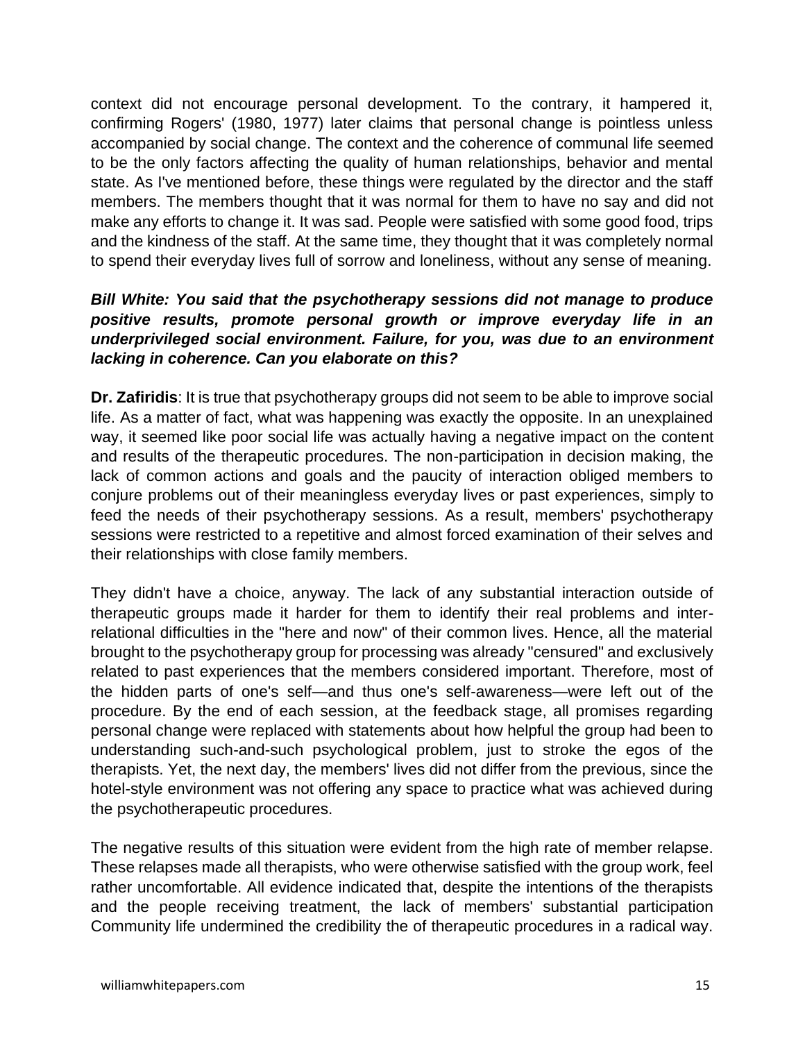context did not encourage personal development. To the contrary, it hampered it, confirming Rogers' (1980, 1977) later claims that personal change is pointless unless accompanied by social change. The context and the coherence of communal life seemed to be the only factors affecting the quality of human relationships, behavior and mental state. As I've mentioned before, these things were regulated by the director and the staff members. The members thought that it was normal for them to have no say and did not make any efforts to change it. It was sad. People were satisfied with some good food, trips and the kindness of the staff. At the same time, they thought that it was completely normal to spend their everyday lives full of sorrow and loneliness, without any sense of meaning.

***Bill White: You said that the psychotherapy sessions did not manage to produce positive results, promote personal growth or improve everyday life in an underprivileged social environment. Failure, for you, was due to an environment lacking in coherence. Can you elaborate on this?***

**Dr. Zafiridis**: It is true that psychotherapy groups did not seem to be able to improve social life. As a matter of fact, what was happening was exactly the opposite. In an unexplained way, it seemed like poor social life was actually having a negative impact on the content and results of the therapeutic procedures. The non-participation in decision making, the lack of common actions and goals and the paucity of interaction obliged members to conjure problems out of their meaningless everyday lives or past experiences, simply to feed the needs of their psychotherapy sessions. As a result, members' psychotherapy sessions were restricted to a repetitive and almost forced examination of their selves and their relationships with close family members.

They didn't have a choice, anyway. The lack of any substantial interaction outside of therapeutic groups made it harder for them to identify their real problems and inter-relational difficulties in the "here and now" of their common lives. Hence, all the material brought to the psychotherapy group for processing was already "censured" and exclusively related to past experiences that the members considered important. Therefore, most of the hidden parts of one's self—and thus one's self-awareness—were left out of the procedure. By the end of each session, at the feedback stage, all promises regarding personal change were replaced with statements about how helpful the group had been to understanding such-and-such psychological problem, just to stroke the egos of the therapists. Yet, the next day, the members' lives did not differ from the previous, since the hotel-style environment was not offering any space to practice what was achieved during the psychotherapeutic procedures.

The negative results of this situation were evident from the high rate of member relapse. These relapses made all therapists, who were otherwise satisfied with the group work, feel rather uncomfortable. All evidence indicated that, despite the intentions of the therapists and the people receiving treatment, the lack of members' substantial participation Community life undermined the credibility the of therapeutic procedures in a radical way.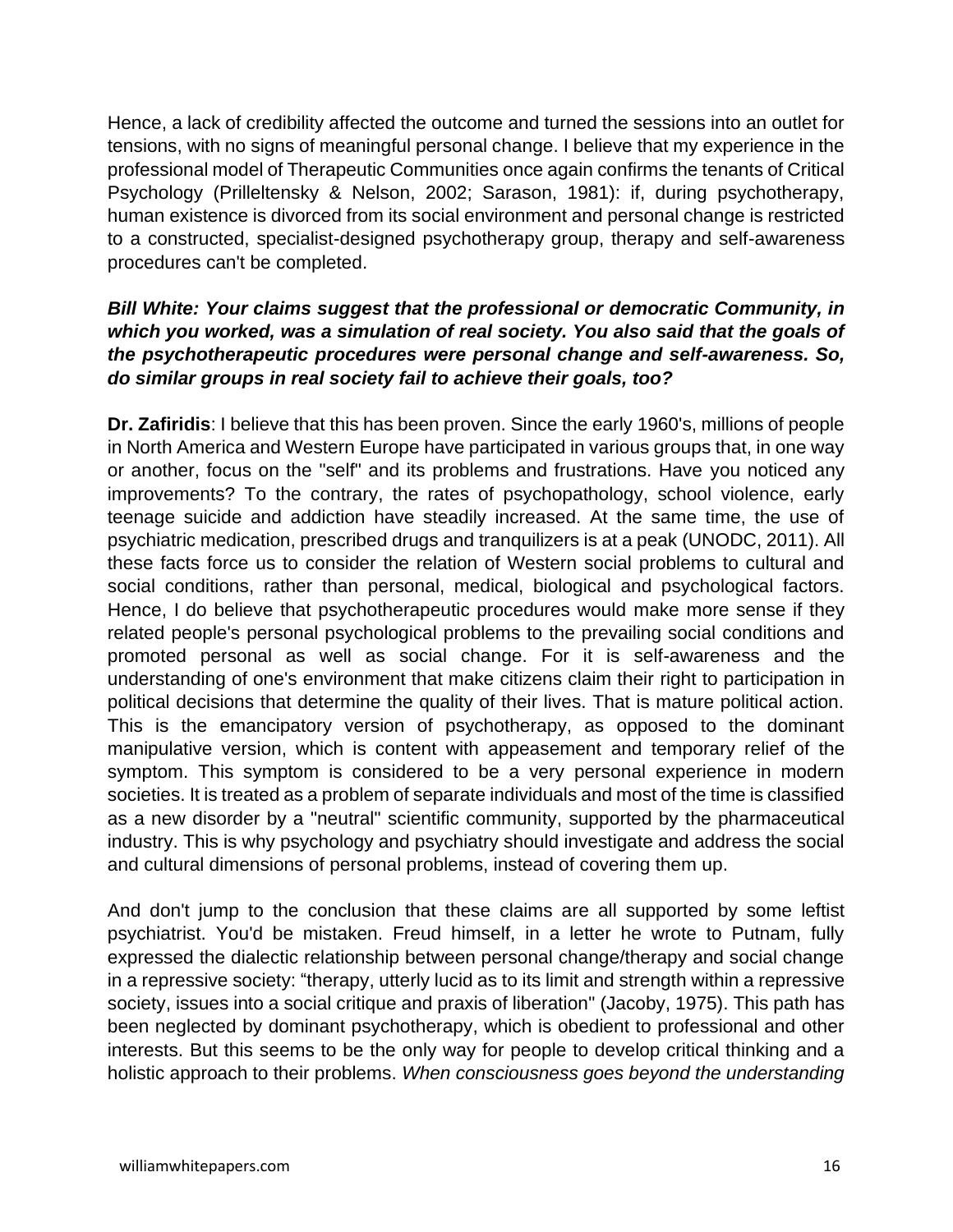Hence, a lack of credibility affected the outcome and turned the sessions into an outlet for tensions, with no signs of meaningful personal change. I believe that my experience in the professional model of Therapeutic Communities once again confirms the tenants of Critical Psychology (Prilleltensky & Nelson, 2002; Sarason, 1981): if, during psychotherapy, human existence is divorced from its social environment and personal change is restricted to a constructed, specialist-designed psychotherapy group, therapy and self-awareness procedures can't be completed.

***Bill White: Your claims suggest that the professional or democratic Community, in which you worked, was a simulation of real society. You also said that the goals of the psychotherapeutic procedures were personal change and self-awareness. So, do similar groups in real society fail to achieve their goals, too?***

**Dr. Zafiridis**: I believe that this has been proven. Since the early 1960's, millions of people in North America and Western Europe have participated in various groups that, in one way or another, focus on the "self" and its problems and frustrations. Have you noticed any improvements? To the contrary, the rates of psychopathology, school violence, early teenage suicide and addiction have steadily increased. At the same time, the use of psychiatric medication, prescribed drugs and tranquilizers is at a peak (UNODC, 2011). All these facts force us to consider the relation of Western social problems to cultural and social conditions, rather than personal, medical, biological and psychological factors. Hence, I do believe that psychotherapeutic procedures would make more sense if they related people's personal psychological problems to the prevailing social conditions and promoted personal as well as social change. For it is self-awareness and the understanding of one's environment that make citizens claim their right to participation in political decisions that determine the quality of their lives. That is mature political action. This is the emancipatory version of psychotherapy, as opposed to the dominant manipulative version, which is content with appeasement and temporary relief of the symptom. This symptom is considered to be a very personal experience in modern societies. It is treated as a problem of separate individuals and most of the time is classified as a new disorder by a "neutral" scientific community, supported by the pharmaceutical industry. This is why psychology and psychiatry should investigate and address the social and cultural dimensions of personal problems, instead of covering them up.

And don't jump to the conclusion that these claims are all supported by some leftist psychiatrist. You'd be mistaken. Freud himself, in a letter he wrote to Putnam, fully expressed the dialectic relationship between personal change/therapy and social change in a repressive society: "therapy, utterly lucid as to its limit and strength within a repressive society, issues into a social critique and praxis of liberation" (Jacoby, 1975). This path has been neglected by dominant psychotherapy, which is obedient to professional and other interests. But this seems to be the only way for people to develop critical thinking and a holistic approach to their problems. *When consciousness goes beyond the understanding*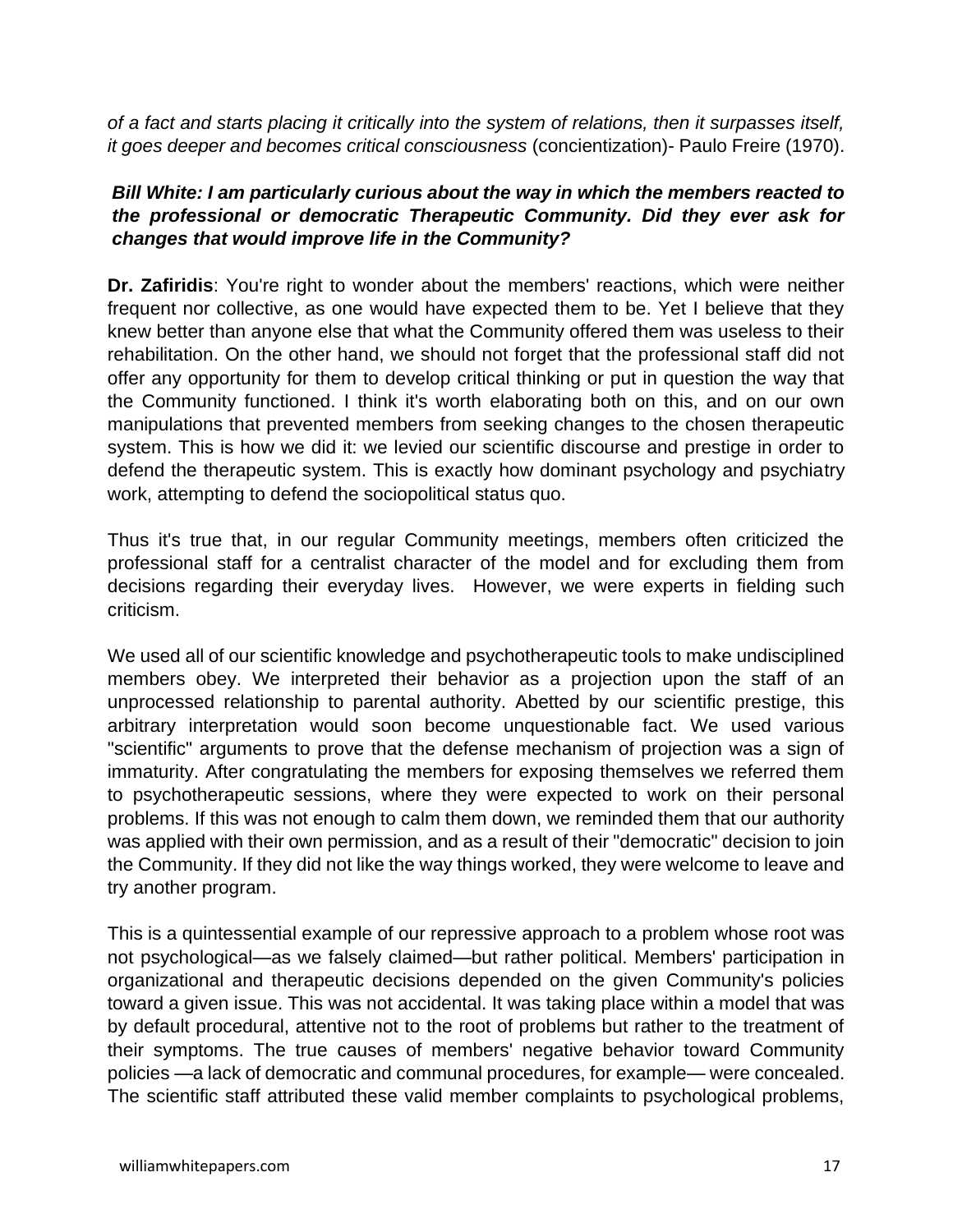*of a fact and starts placing it critically into the system of relations, then it surpasses itself, it goes deeper and becomes critical consciousness* (concientization)- Paulo Freire (1970).

***Bill White: I am particularly curious about the way in which the members reacted to the professional or democratic Therapeutic Community. Did they ever ask for changes that would improve life in the Community?***

**Dr. Zafiridis**: You're right to wonder about the members' reactions, which were neither frequent nor collective, as one would have expected them to be. Yet I believe that they knew better than anyone else that what the Community offered them was useless to their rehabilitation. On the other hand, we should not forget that the professional staff did not offer any opportunity for them to develop critical thinking or put in question the way that the Community functioned. I think it's worth elaborating both on this, and on our own manipulations that prevented members from seeking changes to the chosen therapeutic system. This is how we did it: we levied our scientific discourse and prestige in order to defend the therapeutic system. This is exactly how dominant psychology and psychiatry work, attempting to defend the sociopolitical status quo.

Thus it's true that, in our regular Community meetings, members often criticized the professional staff for a centralist character of the model and for excluding them from decisions regarding their everyday lives. However, we were experts in fielding such criticism.

We used all of our scientific knowledge and psychotherapeutic tools to make undisciplined members obey. We interpreted their behavior as a projection upon the staff of an unprocessed relationship to parental authority. Abetted by our scientific prestige, this arbitrary interpretation would soon become unquestionable fact. We used various "scientific" arguments to prove that the defense mechanism of projection was a sign of immaturity. After congratulating the members for exposing themselves we referred them to psychotherapeutic sessions, where they were expected to work on their personal problems. If this was not enough to calm them down, we reminded them that our authority was applied with their own permission, and as a result of their "democratic" decision to join the Community. If they did not like the way things worked, they were welcome to leave and try another program.

This is a quintessential example of our repressive approach to a problem whose root was not psychological—as we falsely claimed—but rather political. Members' participation in organizational and therapeutic decisions depended on the given Community's policies toward a given issue. This was not accidental. It was taking place within a model that was by default procedural, attentive not to the root of problems but rather to the treatment of their symptoms. The true causes of members' negative behavior toward Community policies —a lack of democratic and communal procedures, for example— were concealed. The scientific staff attributed these valid member complaints to psychological problems,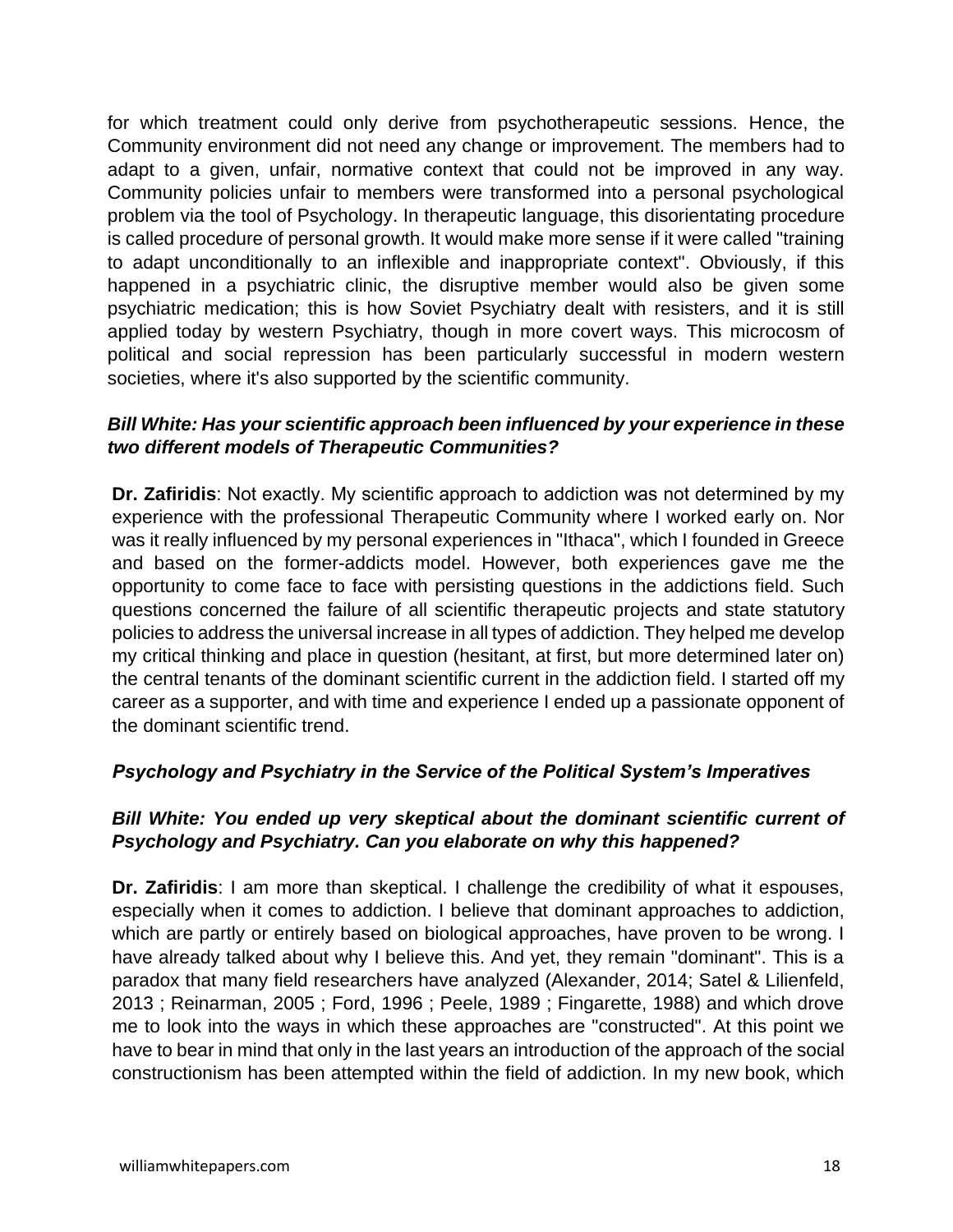for which treatment could only derive from psychotherapeutic sessions. Hence, the Community environment did not need any change or improvement. The members had to adapt to a given, unfair, normative context that could not be improved in any way. Community policies unfair to members were transformed into a personal psychological problem via the tool of Psychology. In therapeutic language, this disorientating procedure is called procedure of personal growth. It would make more sense if it were called "training to adapt unconditionally to an inflexible and inappropriate context". Obviously, if this happened in a psychiatric clinic, the disruptive member would also be given some psychiatric medication; this is how Soviet Psychiatry dealt with resisters, and it is still applied today by western Psychiatry, though in more covert ways. This microcosm of political and social repression has been particularly successful in modern western societies, where it's also supported by the scientific community.

***Bill White: Has your scientific approach been influenced by your experience in these two different models of Therapeutic Communities?***

**Dr. Zafiridis**: Not exactly. My scientific approach to addiction was not determined by my experience with the professional Therapeutic Community where I worked early on. Nor was it really influenced by my personal experiences in "Ithaca", which I founded in Greece and based on the former-addicts model. However, both experiences gave me the opportunity to come face to face with persisting questions in the addictions field. Such questions concerned the failure of all scientific therapeutic projects and state statutory policies to address the universal increase in all types of addiction. They helped me develop my critical thinking and place in question (hesitant, at first, but more determined later on) the central tenants of the dominant scientific current in the addiction field. I started off my career as a supporter, and with time and experience I ended up a passionate opponent of the dominant scientific trend.

### *Psychology and Psychiatry in the Service of the Political System's Imperatives*

***Bill White: You ended up very skeptical about the dominant scientific current of Psychology and Psychiatry. Can you elaborate on why this happened?***

**Dr. Zafiridis**: I am more than skeptical. I challenge the credibility of what it espouses, especially when it comes to addiction. I believe that dominant approaches to addiction, which are partly or entirely based on biological approaches, have proven to be wrong. I have already talked about why I believe this. And yet, they remain "dominant". This is a paradox that many field researchers have analyzed (Alexander, 2014; Satel & Lilienfeld, 2013 ; Reinarman, 2005 ; Ford, 1996 ; Peele, 1989 ; Fingarette, 1988) and which drove me to look into the ways in which these approaches are "constructed". At this point we have to bear in mind that only in the last years an introduction of the approach of the social constructionism has been attempted within the field of addiction. In my new book, which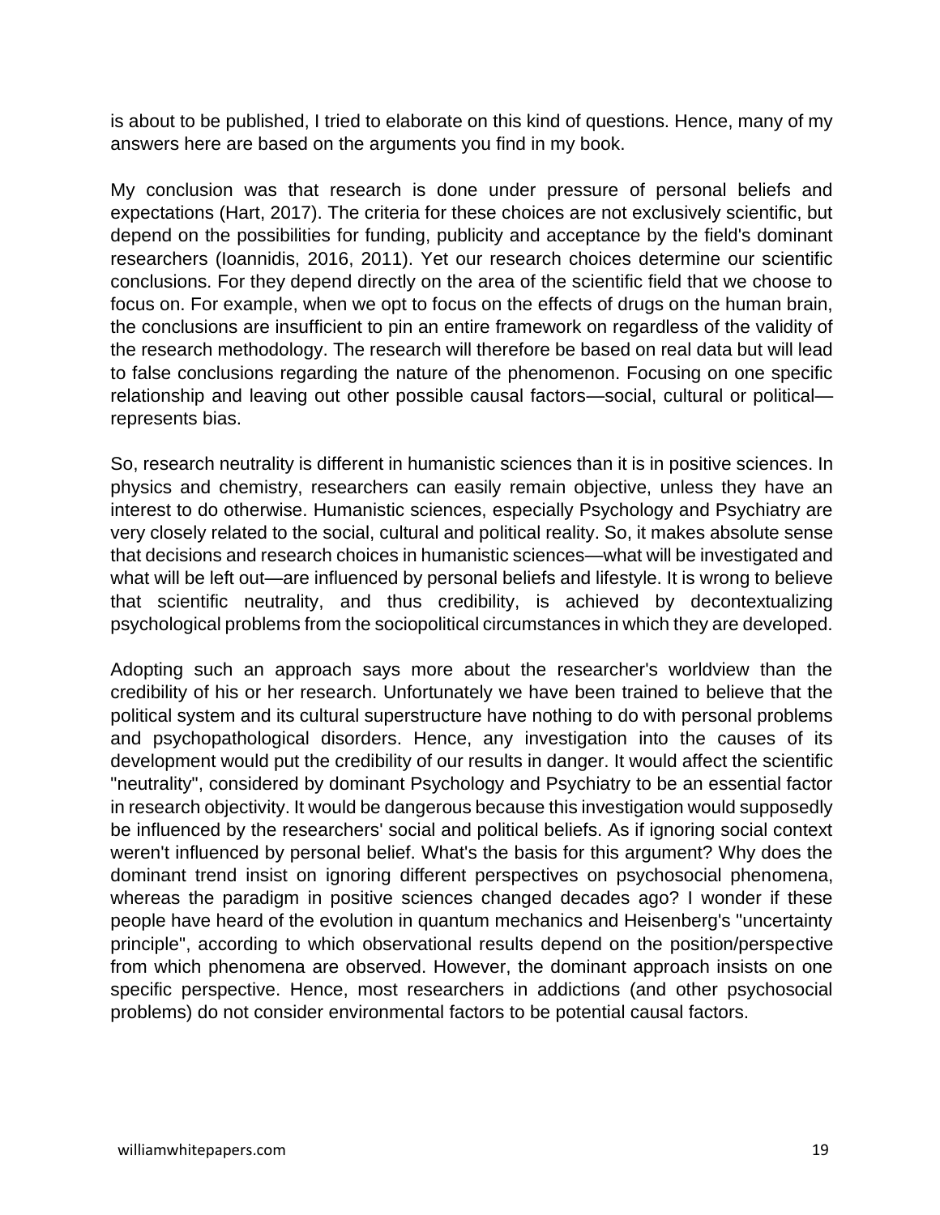is about to be published, I tried to elaborate on this kind of questions. Hence, many of my answers here are based on the arguments you find in my book.

My conclusion was that research is done under pressure of personal beliefs and expectations (Hart, 2017). The criteria for these choices are not exclusively scientific, but depend on the possibilities for funding, publicity and acceptance by the field's dominant researchers (Ioannidis, 2016, 2011). Yet our research choices determine our scientific conclusions. For they depend directly on the area of the scientific field that we choose to focus on. For example, when we opt to focus on the effects of drugs on the human brain, the conclusions are insufficient to pin an entire framework on regardless of the validity of the research methodology. The research will therefore be based on real data but will lead to false conclusions regarding the nature of the phenomenon. Focusing on one specific relationship and leaving out other possible causal factors—social, cultural or political—represents bias.

So, research neutrality is different in humanistic sciences than it is in positive sciences. In physics and chemistry, researchers can easily remain objective, unless they have an interest to do otherwise. Humanistic sciences, especially Psychology and Psychiatry are very closely related to the social, cultural and political reality. So, it makes absolute sense that decisions and research choices in humanistic sciences—what will be investigated and what will be left out—are influenced by personal beliefs and lifestyle. It is wrong to believe that scientific neutrality, and thus credibility, is achieved by decontextualizing psychological problems from the sociopolitical circumstances in which they are developed.

Adopting such an approach says more about the researcher's worldview than the credibility of his or her research. Unfortunately we have been trained to believe that the political system and its cultural superstructure have nothing to do with personal problems and psychopathological disorders. Hence, any investigation into the causes of its development would put the credibility of our results in danger. It would affect the scientific "neutrality", considered by dominant Psychology and Psychiatry to be an essential factor in research objectivity. It would be dangerous because this investigation would supposedly be influenced by the researchers' social and political beliefs. As if ignoring social context weren't influenced by personal belief. What's the basis for this argument? Why does the dominant trend insist on ignoring different perspectives on psychosocial phenomena, whereas the paradigm in positive sciences changed decades ago? I wonder if these people have heard of the evolution in quantum mechanics and Heisenberg's "uncertainty principle", according to which observational results depend on the position/perspective from which phenomena are observed. However, the dominant approach insists on one specific perspective. Hence, most researchers in addictions (and other psychosocial problems) do not consider environmental factors to be potential causal factors.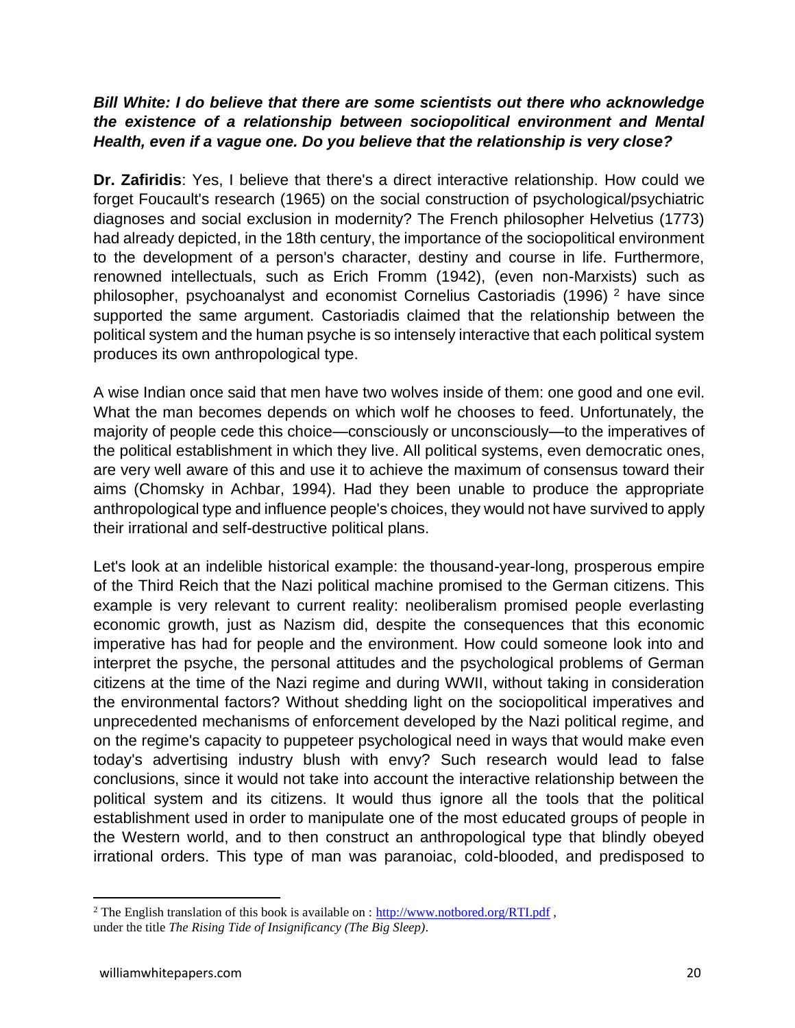***Bill White: I do believe that there are some scientists out there who acknowledge the existence of a relationship between sociopolitical environment and Mental Health, even if a vague one. Do you believe that the relationship is very close?***

**Dr. Zafiridis**: Yes, I believe that there's a direct interactive relationship. How could we forget Foucault's research (1965) on the social construction of psychological/psychiatric diagnoses and social exclusion in modernity? The French philosopher Helvetius (1773) had already depicted, in the 18th century, the importance of the sociopolitical environment to the development of a person's character, destiny and course in life. Furthermore, renowned intellectuals, such as Erich Fromm (1942), (even non-Marxists) such as philosopher, psychoanalyst and economist Cornelius Castoriadis (1996) [2] have since supported the same argument. Castoriadis claimed that the relationship between the political system and the human psyche is so intensely interactive that each political system produces its own anthropological type.

A wise Indian once said that men have two wolves inside of them: one good and one evil. What the man becomes depends on which wolf he chooses to feed. Unfortunately, the majority of people cede this choice—consciously or unconsciously—to the imperatives of the political establishment in which they live. All political systems, even democratic ones, are very well aware of this and use it to achieve the maximum of consensus toward their aims (Chomsky in Achbar, 1994). Had they been unable to produce the appropriate anthropological type and influence people's choices, they would not have survived to apply their irrational and self-destructive political plans.

Let's look at an indelible historical example: the thousand-year-long, prosperous empire of the Third Reich that the Nazi political machine promised to the German citizens. This example is very relevant to current reality: neoliberalism promised people everlasting economic growth, just as Nazism did, despite the consequences that this economic imperative has had for people and the environment. How could someone look into and interpret the psyche, the personal attitudes and the psychological problems of German citizens at the time of the Nazi regime and during WWII, without taking in consideration the environmental factors? Without shedding light on the sociopolitical imperatives and unprecedented mechanisms of enforcement developed by the Nazi political regime, and on the regime's capacity to puppeteer psychological need in ways that would make even today's advertising industry blush with envy? Such research would lead to false conclusions, since it would not take into account the interactive relationship between the political system and its citizens. It would thus ignore all the tools that the political establishment used in order to manipulate one of the most educated groups of people in the Western world, and to then construct an anthropological type that blindly obeyed irrational orders. This type of man was paranoiac, cold-blooded, and predisposed to

---

[2] The English translation of this book is available on : http://www.notbored.org/RTI.pdf , under the title *The Rising Tide of Insignificancy (The Big Sleep)*.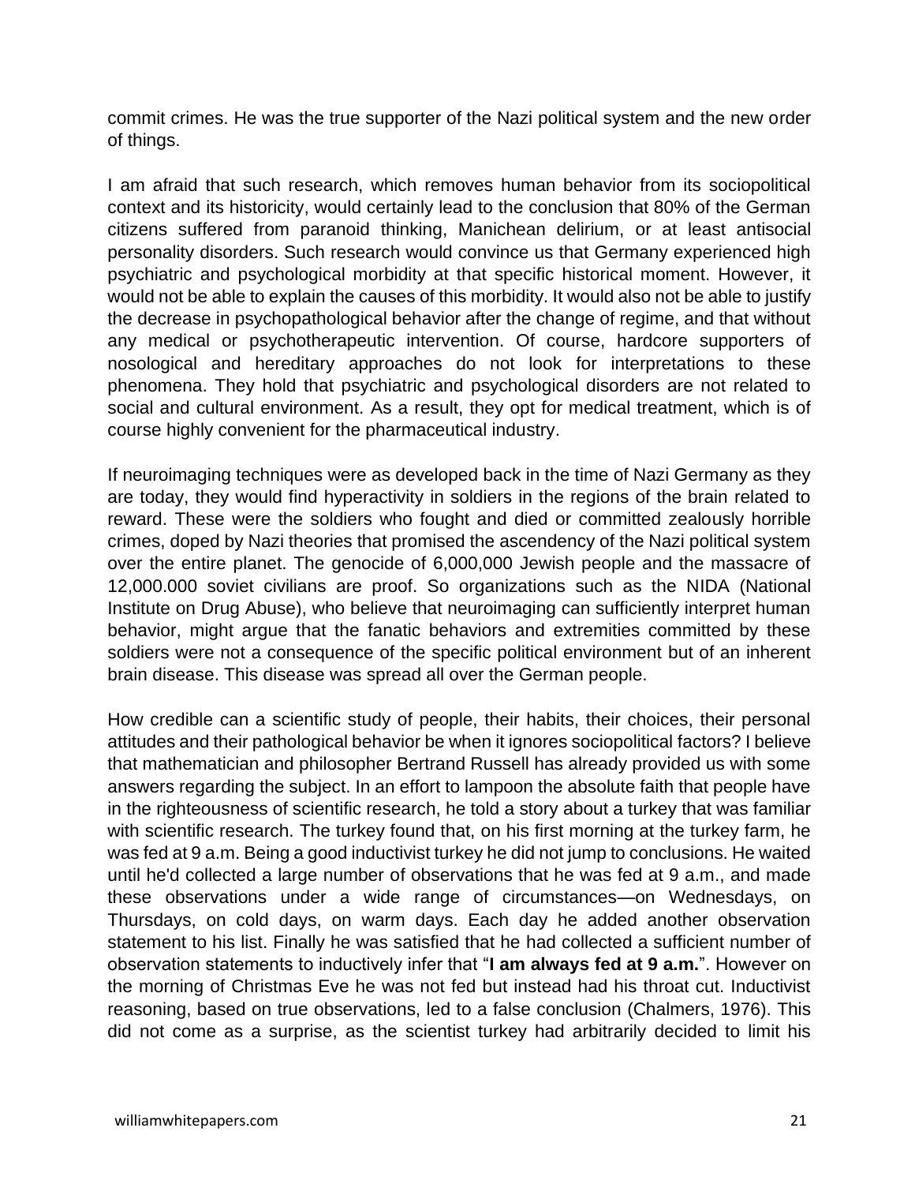commit crimes. He was the true supporter of the Nazi political system and the new order of things.

I am afraid that such research, which removes human behavior from its sociopolitical context and its historicity, would certainly lead to the conclusion that 80% of the German citizens suffered from paranoid thinking, Manichean delirium, or at least antisocial personality disorders. Such research would convince us that Germany experienced high psychiatric and psychological morbidity at that specific historical moment. However, it would not be able to explain the causes of this morbidity. It would also not be able to justify the decrease in psychopathological behavior after the change of regime, and that without any medical or psychotherapeutic intervention. Of course, hardcore supporters of nosological and hereditary approaches do not look for interpretations to these phenomena. They hold that psychiatric and psychological disorders are not related to social and cultural environment. As a result, they opt for medical treatment, which is of course highly convenient for the pharmaceutical industry.

If neuroimaging techniques were as developed back in the time of Nazi Germany as they are today, they would find hyperactivity in soldiers in the regions of the brain related to reward. These were the soldiers who fought and died or committed zealously horrible crimes, doped by Nazi theories that promised the ascendency of the Nazi political system over the entire planet. The genocide of 6,000,000 Jewish people and the massacre of 12,000.000 soviet civilians are proof. So organizations such as the NIDA (National Institute on Drug Abuse), who believe that neuroimaging can sufficiently interpret human behavior, might argue that the fanatic behaviors and extremities committed by these soldiers were not a consequence of the specific political environment but of an inherent brain disease. This disease was spread all over the German people.

How credible can a scientific study of people, their habits, their choices, their personal attitudes and their pathological behavior be when it ignores sociopolitical factors? I believe that mathematician and philosopher Bertrand Russell has already provided us with some answers regarding the subject. In an effort to lampoon the absolute faith that people have in the righteousness of scientific research, he told a story about a turkey that was familiar with scientific research. The turkey found that, on his first morning at the turkey farm, he was fed at 9 a.m. Being a good inductivist turkey he did not jump to conclusions. He waited until he'd collected a large number of observations that he was fed at 9 a.m., and made these observations under a wide range of circumstances—on Wednesdays, on Thursdays, on cold days, on warm days. Each day he added another observation statement to his list. Finally he was satisfied that he had collected a sufficient number of observation statements to inductively infer that "**I am always fed at 9 a.m.**". However on the morning of Christmas Eve he was not fed but instead had his throat cut. Inductivist reasoning, based on true observations, led to a false conclusion (Chalmers, 1976). This did not come as a surprise, as the scientist turkey had arbitrarily decided to limit his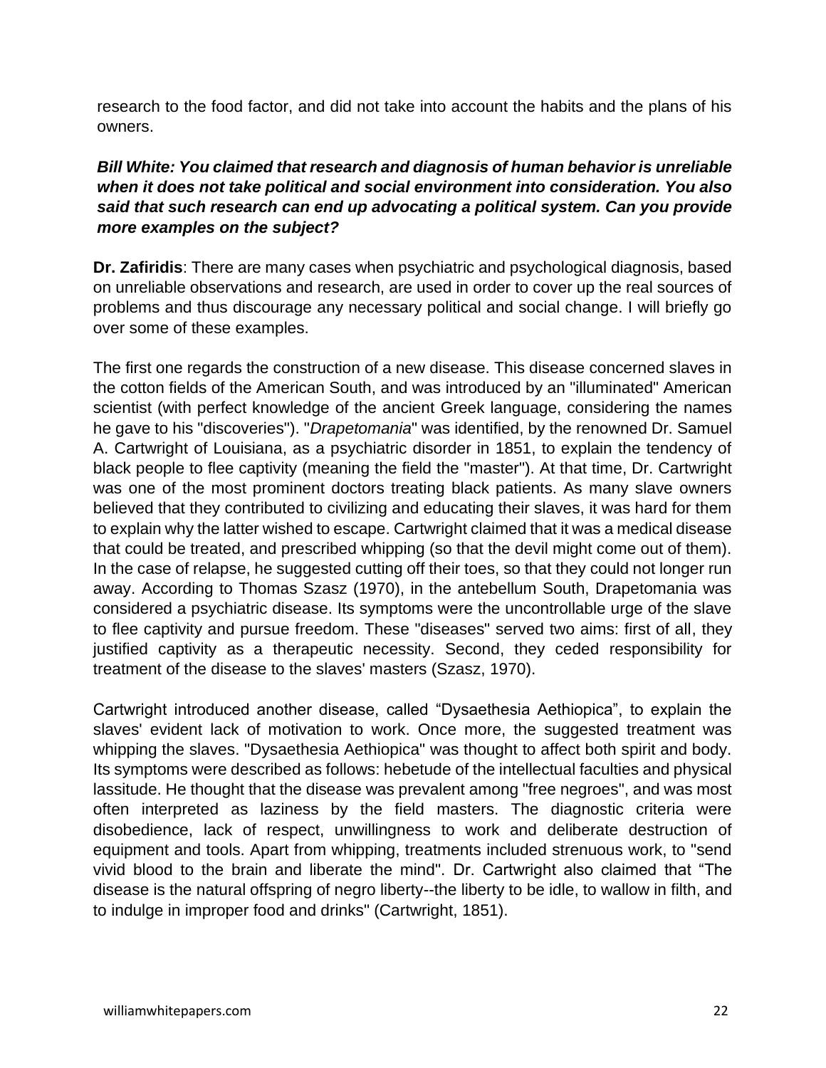research to the food factor, and did not take into account the habits and the plans of his owners.

***Bill White: You claimed that research and diagnosis of human behavior is unreliable when it does not take political and social environment into consideration. You also said that such research can end up advocating a political system. Can you provide more examples on the subject?***

**Dr. Zafiridis**: There are many cases when psychiatric and psychological diagnosis, based on unreliable observations and research, are used in order to cover up the real sources of problems and thus discourage any necessary political and social change. I will briefly go over some of these examples.

The first one regards the construction of a new disease. This disease concerned slaves in the cotton fields of the American South, and was introduced by an "illuminated" American scientist (with perfect knowledge of the ancient Greek language, considering the names he gave to his "discoveries"). "*Drapetomania*" was identified, by the renowned Dr. Samuel A. Cartwright of Louisiana, as a psychiatric disorder in 1851, to explain the tendency of black people to flee captivity (meaning the field the "master"). At that time, Dr. Cartwright was one of the most prominent doctors treating black patients. As many slave owners believed that they contributed to civilizing and educating their slaves, it was hard for them to explain why the latter wished to escape. Cartwright claimed that it was a medical disease that could be treated, and prescribed whipping (so that the devil might come out of them). In the case of relapse, he suggested cutting off their toes, so that they could not longer run away. According to Thomas Szasz (1970), in the antebellum South, Drapetomania was considered a psychiatric disease. Its symptoms were the uncontrollable urge of the slave to flee captivity and pursue freedom. These "diseases" served two aims: first of all, they justified captivity as a therapeutic necessity. Second, they ceded responsibility for treatment of the disease to the slaves' masters (Szasz, 1970).

Cartwright introduced another disease, called “Dysaethesia Aethiopica”, to explain the slaves' evident lack of motivation to work. Once more, the suggested treatment was whipping the slaves. "Dysaethesia Aethiopica" was thought to affect both spirit and body. Its symptoms were described as follows: hebetude of the intellectual faculties and physical lassitude. He thought that the disease was prevalent among "free negroes", and was most often interpreted as laziness by the field masters. The diagnostic criteria were disobedience, lack of respect, unwillingness to work and deliberate destruction of equipment and tools. Apart from whipping, treatments included strenuous work, to "send vivid blood to the brain and liberate the mind". Dr. Cartwright also claimed that “The disease is the natural offspring of negro liberty--the liberty to be idle, to wallow in filth, and to indulge in improper food and drinks" (Cartwright, 1851).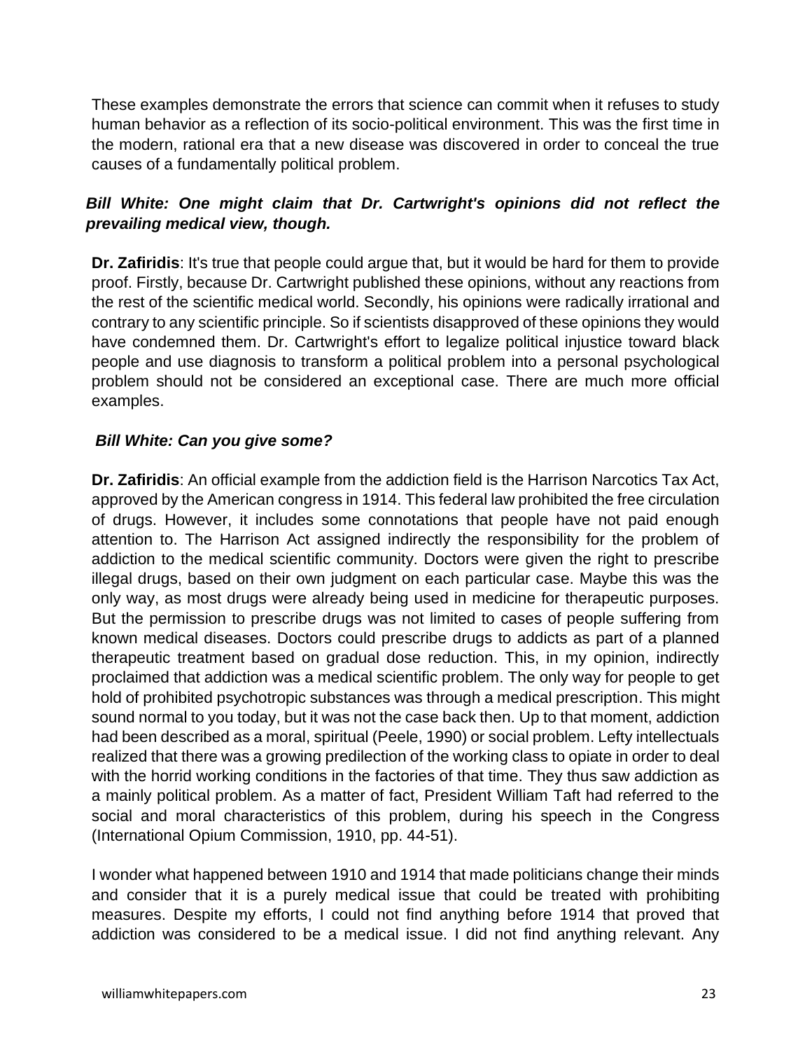These examples demonstrate the errors that science can commit when it refuses to study human behavior as a reflection of its socio-political environment. This was the first time in the modern, rational era that a new disease was discovered in order to conceal the true causes of a fundamentally political problem.

***Bill White: One might claim that Dr. Cartwright's opinions did not reflect the prevailing medical view, though.***

**Dr. Zafiridis**: It's true that people could argue that, but it would be hard for them to provide proof. Firstly, because Dr. Cartwright published these opinions, without any reactions from the rest of the scientific medical world. Secondly, his opinions were radically irrational and contrary to any scientific principle. So if scientists disapproved of these opinions they would have condemned them. Dr. Cartwright's effort to legalize political injustice toward black people and use diagnosis to transform a political problem into a personal psychological problem should not be considered an exceptional case. There are much more official examples.

***Bill White: Can you give some?***

**Dr. Zafiridis**: An official example from the addiction field is the Harrison Narcotics Tax Act, approved by the American congress in 1914. This federal law prohibited the free circulation of drugs. However, it includes some connotations that people have not paid enough attention to. The Harrison Act assigned indirectly the responsibility for the problem of addiction to the medical scientific community. Doctors were given the right to prescribe illegal drugs, based on their own judgment on each particular case. Maybe this was the only way, as most drugs were already being used in medicine for therapeutic purposes. But the permission to prescribe drugs was not limited to cases of people suffering from known medical diseases. Doctors could prescribe drugs to addicts as part of a planned therapeutic treatment based on gradual dose reduction. This, in my opinion, indirectly proclaimed that addiction was a medical scientific problem. The only way for people to get hold of prohibited psychotropic substances was through a medical prescription. This might sound normal to you today, but it was not the case back then. Up to that moment, addiction had been described as a moral, spiritual (Peele, 1990) or social problem. Lefty intellectuals realized that there was a growing predilection of the working class to opiate in order to deal with the horrid working conditions in the factories of that time. They thus saw addiction as a mainly political problem. As a matter of fact, President William Taft had referred to the social and moral characteristics of this problem, during his speech in the Congress (International Opium Commission, 1910, pp. 44-51).

I wonder what happened between 1910 and 1914 that made politicians change their minds and consider that it is a purely medical issue that could be treated with prohibiting measures. Despite my efforts, I could not find anything before 1914 that proved that addiction was considered to be a medical issue. I did not find anything relevant. Any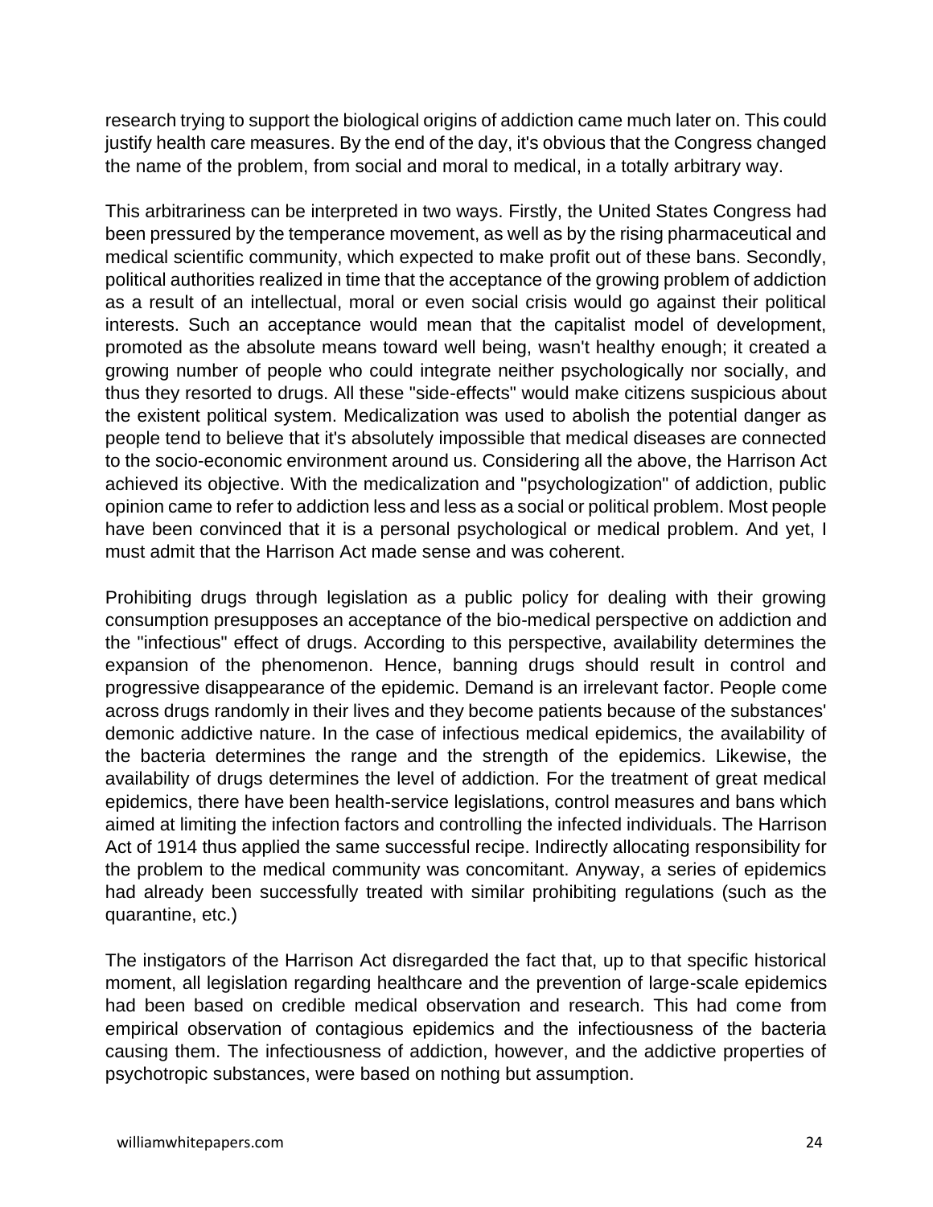research trying to support the biological origins of addiction came much later on. This could justify health care measures. By the end of the day, it's obvious that the Congress changed the name of the problem, from social and moral to medical, in a totally arbitrary way.

This arbitrariness can be interpreted in two ways. Firstly, the United States Congress had been pressured by the temperance movement, as well as by the rising pharmaceutical and medical scientific community, which expected to make profit out of these bans. Secondly, political authorities realized in time that the acceptance of the growing problem of addiction as a result of an intellectual, moral or even social crisis would go against their political interests. Such an acceptance would mean that the capitalist model of development, promoted as the absolute means toward well being, wasn't healthy enough; it created a growing number of people who could integrate neither psychologically nor socially, and thus they resorted to drugs. All these "side-effects" would make citizens suspicious about the existent political system. Medicalization was used to abolish the potential danger as people tend to believe that it's absolutely impossible that medical diseases are connected to the socio-economic environment around us. Considering all the above, the Harrison Act achieved its objective. With the medicalization and "psychologization" of addiction, public opinion came to refer to addiction less and less as a social or political problem. Most people have been convinced that it is a personal psychological or medical problem. And yet, I must admit that the Harrison Act made sense and was coherent.

Prohibiting drugs through legislation as a public policy for dealing with their growing consumption presupposes an acceptance of the bio-medical perspective on addiction and the "infectious" effect of drugs. According to this perspective, availability determines the expansion of the phenomenon. Hence, banning drugs should result in control and progressive disappearance of the epidemic. Demand is an irrelevant factor. People come across drugs randomly in their lives and they become patients because of the substances' demonic addictive nature. In the case of infectious medical epidemics, the availability of the bacteria determines the range and the strength of the epidemics. Likewise, the availability of drugs determines the level of addiction. For the treatment of great medical epidemics, there have been health-service legislations, control measures and bans which aimed at limiting the infection factors and controlling the infected individuals. The Harrison Act of 1914 thus applied the same successful recipe. Indirectly allocating responsibility for the problem to the medical community was concomitant. Anyway, a series of epidemics had already been successfully treated with similar prohibiting regulations (such as the quarantine, etc.)

The instigators of the Harrison Act disregarded the fact that, up to that specific historical moment, all legislation regarding healthcare and the prevention of large-scale epidemics had been based on credible medical observation and research. This had come from empirical observation of contagious epidemics and the infectiousness of the bacteria causing them. The infectiousness of addiction, however, and the addictive properties of psychotropic substances, were based on nothing but assumption.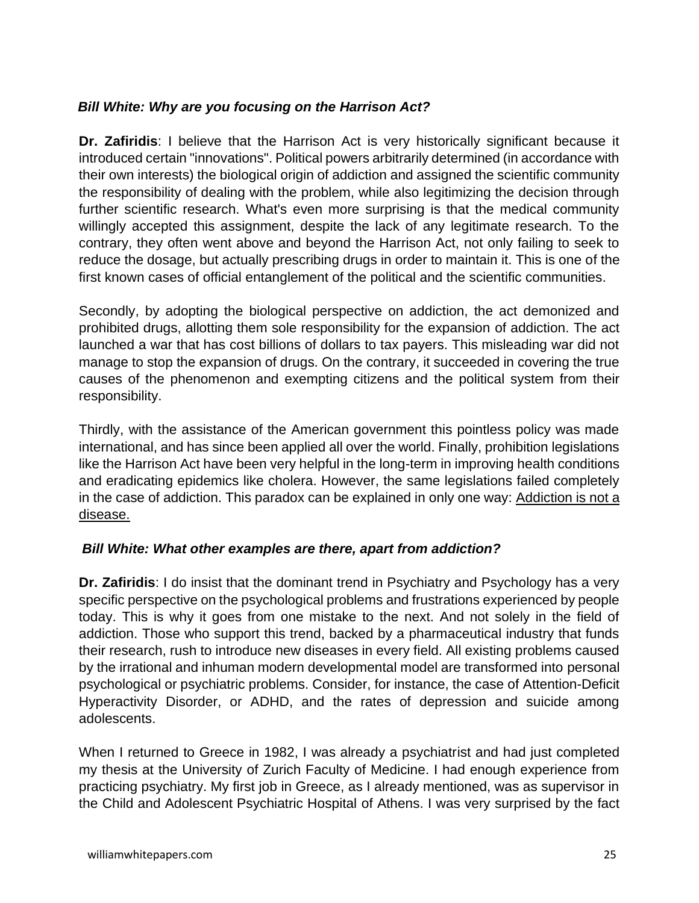***Bill White: Why are you focusing on the Harrison Act?***

**Dr. Zafiridis**: I believe that the Harrison Act is very historically significant because it introduced certain "innovations". Political powers arbitrarily determined (in accordance with their own interests) the biological origin of addiction and assigned the scientific community the responsibility of dealing with the problem, while also legitimizing the decision through further scientific research. What's even more surprising is that the medical community willingly accepted this assignment, despite the lack of any legitimate research. To the contrary, they often went above and beyond the Harrison Act, not only failing to seek to reduce the dosage, but actually prescribing drugs in order to maintain it. This is one of the first known cases of official entanglement of the political and the scientific communities.

Secondly, by adopting the biological perspective on addiction, the act demonized and prohibited drugs, allotting them sole responsibility for the expansion of addiction. The act launched a war that has cost billions of dollars to tax payers. This misleading war did not manage to stop the expansion of drugs. On the contrary, it succeeded in covering the true causes of the phenomenon and exempting citizens and the political system from their responsibility.

Thirdly, with the assistance of the American government this pointless policy was made international, and has since been applied all over the world. Finally, prohibition legislations like the Harrison Act have been very helpful in the long-term in improving health conditions and eradicating epidemics like cholera. However, the same legislations failed completely in the case of addiction. This paradox can be explained in only one way: <u>Addiction is not a disease.</u>

***Bill White: What other examples are there, apart from addiction?***

**Dr. Zafiridis**: I do insist that the dominant trend in Psychiatry and Psychology has a very specific perspective on the psychological problems and frustrations experienced by people today. This is why it goes from one mistake to the next. And not solely in the field of addiction. Those who support this trend, backed by a pharmaceutical industry that funds their research, rush to introduce new diseases in every field. All existing problems caused by the irrational and inhuman modern developmental model are transformed into personal psychological or psychiatric problems. Consider, for instance, the case of Attention-Deficit Hyperactivity Disorder, or ADHD, and the rates of depression and suicide among adolescents.

When I returned to Greece in 1982, I was already a psychiatrist and had just completed my thesis at the University of Zurich Faculty of Medicine. I had enough experience from practicing psychiatry. My first job in Greece, as I already mentioned, was as supervisor in the Child and Adolescent Psychiatric Hospital of Athens. I was very surprised by the fact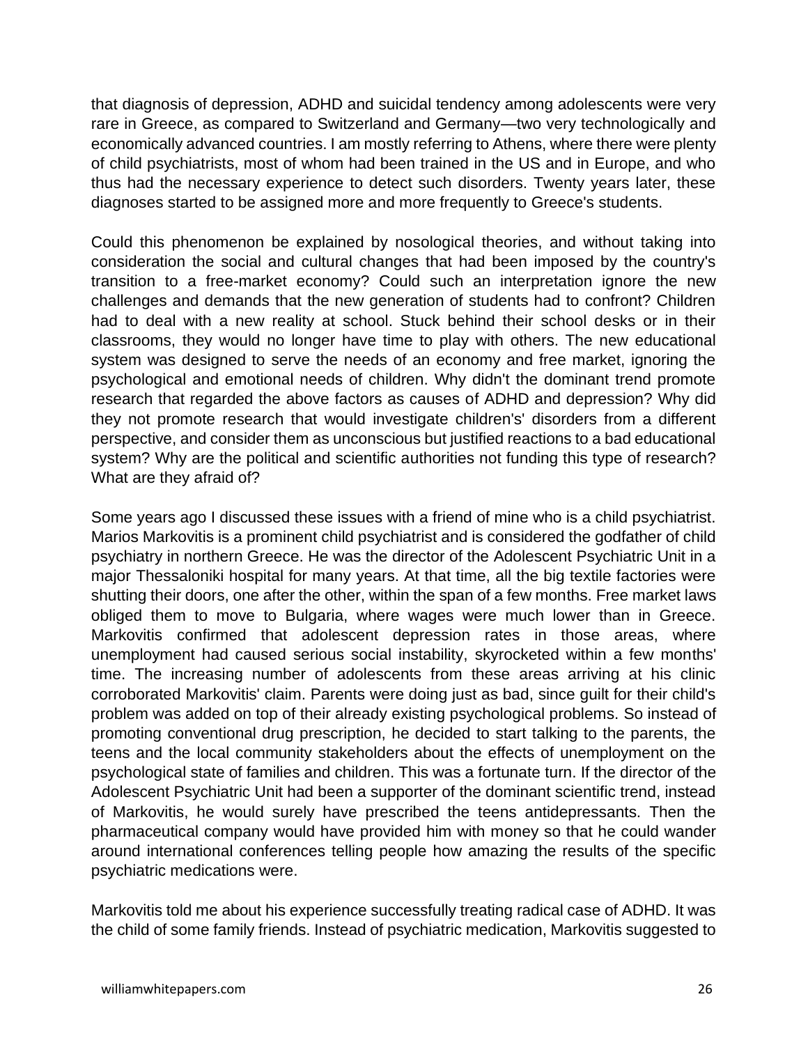that diagnosis of depression, ADHD and suicidal tendency among adolescents were very rare in Greece, as compared to Switzerland and Germany—two very technologically and economically advanced countries. I am mostly referring to Athens, where there were plenty of child psychiatrists, most of whom had been trained in the US and in Europe, and who thus had the necessary experience to detect such disorders. Twenty years later, these diagnoses started to be assigned more and more frequently to Greece's students.

Could this phenomenon be explained by nosological theories, and without taking into consideration the social and cultural changes that had been imposed by the country's transition to a free-market economy? Could such an interpretation ignore the new challenges and demands that the new generation of students had to confront? Children had to deal with a new reality at school. Stuck behind their school desks or in their classrooms, they would no longer have time to play with others. The new educational system was designed to serve the needs of an economy and free market, ignoring the psychological and emotional needs of children. Why didn't the dominant trend promote research that regarded the above factors as causes of ADHD and depression? Why did they not promote research that would investigate children's' disorders from a different perspective, and consider them as unconscious but justified reactions to a bad educational system? Why are the political and scientific authorities not funding this type of research? What are they afraid of?

Some years ago I discussed these issues with a friend of mine who is a child psychiatrist. Marios Markovitis is a prominent child psychiatrist and is considered the godfather of child psychiatry in northern Greece. He was the director of the Adolescent Psychiatric Unit in a major Thessaloniki hospital for many years. At that time, all the big textile factories were shutting their doors, one after the other, within the span of a few months. Free market laws obliged them to move to Bulgaria, where wages were much lower than in Greece. Markovitis confirmed that adolescent depression rates in those areas, where unemployment had caused serious social instability, skyrocketed within a few months' time. The increasing number of adolescents from these areas arriving at his clinic corroborated Markovitis' claim. Parents were doing just as bad, since guilt for their child's problem was added on top of their already existing psychological problems. So instead of promoting conventional drug prescription, he decided to start talking to the parents, the teens and the local community stakeholders about the effects of unemployment on the psychological state of families and children. This was a fortunate turn. If the director of the Adolescent Psychiatric Unit had been a supporter of the dominant scientific trend, instead of Markovitis, he would surely have prescribed the teens antidepressants. Then the pharmaceutical company would have provided him with money so that he could wander around international conferences telling people how amazing the results of the specific psychiatric medications were.

Markovitis told me about his experience successfully treating radical case of ADHD. It was the child of some family friends. Instead of psychiatric medication, Markovitis suggested to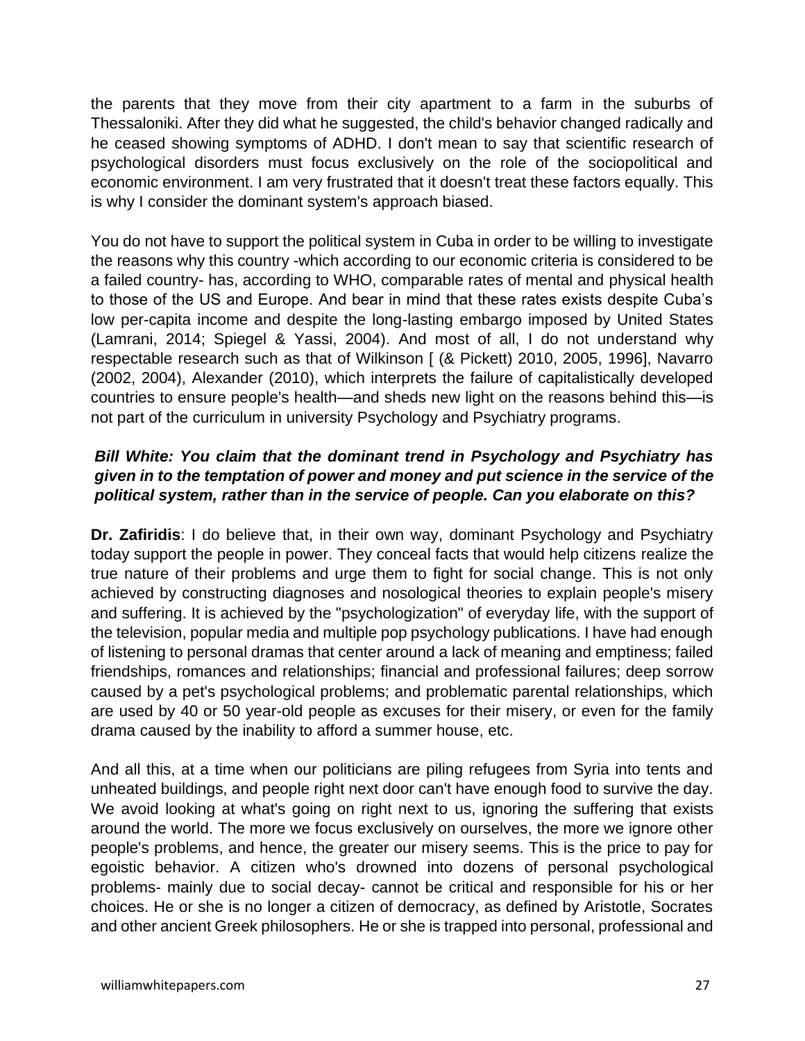the parents that they move from their city apartment to a farm in the suburbs of Thessaloniki. After they did what he suggested, the child's behavior changed radically and he ceased showing symptoms of ADHD. I don't mean to say that scientific research of psychological disorders must focus exclusively on the role of the sociopolitical and economic environment. I am very frustrated that it doesn't treat these factors equally. This is why I consider the dominant system's approach biased.

You do not have to support the political system in Cuba in order to be willing to investigate the reasons why this country -which according to our economic criteria is considered to be a failed country- has, according to WHO, comparable rates of mental and physical health to those of the US and Europe. And bear in mind that these rates exists despite Cuba's low per-capita income and despite the long-lasting embargo imposed by United States (Lamrani, 2014; Spiegel & Yassi, 2004). And most of all, I do not understand why respectable research such as that of Wilkinson [ (& Pickett) 2010, 2005, 1996], Navarro (2002, 2004), Alexander (2010), which interprets the failure of capitalistically developed countries to ensure people's health—and sheds new light on the reasons behind this—is not part of the curriculum in university Psychology and Psychiatry programs.

***Bill White: You claim that the dominant trend in Psychology and Psychiatry has given in to the temptation of power and money and put science in the service of the political system, rather than in the service of people. Can you elaborate on this?***

**Dr. Zafiridis**: I do believe that, in their own way, dominant Psychology and Psychiatry today support the people in power. They conceal facts that would help citizens realize the true nature of their problems and urge them to fight for social change. This is not only achieved by constructing diagnoses and nosological theories to explain people's misery and suffering. It is achieved by the "psychologization" of everyday life, with the support of the television, popular media and multiple pop psychology publications. I have had enough of listening to personal dramas that center around a lack of meaning and emptiness; failed friendships, romances and relationships; financial and professional failures; deep sorrow caused by a pet's psychological problems; and problematic parental relationships, which are used by 40 or 50 year-old people as excuses for their misery, or even for the family drama caused by the inability to afford a summer house, etc.

And all this, at a time when our politicians are piling refugees from Syria into tents and unheated buildings, and people right next door can't have enough food to survive the day. We avoid looking at what's going on right next to us, ignoring the suffering that exists around the world. The more we focus exclusively on ourselves, the more we ignore other people's problems, and hence, the greater our misery seems. This is the price to pay for egoistic behavior. A citizen who's drowned into dozens of personal psychological problems- mainly due to social decay- cannot be critical and responsible for his or her choices. He or she is no longer a citizen of democracy, as defined by Aristotle, Socrates and other ancient Greek philosophers. He or she is trapped into personal, professional and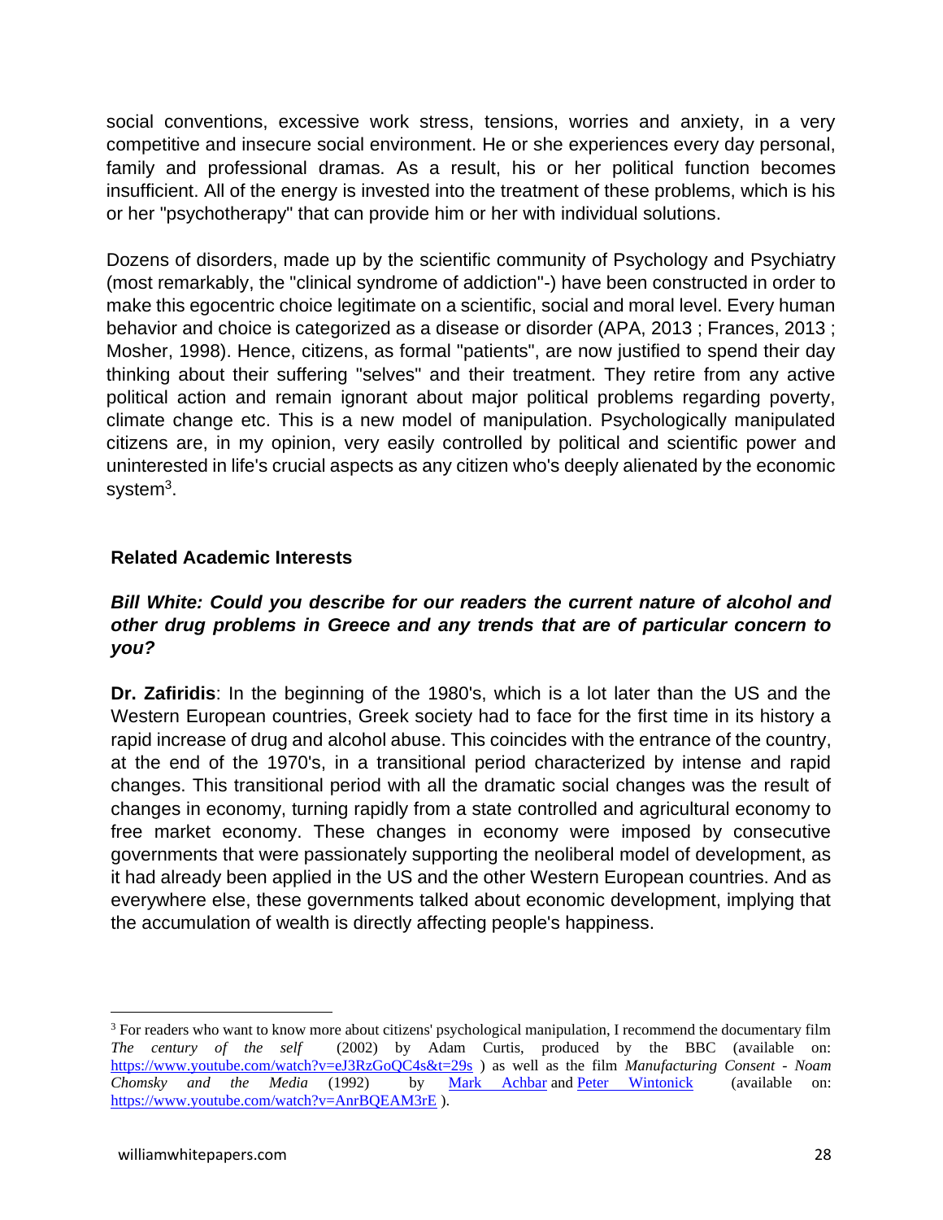social conventions, excessive work stress, tensions, worries and anxiety, in a very competitive and insecure social environment. He or she experiences every day personal, family and professional dramas. As a result, his or her political function becomes insufficient. All of the energy is invested into the treatment of these problems, which is his or her "psychotherapy" that can provide him or her with individual solutions.

Dozens of disorders, made up by the scientific community of Psychology and Psychiatry (most remarkably, the "clinical syndrome of addiction"-) have been constructed in order to make this egocentric choice legitimate on a scientific, social and moral level. Every human behavior and choice is categorized as a disease or disorder (APA, 2013 ; Frances, 2013 ; Mosher, 1998). Hence, citizens, as formal "patients", are now justified to spend their day thinking about their suffering "selves" and their treatment. They retire from any active political action and remain ignorant about major political problems regarding poverty, climate change etc. This is a new model of manipulation. Psychologically manipulated citizens are, in my opinion, very easily controlled by political and scientific power and uninterested in life's crucial aspects as any citizen who's deeply alienated by the economic system[3].

## Related Academic Interests

***Bill White: Could you describe for our readers the current nature of alcohol and other drug problems in Greece and any trends that are of particular concern to you?***

**Dr. Zafiridis**: In the beginning of the 1980's, which is a lot later than the US and the Western European countries, Greek society had to face for the first time in its history a rapid increase of drug and alcohol abuse. This coincides with the entrance of the country, at the end of the 1970's, in a transitional period characterized by intense and rapid changes. This transitional period with all the dramatic social changes was the result of changes in economy, turning rapidly from a state controlled and agricultural economy to free market economy. These changes in economy were imposed by consecutive governments that were passionately supporting the neoliberal model of development, as it had already been applied in the US and the other Western European countries. And as everywhere else, these governments talked about economic development, implying that the accumulation of wealth is directly affecting people's happiness.

---

[3] For readers who want to know more about citizens' psychological manipulation, I recommend the documentary film *The century of the self* (2002) by Adam Curtis, produced by the BBC (available on: https://www.youtube.com/watch?v=eJ3RzGoQC4s&t=29s ) as well as the film *Manufacturing Consent - Noam Chomsky and the Media* (1992) by Mark Achbar and Peter Wintonick (available on: https://www.youtube.com/watch?v=AnrBQEAM3rE ).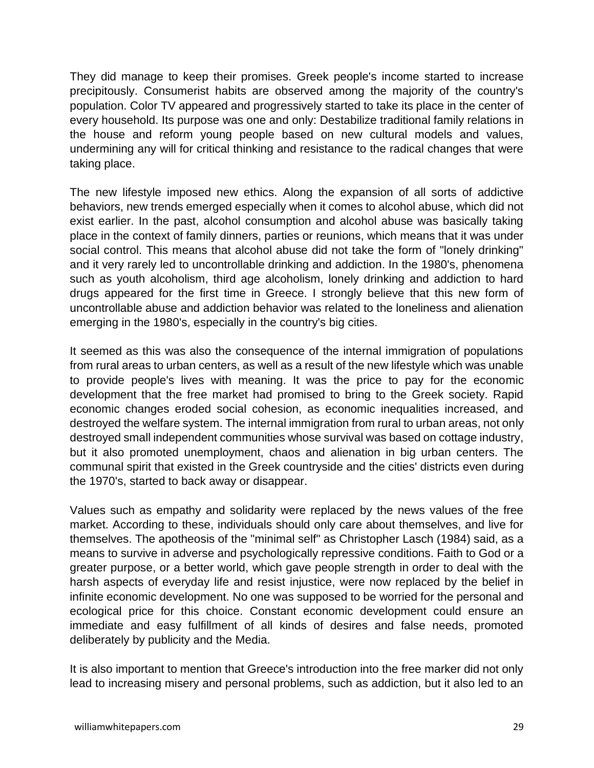They did manage to keep their promises. Greek people's income started to increase precipitously. Consumerist habits are observed among the majority of the country's population. Color TV appeared and progressively started to take its place in the center of every household. Its purpose was one and only: Destabilize traditional family relations in the house and reform young people based on new cultural models and values, undermining any will for critical thinking and resistance to the radical changes that were taking place.

The new lifestyle imposed new ethics. Along the expansion of all sorts of addictive behaviors, new trends emerged especially when it comes to alcohol abuse, which did not exist earlier. In the past, alcohol consumption and alcohol abuse was basically taking place in the context of family dinners, parties or reunions, which means that it was under social control. This means that alcohol abuse did not take the form of "lonely drinking" and it very rarely led to uncontrollable drinking and addiction. In the 1980's, phenomena such as youth alcoholism, third age alcoholism, lonely drinking and addiction to hard drugs appeared for the first time in Greece. I strongly believe that this new form of uncontrollable abuse and addiction behavior was related to the loneliness and alienation emerging in the 1980's, especially in the country's big cities.

It seemed as this was also the consequence of the internal immigration of populations from rural areas to urban centers, as well as a result of the new lifestyle which was unable to provide people's lives with meaning. It was the price to pay for the economic development that the free market had promised to bring to the Greek society. Rapid economic changes eroded social cohesion, as economic inequalities increased, and destroyed the welfare system. The internal immigration from rural to urban areas, not only destroyed small independent communities whose survival was based on cottage industry, but it also promoted unemployment, chaos and alienation in big urban centers. The communal spirit that existed in the Greek countryside and the cities' districts even during the 1970's, started to back away or disappear.

Values such as empathy and solidarity were replaced by the news values of the free market. According to these, individuals should only care about themselves, and live for themselves. The apotheosis of the "minimal self" as Christopher Lasch (1984) said, as a means to survive in adverse and psychologically repressive conditions. Faith to God or a greater purpose, or a better world, which gave people strength in order to deal with the harsh aspects of everyday life and resist injustice, were now replaced by the belief in infinite economic development. No one was supposed to be worried for the personal and ecological price for this choice. Constant economic development could ensure an immediate and easy fulfillment of all kinds of desires and false needs, promoted deliberately by publicity and the Media.

It is also important to mention that Greece's introduction into the free marker did not only lead to increasing misery and personal problems, such as addiction, but it also led to an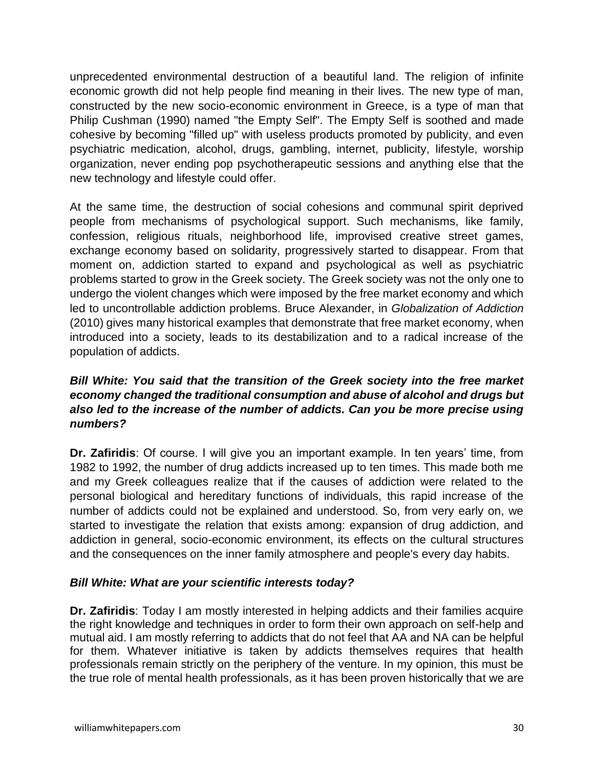unprecedented environmental destruction of a beautiful land. The religion of infinite economic growth did not help people find meaning in their lives. The new type of man, constructed by the new socio-economic environment in Greece, is a type of man that Philip Cushman (1990) named "the Empty Self". The Empty Self is soothed and made cohesive by becoming "filled up" with useless products promoted by publicity, and even psychiatric medication, alcohol, drugs, gambling, internet, publicity, lifestyle, worship organization, never ending pop psychotherapeutic sessions and anything else that the new technology and lifestyle could offer.

At the same time, the destruction of social cohesions and communal spirit deprived people from mechanisms of psychological support. Such mechanisms, like family, confession, religious rituals, neighborhood life, improvised creative street games, exchange economy based on solidarity, progressively started to disappear. From that moment on, addiction started to expand and psychological as well as psychiatric problems started to grow in the Greek society. The Greek society was not the only one to undergo the violent changes which were imposed by the free market economy and which led to uncontrollable addiction problems. Bruce Alexander, in *Globalization of Addiction* (2010) gives many historical examples that demonstrate that free market economy, when introduced into a society, leads to its destabilization and to a radical increase of the population of addicts.

***Bill White: You said that the transition of the Greek society into the free market economy changed the traditional consumption and abuse of alcohol and drugs but also led to the increase of the number of addicts. Can you be more precise using numbers?***

**Dr. Zafiridis**: Of course. I will give you an important example. In ten years' time, from 1982 to 1992, the number of drug addicts increased up to ten times. This made both me and my Greek colleagues realize that if the causes of addiction were related to the personal biological and hereditary functions of individuals, this rapid increase of the number of addicts could not be explained and understood. So, from very early on, we started to investigate the relation that exists among: expansion of drug addiction, and addiction in general, socio-economic environment, its effects on the cultural structures and the consequences on the inner family atmosphere and people's every day habits.

***Bill White: What are your scientific interests today?***

**Dr. Zafiridis**: Today I am mostly interested in helping addicts and their families acquire the right knowledge and techniques in order to form their own approach on self-help and mutual aid. I am mostly referring to addicts that do not feel that AA and NA can be helpful for them. Whatever initiative is taken by addicts themselves requires that health professionals remain strictly on the periphery of the venture. In my opinion, this must be the true role of mental health professionals, as it has been proven historically that we are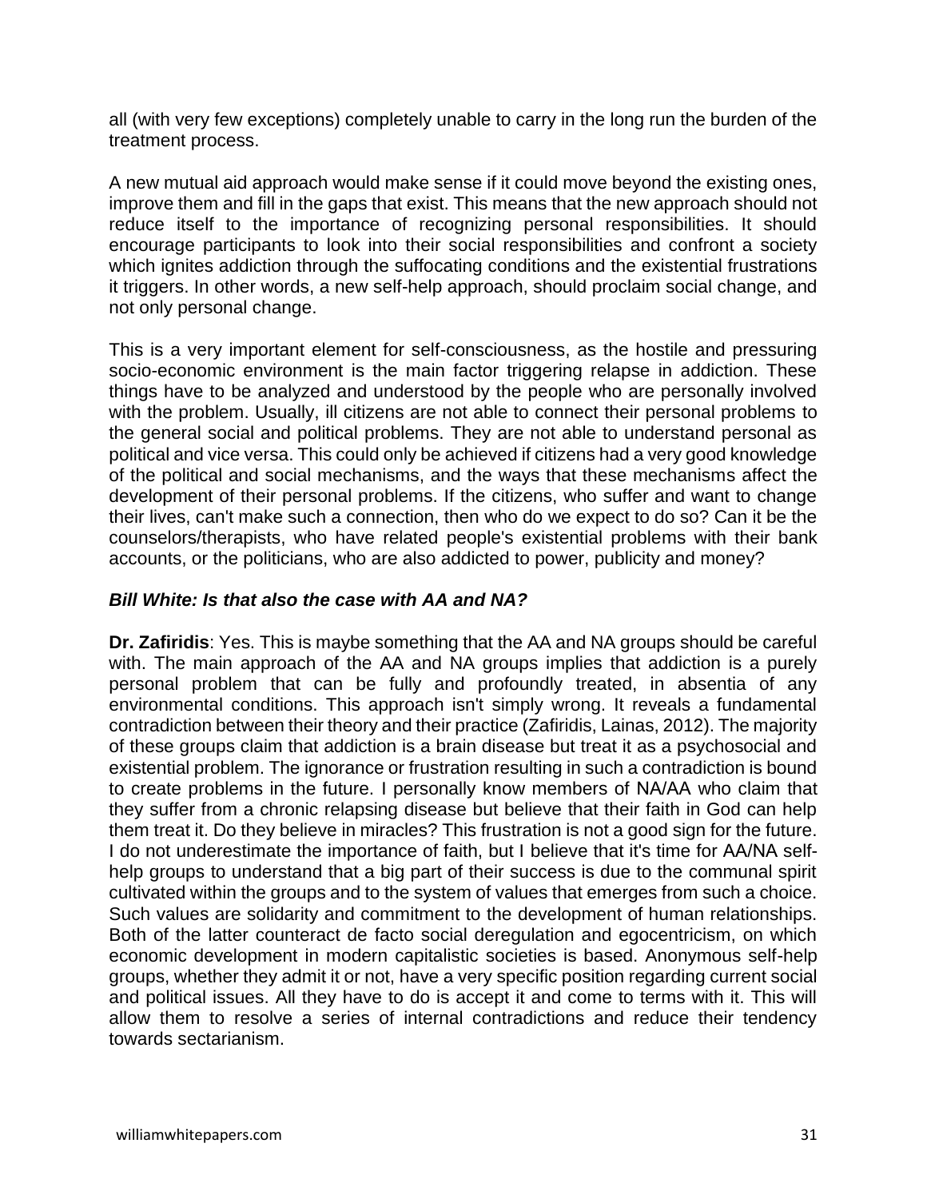all (with very few exceptions) completely unable to carry in the long run the burden of the treatment process.

A new mutual aid approach would make sense if it could move beyond the existing ones, improve them and fill in the gaps that exist. This means that the new approach should not reduce itself to the importance of recognizing personal responsibilities. It should encourage participants to look into their social responsibilities and confront a society which ignites addiction through the suffocating conditions and the existential frustrations it triggers. In other words, a new self-help approach, should proclaim social change, and not only personal change.

This is a very important element for self-consciousness, as the hostile and pressuring socio-economic environment is the main factor triggering relapse in addiction. These things have to be analyzed and understood by the people who are personally involved with the problem. Usually, ill citizens are not able to connect their personal problems to the general social and political problems. They are not able to understand personal as political and vice versa. This could only be achieved if citizens had a very good knowledge of the political and social mechanisms, and the ways that these mechanisms affect the development of their personal problems. If the citizens, who suffer and want to change their lives, can't make such a connection, then who do we expect to do so? Can it be the counselors/therapists, who have related people's existential problems with their bank accounts, or the politicians, who are also addicted to power, publicity and money?

***Bill White: Is that also the case with AA and NA?***

**Dr. Zafiridis**: Yes. This is maybe something that the AA and NA groups should be careful with. The main approach of the AA and NA groups implies that addiction is a purely personal problem that can be fully and profoundly treated, in absentia of any environmental conditions. This approach isn't simply wrong. It reveals a fundamental contradiction between their theory and their practice (Zafiridis, Lainas, 2012). The majority of these groups claim that addiction is a brain disease but treat it as a psychosocial and existential problem. The ignorance or frustration resulting in such a contradiction is bound to create problems in the future. I personally know members of NA/AA who claim that they suffer from a chronic relapsing disease but believe that their faith in God can help them treat it. Do they believe in miracles? This frustration is not a good sign for the future. I do not underestimate the importance of faith, but I believe that it's time for AA/NA self-help groups to understand that a big part of their success is due to the communal spirit cultivated within the groups and to the system of values that emerges from such a choice. Such values are solidarity and commitment to the development of human relationships. Both of the latter counteract de facto social deregulation and egocentricism, on which economic development in modern capitalistic societies is based. Anonymous self-help groups, whether they admit it or not, have a very specific position regarding current social and political issues. All they have to do is accept it and come to terms with it. This will allow them to resolve a series of internal contradictions and reduce their tendency towards sectarianism.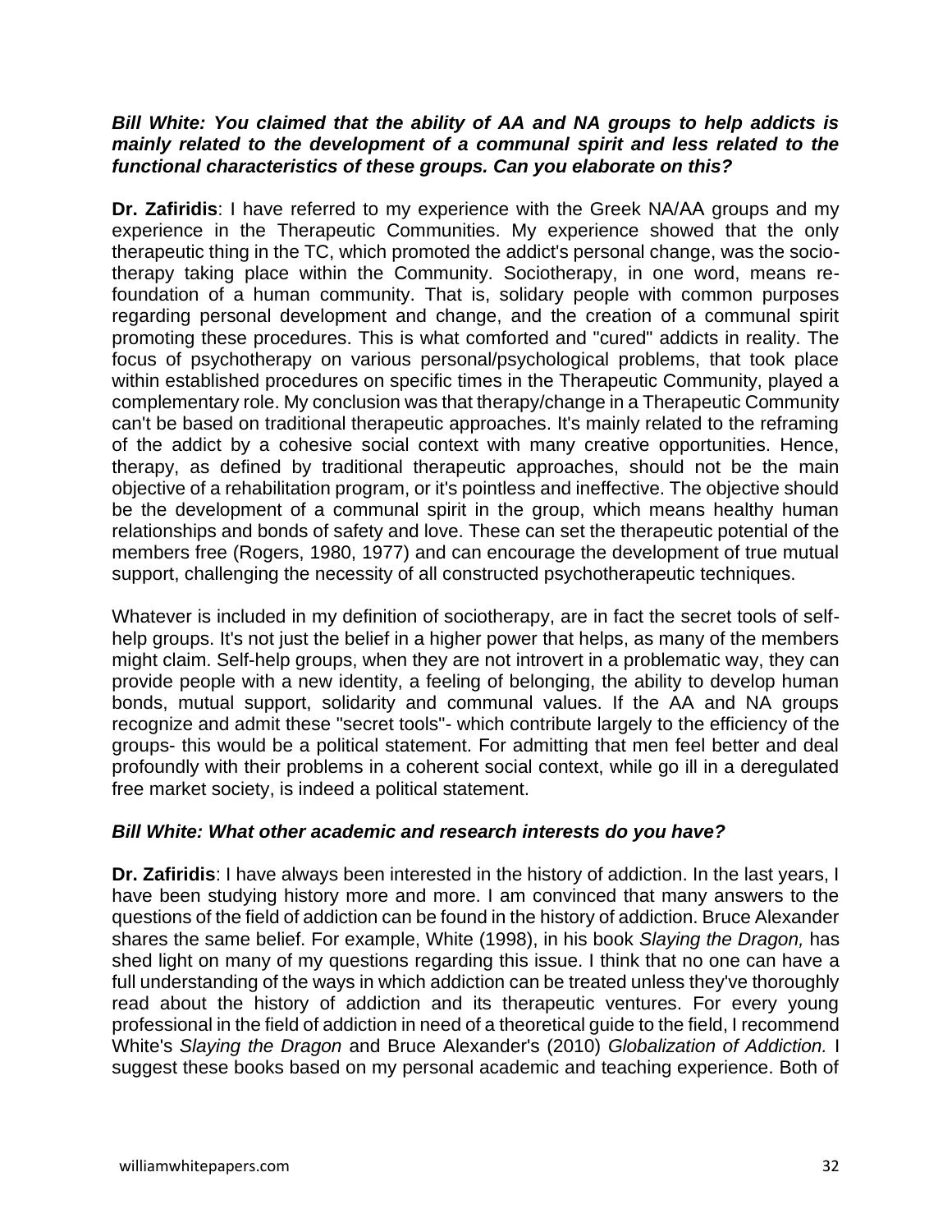***Bill White: You claimed that the ability of AA and NA groups to help addicts is mainly related to the development of a communal spirit and less related to the functional characteristics of these groups. Can you elaborate on this?***

**Dr. Zafiridis**: I have referred to my experience with the Greek NA/AA groups and my experience in the Therapeutic Communities. My experience showed that the only therapeutic thing in the TC, which promoted the addict's personal change, was the socio-therapy taking place within the Community. Sociotherapy, in one word, means re-foundation of a human community. That is, solidary people with common purposes regarding personal development and change, and the creation of a communal spirit promoting these procedures. This is what comforted and "cured" addicts in reality. The focus of psychotherapy on various personal/psychological problems, that took place within established procedures on specific times in the Therapeutic Community, played a complementary role. My conclusion was that therapy/change in a Therapeutic Community can't be based on traditional therapeutic approaches. It's mainly related to the reframing of the addict by a cohesive social context with many creative opportunities. Hence, therapy, as defined by traditional therapeutic approaches, should not be the main objective of a rehabilitation program, or it's pointless and ineffective. The objective should be the development of a communal spirit in the group, which means healthy human relationships and bonds of safety and love. These can set the therapeutic potential of the members free (Rogers, 1980, 1977) and can encourage the development of true mutual support, challenging the necessity of all constructed psychotherapeutic techniques.

Whatever is included in my definition of sociotherapy, are in fact the secret tools of self-help groups. It's not just the belief in a higher power that helps, as many of the members might claim. Self-help groups, when they are not introvert in a problematic way, they can provide people with a new identity, a feeling of belonging, the ability to develop human bonds, mutual support, solidarity and communal values. If the AA and NA groups recognize and admit these "secret tools"- which contribute largely to the efficiency of the groups- this would be a political statement. For admitting that men feel better and deal profoundly with their problems in a coherent social context, while go ill in a deregulated free market society, is indeed a political statement.

***Bill White: What other academic and research interests do you have?***

**Dr. Zafiridis**: I have always been interested in the history of addiction. In the last years, I have been studying history more and more. I am convinced that many answers to the questions of the field of addiction can be found in the history of addiction. Bruce Alexander shares the same belief. For example, White (1998), in his book *Slaying the Dragon,* has shed light on many of my questions regarding this issue. I think that no one can have a full understanding of the ways in which addiction can be treated unless they've thoroughly read about the history of addiction and its therapeutic ventures. For every young professional in the field of addiction in need of a theoretical guide to the field, I recommend White's *Slaying the Dragon* and Bruce Alexander's (2010) *Globalization of Addiction.* I suggest these books based on my personal academic and teaching experience. Both of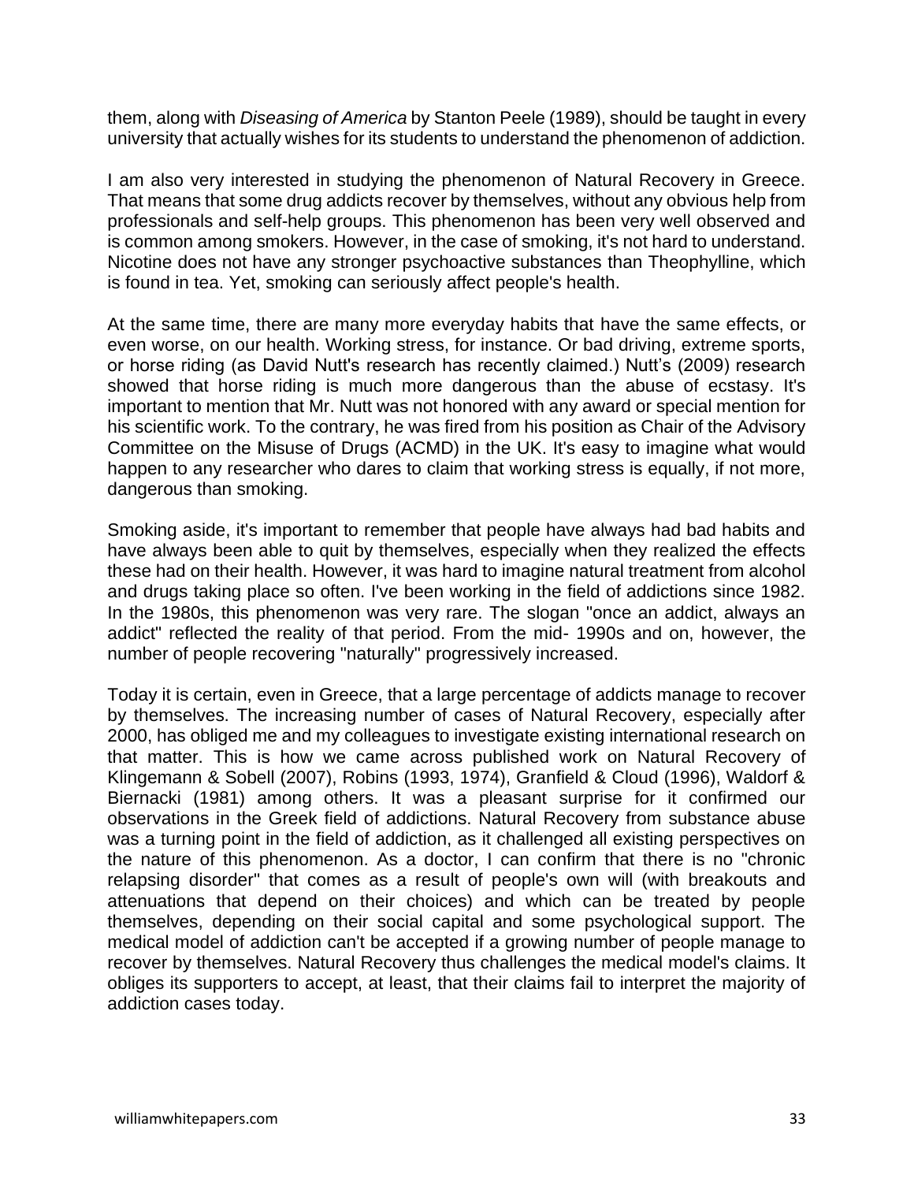them, along with *Diseasing of America* by Stanton Peele (1989), should be taught in every university that actually wishes for its students to understand the phenomenon of addiction.

I am also very interested in studying the phenomenon of Natural Recovery in Greece. That means that some drug addicts recover by themselves, without any obvious help from professionals and self-help groups. This phenomenon has been very well observed and is common among smokers. However, in the case of smoking, it's not hard to understand. Nicotine does not have any stronger psychoactive substances than Theophylline, which is found in tea. Yet, smoking can seriously affect people's health.

At the same time, there are many more everyday habits that have the same effects, or even worse, on our health. Working stress, for instance. Or bad driving, extreme sports, or horse riding (as David Nutt's research has recently claimed.) Nutt's (2009) research showed that horse riding is much more dangerous than the abuse of ecstasy. It's important to mention that Mr. Nutt was not honored with any award or special mention for his scientific work. To the contrary, he was fired from his position as Chair of the Advisory Committee on the Misuse of Drugs (ACMD) in the UK. It's easy to imagine what would happen to any researcher who dares to claim that working stress is equally, if not more, dangerous than smoking.

Smoking aside, it's important to remember that people have always had bad habits and have always been able to quit by themselves, especially when they realized the effects these had on their health. However, it was hard to imagine natural treatment from alcohol and drugs taking place so often. I've been working in the field of addictions since 1982. In the 1980s, this phenomenon was very rare. The slogan "once an addict, always an addict" reflected the reality of that period. From the mid- 1990s and on, however, the number of people recovering "naturally" progressively increased.

Today it is certain, even in Greece, that a large percentage of addicts manage to recover by themselves. The increasing number of cases of Natural Recovery, especially after 2000, has obliged me and my colleagues to investigate existing international research on that matter. This is how we came across published work on Natural Recovery of Klingemann & Sobell (2007), Robins (1993, 1974), Granfield & Cloud (1996), Waldorf & Biernacki (1981) among others. It was a pleasant surprise for it confirmed our observations in the Greek field of addictions. Natural Recovery from substance abuse was a turning point in the field of addiction, as it challenged all existing perspectives on the nature of this phenomenon. As a doctor, I can confirm that there is no "chronic relapsing disorder" that comes as a result of people's own will (with breakouts and attenuations that depend on their choices) and which can be treated by people themselves, depending on their social capital and some psychological support. The medical model of addiction can't be accepted if a growing number of people manage to recover by themselves. Natural Recovery thus challenges the medical model's claims. It obliges its supporters to accept, at least, that their claims fail to interpret the majority of addiction cases today.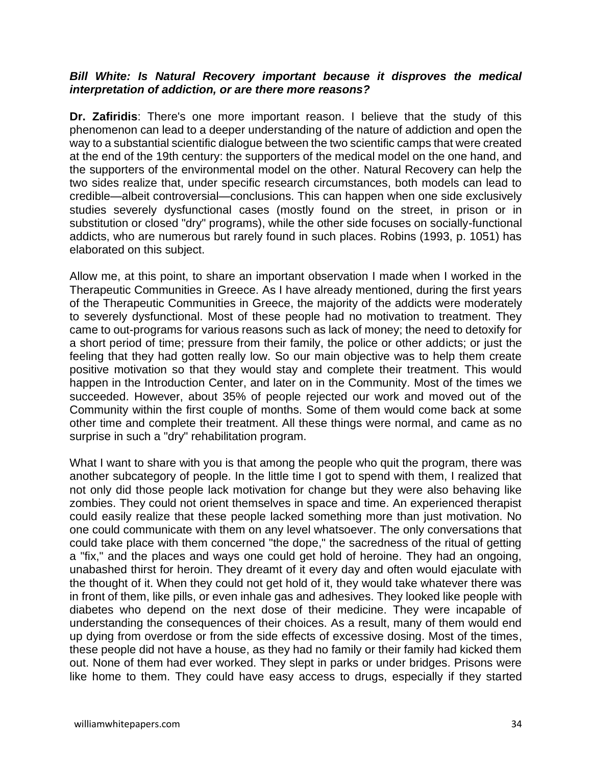***Bill White: Is Natural Recovery important because it disproves the medical interpretation of addiction, or are there more reasons?***

**Dr. Zafiridis**: There's one more important reason. I believe that the study of this phenomenon can lead to a deeper understanding of the nature of addiction and open the way to a substantial scientific dialogue between the two scientific camps that were created at the end of the 19th century: the supporters of the medical model on the one hand, and the supporters of the environmental model on the other. Natural Recovery can help the two sides realize that, under specific research circumstances, both models can lead to credible—albeit controversial—conclusions. This can happen when one side exclusively studies severely dysfunctional cases (mostly found on the street, in prison or in substitution or closed "dry" programs), while the other side focuses on socially-functional addicts, who are numerous but rarely found in such places. Robins (1993, p. 1051) has elaborated on this subject.

Allow me, at this point, to share an important observation I made when I worked in the Therapeutic Communities in Greece. As I have already mentioned, during the first years of the Therapeutic Communities in Greece, the majority of the addicts were moderately to severely dysfunctional. Most of these people had no motivation to treatment. They came to out-programs for various reasons such as lack of money; the need to detoxify for a short period of time; pressure from their family, the police or other addicts; or just the feeling that they had gotten really low. So our main objective was to help them create positive motivation so that they would stay and complete their treatment. This would happen in the Introduction Center, and later on in the Community. Most of the times we succeeded. However, about 35% of people rejected our work and moved out of the Community within the first couple of months. Some of them would come back at some other time and complete their treatment. All these things were normal, and came as no surprise in such a "dry" rehabilitation program.

What I want to share with you is that among the people who quit the program, there was another subcategory of people. In the little time I got to spend with them, I realized that not only did those people lack motivation for change but they were also behaving like zombies. They could not orient themselves in space and time. An experienced therapist could easily realize that these people lacked something more than just motivation. No one could communicate with them on any level whatsoever. The only conversations that could take place with them concerned "the dope," the sacredness of the ritual of getting a "fix," and the places and ways one could get hold of heroine. They had an ongoing, unabashed thirst for heroin. They dreamt of it every day and often would ejaculate with the thought of it. When they could not get hold of it, they would take whatever there was in front of them, like pills, or even inhale gas and adhesives. They looked like people with diabetes who depend on the next dose of their medicine. They were incapable of understanding the consequences of their choices. As a result, many of them would end up dying from overdose or from the side effects of excessive dosing. Most of the times, these people did not have a house, as they had no family or their family had kicked them out. None of them had ever worked. They slept in parks or under bridges. Prisons were like home to them. They could have easy access to drugs, especially if they started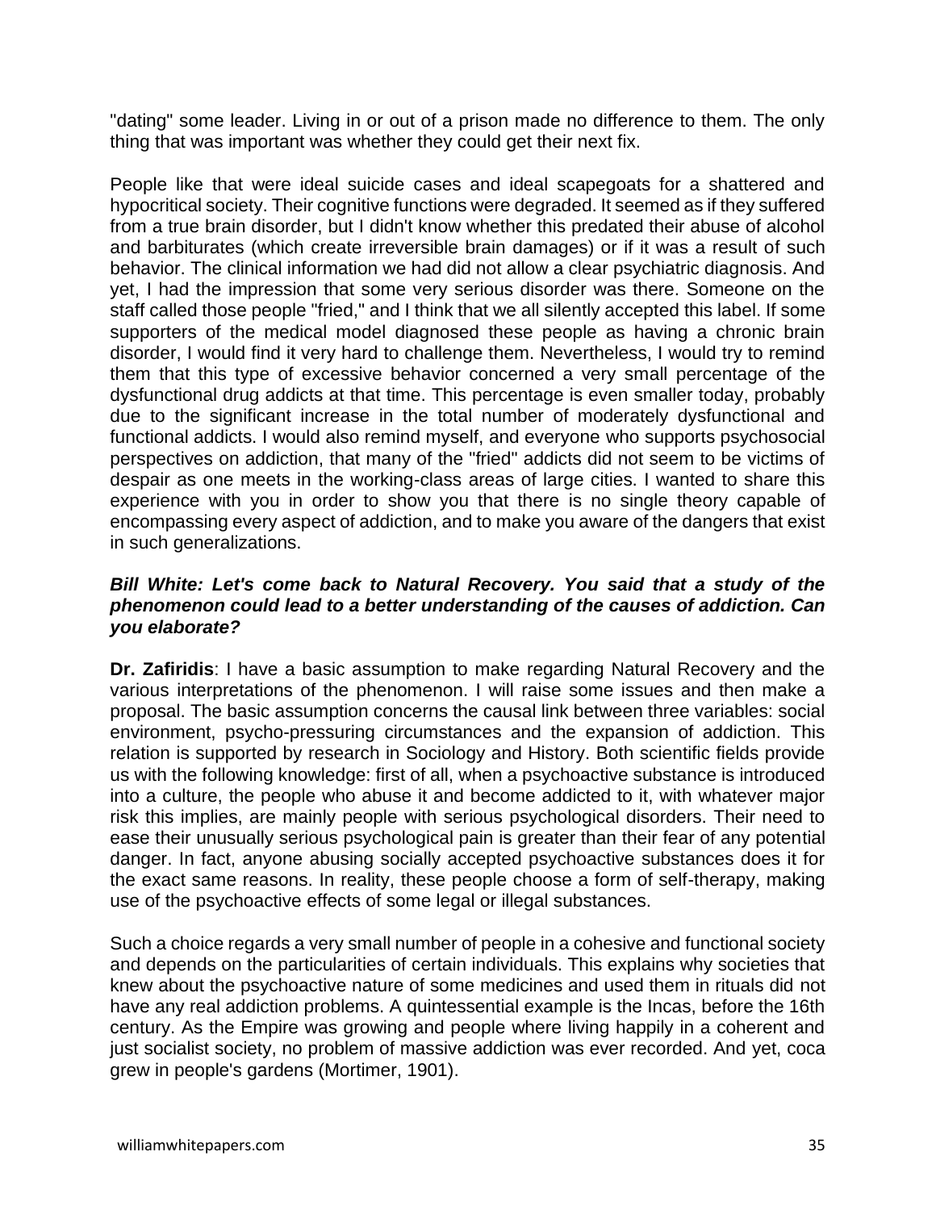"dating" some leader. Living in or out of a prison made no difference to them. The only thing that was important was whether they could get their next fix.

People like that were ideal suicide cases and ideal scapegoats for a shattered and hypocritical society. Their cognitive functions were degraded. It seemed as if they suffered from a true brain disorder, but I didn't know whether this predated their abuse of alcohol and barbiturates (which create irreversible brain damages) or if it was a result of such behavior. The clinical information we had did not allow a clear psychiatric diagnosis. And yet, I had the impression that some very serious disorder was there. Someone on the staff called those people "fried," and I think that we all silently accepted this label. If some supporters of the medical model diagnosed these people as having a chronic brain disorder, I would find it very hard to challenge them. Nevertheless, I would try to remind them that this type of excessive behavior concerned a very small percentage of the dysfunctional drug addicts at that time. This percentage is even smaller today, probably due to the significant increase in the total number of moderately dysfunctional and functional addicts. I would also remind myself, and everyone who supports psychosocial perspectives on addiction, that many of the "fried" addicts did not seem to be victims of despair as one meets in the working-class areas of large cities. I wanted to share this experience with you in order to show you that there is no single theory capable of encompassing every aspect of addiction, and to make you aware of the dangers that exist in such generalizations.

***Bill White: Let's come back to Natural Recovery. You said that a study of the phenomenon could lead to a better understanding of the causes of addiction. Can you elaborate?***

**Dr. Zafiridis**: I have a basic assumption to make regarding Natural Recovery and the various interpretations of the phenomenon. I will raise some issues and then make a proposal. The basic assumption concerns the causal link between three variables: social environment, psycho-pressuring circumstances and the expansion of addiction. This relation is supported by research in Sociology and History. Both scientific fields provide us with the following knowledge: first of all, when a psychoactive substance is introduced into a culture, the people who abuse it and become addicted to it, with whatever major risk this implies, are mainly people with serious psychological disorders. Their need to ease their unusually serious psychological pain is greater than their fear of any potential danger. In fact, anyone abusing socially accepted psychoactive substances does it for the exact same reasons. In reality, these people choose a form of self-therapy, making use of the psychoactive effects of some legal or illegal substances.

Such a choice regards a very small number of people in a cohesive and functional society and depends on the particularities of certain individuals. This explains why societies that knew about the psychoactive nature of some medicines and used them in rituals did not have any real addiction problems. A quintessential example is the Incas, before the 16th century. As the Empire was growing and people where living happily in a coherent and just socialist society, no problem of massive addiction was ever recorded. And yet, coca grew in people's gardens (Mortimer, 1901).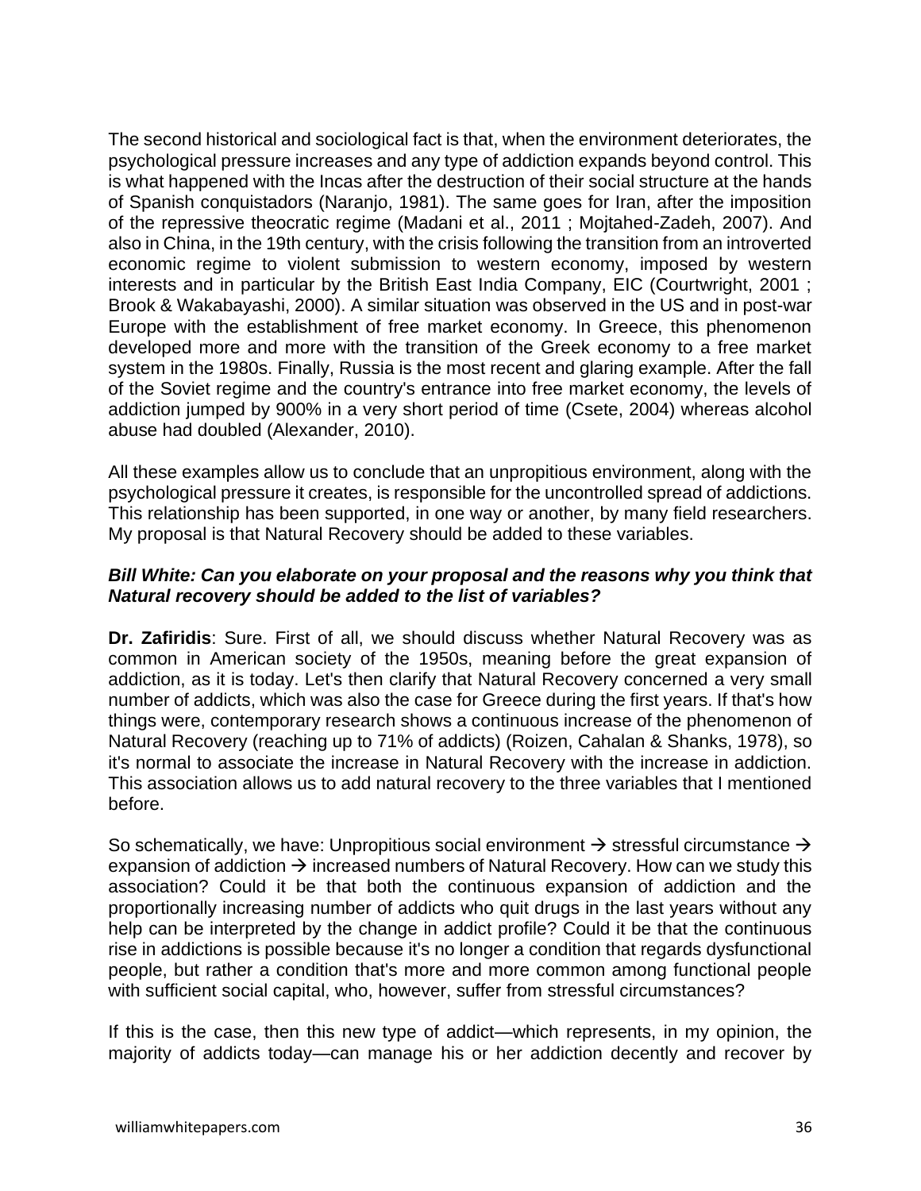The second historical and sociological fact is that, when the environment deteriorates, the psychological pressure increases and any type of addiction expands beyond control. This is what happened with the Incas after the destruction of their social structure at the hands of Spanish conquistadors (Naranjo, 1981). The same goes for Iran, after the imposition of the repressive theocratic regime (Madani et al., 2011 ; Mojtahed-Zadeh, 2007). And also in China, in the 19th century, with the crisis following the transition from an introverted economic regime to violent submission to western economy, imposed by western interests and in particular by the British East India Company, EIC (Courtwright, 2001 ; Brook & Wakabayashi, 2000). A similar situation was observed in the US and in post-war Europe with the establishment of free market economy. In Greece, this phenomenon developed more and more with the transition of the Greek economy to a free market system in the 1980s. Finally, Russia is the most recent and glaring example. After the fall of the Soviet regime and the country's entrance into free market economy, the levels of addiction jumped by 900% in a very short period of time (Csete, 2004) whereas alcohol abuse had doubled (Alexander, 2010).

All these examples allow us to conclude that an unpropitious environment, along with the psychological pressure it creates, is responsible for the uncontrolled spread of addictions. This relationship has been supported, in one way or another, by many field researchers. My proposal is that Natural Recovery should be added to these variables.

***Bill White: Can you elaborate on your proposal and the reasons why you think that Natural recovery should be added to the list of variables?***

**Dr. Zafiridis**: Sure. First of all, we should discuss whether Natural Recovery was as common in American society of the 1950s, meaning before the great expansion of addiction, as it is today. Let's then clarify that Natural Recovery concerned a very small number of addicts, which was also the case for Greece during the first years. If that's how things were, contemporary research shows a continuous increase of the phenomenon of Natural Recovery (reaching up to 71% of addicts) (Roizen, Cahalan & Shanks, 1978), so it's normal to associate the increase in Natural Recovery with the increase in addiction. This association allows us to add natural recovery to the three variables that I mentioned before.

So schematically, we have: Unpropitious social environment → stressful circumstance → expansion of addiction → increased numbers of Natural Recovery. How can we study this association? Could it be that both the continuous expansion of addiction and the proportionally increasing number of addicts who quit drugs in the last years without any help can be interpreted by the change in addict profile? Could it be that the continuous rise in addictions is possible because it's no longer a condition that regards dysfunctional people, but rather a condition that's more and more common among functional people with sufficient social capital, who, however, suffer from stressful circumstances?

If this is the case, then this new type of addict—which represents, in my opinion, the majority of addicts today—can manage his or her addiction decently and recover by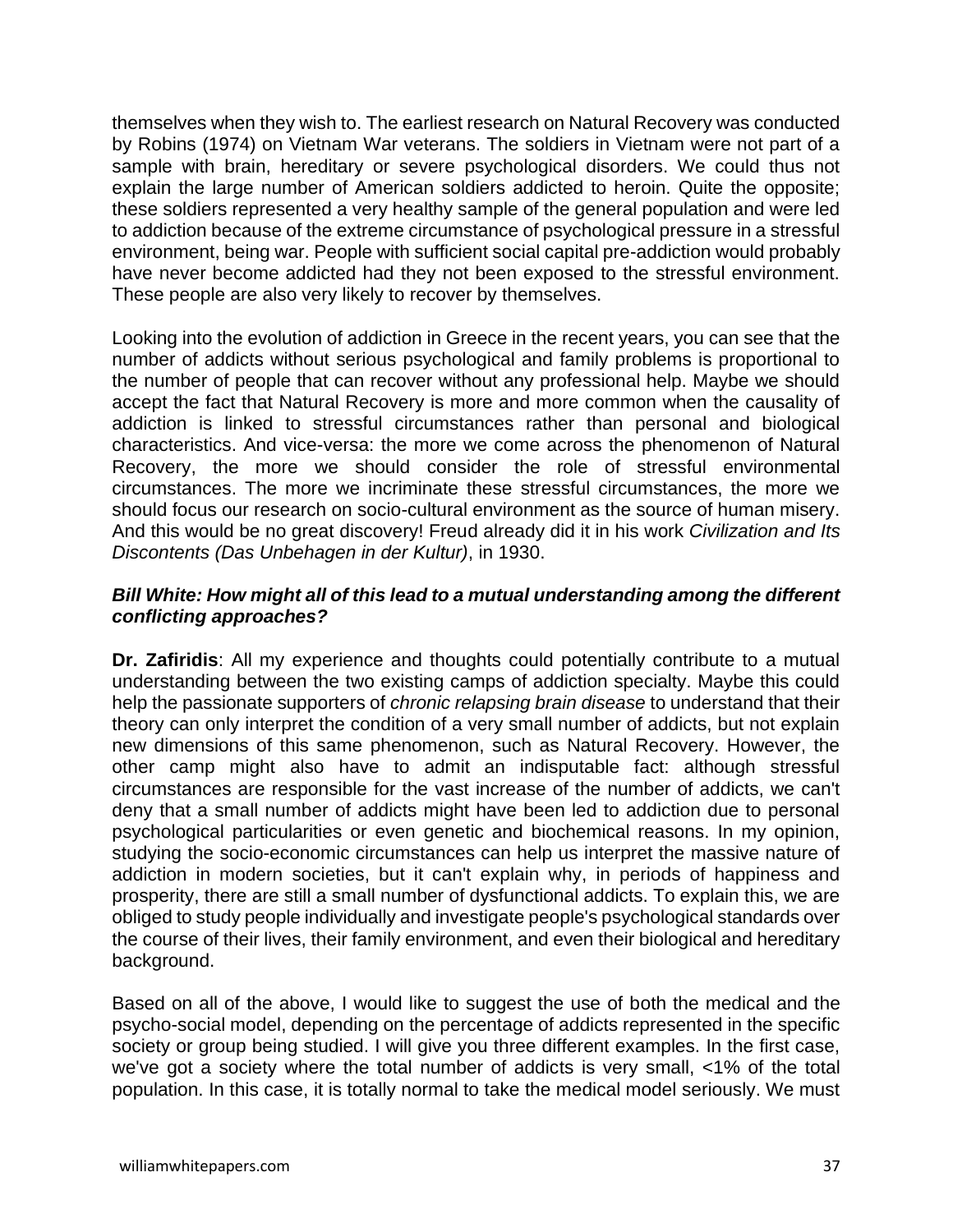themselves when they wish to. The earliest research on Natural Recovery was conducted by Robins (1974) on Vietnam War veterans. The soldiers in Vietnam were not part of a sample with brain, hereditary or severe psychological disorders. We could thus not explain the large number of American soldiers addicted to heroin. Quite the opposite; these soldiers represented a very healthy sample of the general population and were led to addiction because of the extreme circumstance of psychological pressure in a stressful environment, being war. People with sufficient social capital pre-addiction would probably have never become addicted had they not been exposed to the stressful environment. These people are also very likely to recover by themselves.

Looking into the evolution of addiction in Greece in the recent years, you can see that the number of addicts without serious psychological and family problems is proportional to the number of people that can recover without any professional help. Maybe we should accept the fact that Natural Recovery is more and more common when the causality of addiction is linked to stressful circumstances rather than personal and biological characteristics. And vice-versa: the more we come across the phenomenon of Natural Recovery, the more we should consider the role of stressful environmental circumstances. The more we incriminate these stressful circumstances, the more we should focus our research on socio-cultural environment as the source of human misery. And this would be no great discovery! Freud already did it in his work *Civilization and Its Discontents (Das Unbehagen in der Kultur)*, in 1930.

***Bill White: How might all of this lead to a mutual understanding among the different conflicting approaches?***

**Dr. Zafiridis**: All my experience and thoughts could potentially contribute to a mutual understanding between the two existing camps of addiction specialty. Maybe this could help the passionate supporters of *chronic relapsing brain disease* to understand that their theory can only interpret the condition of a very small number of addicts, but not explain new dimensions of this same phenomenon, such as Natural Recovery. However, the other camp might also have to admit an indisputable fact: although stressful circumstances are responsible for the vast increase of the number of addicts, we can't deny that a small number of addicts might have been led to addiction due to personal psychological particularities or even genetic and biochemical reasons. In my opinion, studying the socio-economic circumstances can help us interpret the massive nature of addiction in modern societies, but it can't explain why, in periods of happiness and prosperity, there are still a small number of dysfunctional addicts. To explain this, we are obliged to study people individually and investigate people's psychological standards over the course of their lives, their family environment, and even their biological and hereditary background.

Based on all of the above, I would like to suggest the use of both the medical and the psycho-social model, depending on the percentage of addicts represented in the specific society or group being studied. I will give you three different examples. In the first case, we've got a society where the total number of addicts is very small, <1% of the total population. In this case, it is totally normal to take the medical model seriously. We must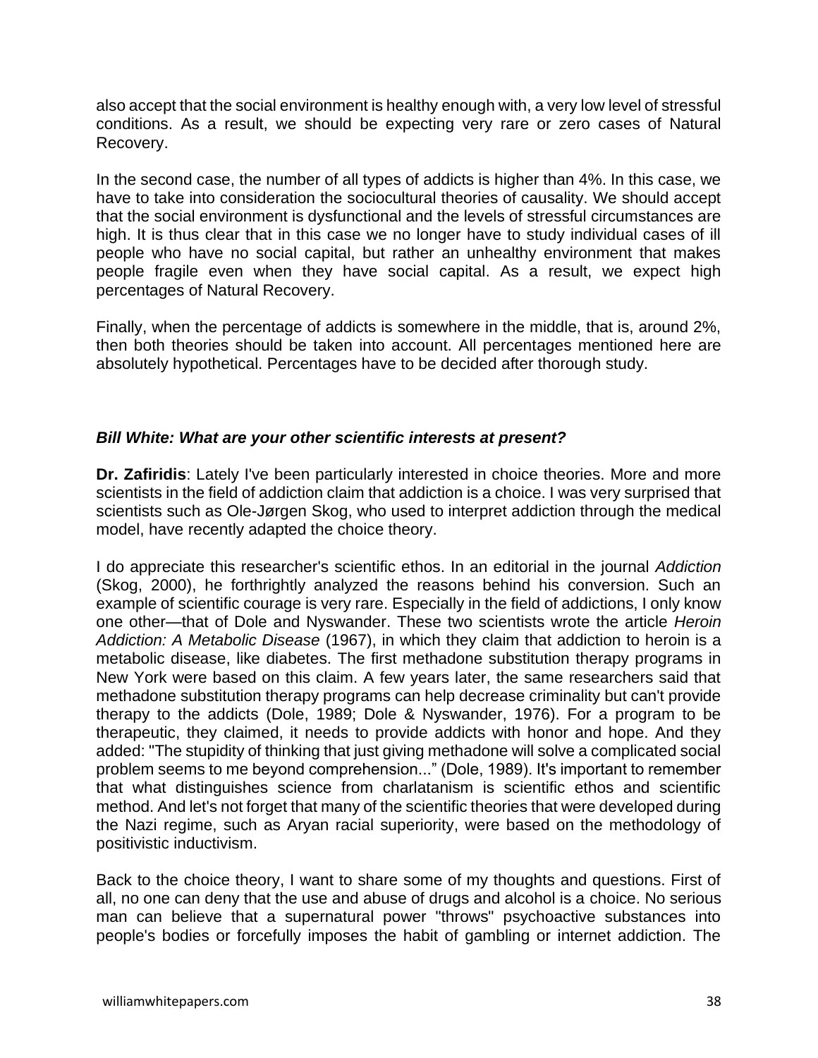also accept that the social environment is healthy enough with, a very low level of stressful conditions. As a result, we should be expecting very rare or zero cases of Natural Recovery.

In the second case, the number of all types of addicts is higher than 4%. In this case, we have to take into consideration the sociocultural theories of causality. We should accept that the social environment is dysfunctional and the levels of stressful circumstances are high. It is thus clear that in this case we no longer have to study individual cases of ill people who have no social capital, but rather an unhealthy environment that makes people fragile even when they have social capital. As a result, we expect high percentages of Natural Recovery.

Finally, when the percentage of addicts is somewhere in the middle, that is, around 2%, then both theories should be taken into account. All percentages mentioned here are absolutely hypothetical. Percentages have to be decided after thorough study.

***Bill White: What are your other scientific interests at present?***

**Dr. Zafiridis**: Lately I've been particularly interested in choice theories. More and more scientists in the field of addiction claim that addiction is a choice. I was very surprised that scientists such as Ole-Jørgen Skog, who used to interpret addiction through the medical model, have recently adapted the choice theory.

I do appreciate this researcher's scientific ethos. In an editorial in the journal *Addiction* (Skog, 2000), he forthrightly analyzed the reasons behind his conversion. Such an example of scientific courage is very rare. Especially in the field of addictions, I only know one other—that of Dole and Nyswander. These two scientists wrote the article *Heroin Addiction: A Metabolic Disease* (1967), in which they claim that addiction to heroin is a metabolic disease, like diabetes. The first methadone substitution therapy programs in New York were based on this claim. A few years later, the same researchers said that methadone substitution therapy programs can help decrease criminality but can't provide therapy to the addicts (Dole, 1989; Dole & Nyswander, 1976). For a program to be therapeutic, they claimed, it needs to provide addicts with honor and hope. And they added: "The stupidity of thinking that just giving methadone will solve a complicated social problem seems to me beyond comprehension..." (Dole, 1989). It's important to remember that what distinguishes science from charlatanism is scientific ethos and scientific method. And let's not forget that many of the scientific theories that were developed during the Nazi regime, such as Aryan racial superiority, were based on the methodology of positivistic inductivism.

Back to the choice theory, I want to share some of my thoughts and questions. First of all, no one can deny that the use and abuse of drugs and alcohol is a choice. No serious man can believe that a supernatural power "throws" psychoactive substances into people's bodies or forcefully imposes the habit of gambling or internet addiction. The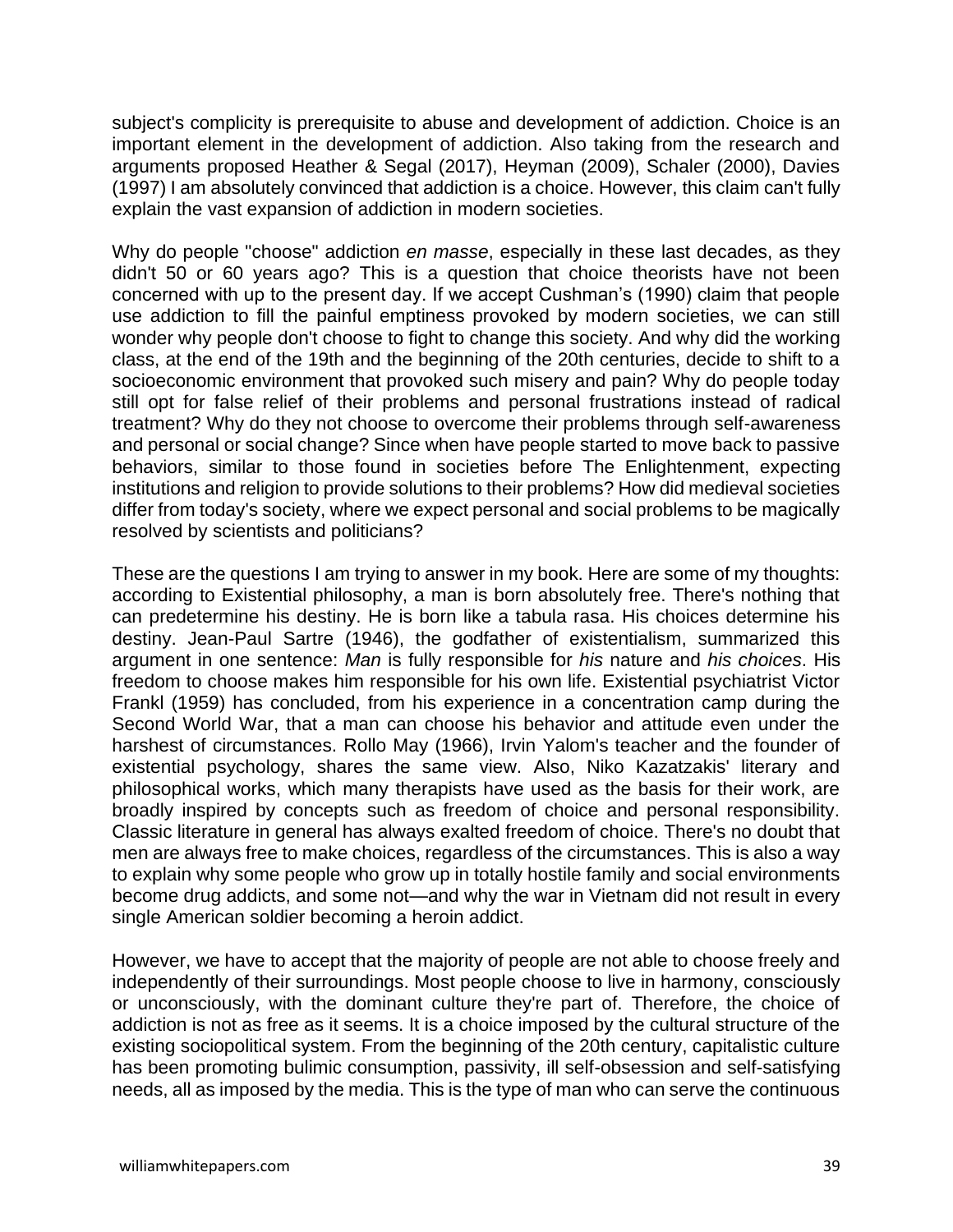subject's complicity is prerequisite to abuse and development of addiction. Choice is an important element in the development of addiction. Also taking from the research and arguments proposed Heather & Segal (2017), Heyman (2009), Schaler (2000), Davies (1997) I am absolutely convinced that addiction is a choice. However, this claim can't fully explain the vast expansion of addiction in modern societies.

Why do people "choose" addiction *en masse*, especially in these last decades, as they didn't 50 or 60 years ago? This is a question that choice theorists have not been concerned with up to the present day. If we accept Cushman's (1990) claim that people use addiction to fill the painful emptiness provoked by modern societies, we can still wonder why people don't choose to fight to change this society. And why did the working class, at the end of the 19th and the beginning of the 20th centuries, decide to shift to a socioeconomic environment that provoked such misery and pain? Why do people today still opt for false relief of their problems and personal frustrations instead of radical treatment? Why do they not choose to overcome their problems through self-awareness and personal or social change? Since when have people started to move back to passive behaviors, similar to those found in societies before The Enlightenment, expecting institutions and religion to provide solutions to their problems? How did medieval societies differ from today's society, where we expect personal and social problems to be magically resolved by scientists and politicians?

These are the questions I am trying to answer in my book. Here are some of my thoughts: according to Existential philosophy, a man is born absolutely free. There's nothing that can predetermine his destiny. He is born like a tabula rasa. His choices determine his destiny. Jean-Paul Sartre (1946), the godfather of existentialism, summarized this argument in one sentence: *Man* is fully responsible for *his* nature and *his choices*. His freedom to choose makes him responsible for his own life. Existential psychiatrist Victor Frankl (1959) has concluded, from his experience in a concentration camp during the Second World War, that a man can choose his behavior and attitude even under the harshest of circumstances. Rollo May (1966), Irvin Yalom's teacher and the founder of existential psychology, shares the same view. Also, Niko Kazatzakis' literary and philosophical works, which many therapists have used as the basis for their work, are broadly inspired by concepts such as freedom of choice and personal responsibility. Classic literature in general has always exalted freedom of choice. There's no doubt that men are always free to make choices, regardless of the circumstances. This is also a way to explain why some people who grow up in totally hostile family and social environments become drug addicts, and some not—and why the war in Vietnam did not result in every single American soldier becoming a heroin addict.

However, we have to accept that the majority of people are not able to choose freely and independently of their surroundings. Most people choose to live in harmony, consciously or unconsciously, with the dominant culture they're part of. Therefore, the choice of addiction is not as free as it seems. It is a choice imposed by the cultural structure of the existing sociopolitical system. From the beginning of the 20th century, capitalistic culture has been promoting bulimic consumption, passivity, ill self-obsession and self-satisfying needs, all as imposed by the media. This is the type of man who can serve the continuous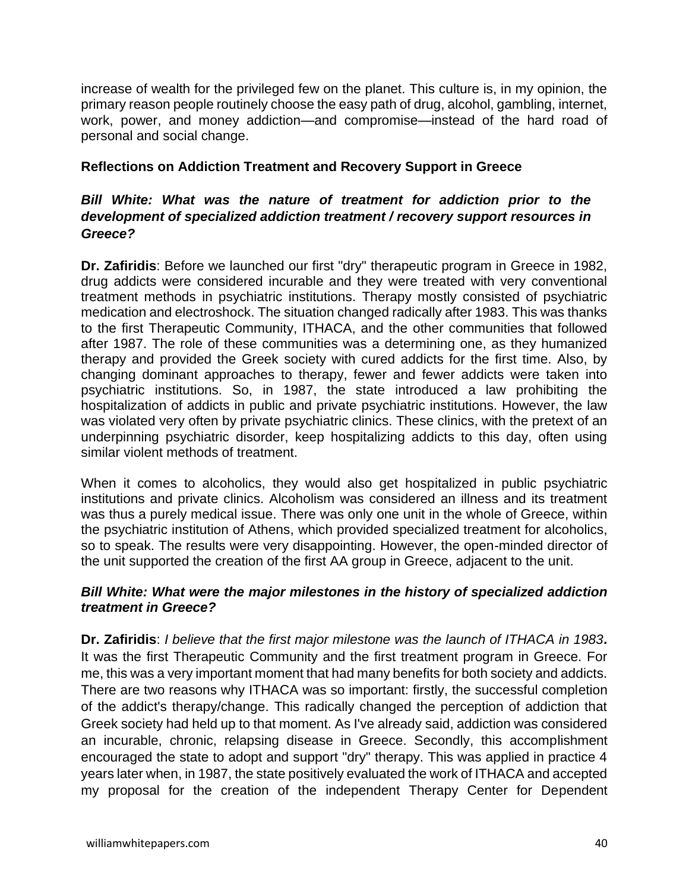increase of wealth for the privileged few on the planet. This culture is, in my opinion, the primary reason people routinely choose the easy path of drug, alcohol, gambling, internet, work, power, and money addiction—and compromise—instead of the hard road of personal and social change.

## Reflections on Addiction Treatment and Recovery Support in Greece

***Bill White: What was the nature of treatment for addiction prior to the development of specialized addiction treatment / recovery support resources in Greece?***

**Dr. Zafiridis**: Before we launched our first "dry" therapeutic program in Greece in 1982, drug addicts were considered incurable and they were treated with very conventional treatment methods in psychiatric institutions. Therapy mostly consisted of psychiatric medication and electroshock. The situation changed radically after 1983. This was thanks to the first Therapeutic Community, ITHACA, and the other communities that followed after 1987. The role of these communities was a determining one, as they humanized therapy and provided the Greek society with cured addicts for the first time. Also, by changing dominant approaches to therapy, fewer and fewer addicts were taken into psychiatric institutions. So, in 1987, the state introduced a law prohibiting the hospitalization of addicts in public and private psychiatric institutions. However, the law was violated very often by private psychiatric clinics. These clinics, with the pretext of an underpinning psychiatric disorder, keep hospitalizing addicts to this day, often using similar violent methods of treatment.

When it comes to alcoholics, they would also get hospitalized in public psychiatric institutions and private clinics. Alcoholism was considered an illness and its treatment was thus a purely medical issue. There was only one unit in the whole of Greece, within the psychiatric institution of Athens, which provided specialized treatment for alcoholics, so to speak. The results were very disappointing. However, the open-minded director of the unit supported the creation of the first AA group in Greece, adjacent to the unit.

***Bill White: What were the major milestones in the history of specialized addiction treatment in Greece?***

**Dr. Zafiridis**: *I believe that the first major milestone was the launch of ITHACA in 1983***.** It was the first Therapeutic Community and the first treatment program in Greece. For me, this was a very important moment that had many benefits for both society and addicts. There are two reasons why ITHACA was so important: firstly, the successful completion of the addict's therapy/change. This radically changed the perception of addiction that Greek society had held up to that moment. As I've already said, addiction was considered an incurable, chronic, relapsing disease in Greece. Secondly, this accomplishment encouraged the state to adopt and support "dry" therapy. This was applied in practice 4 years later when, in 1987, the state positively evaluated the work of ITHACA and accepted my proposal for the creation of the independent Therapy Center for Dependent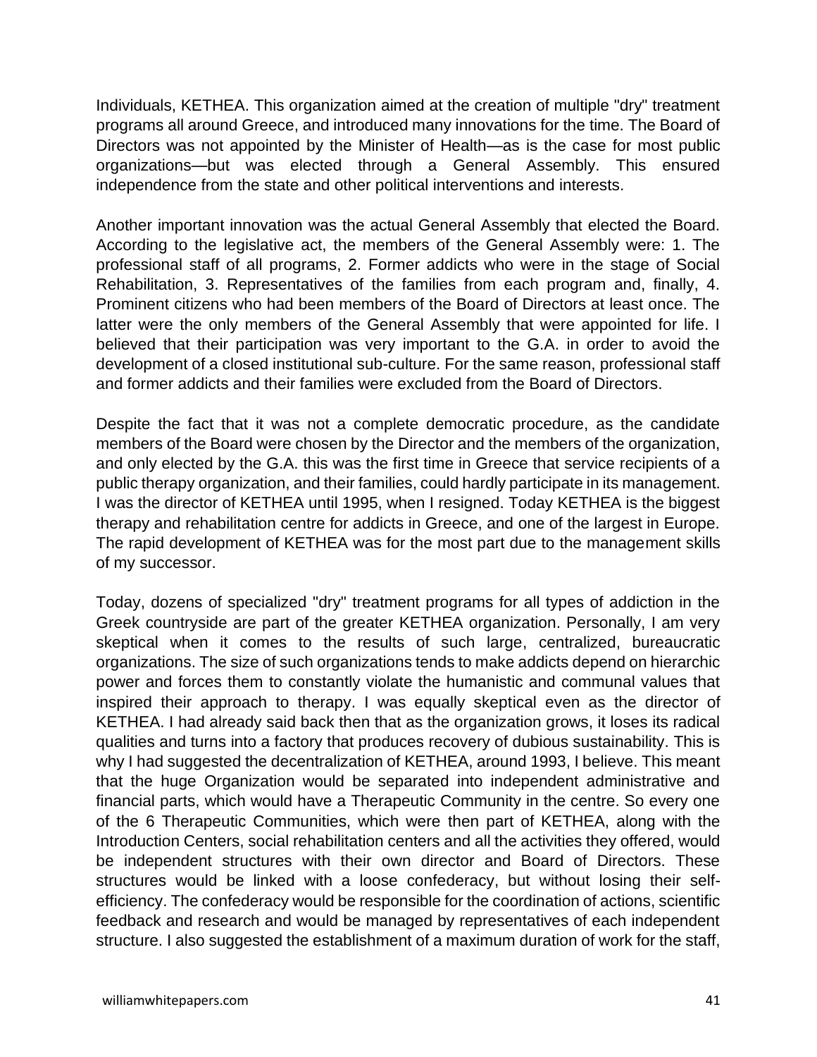Individuals, KETHEA. This organization aimed at the creation of multiple "dry" treatment programs all around Greece, and introduced many innovations for the time. The Board of Directors was not appointed by the Minister of Health—as is the case for most public organizations—but was elected through a General Assembly. This ensured independence from the state and other political interventions and interests.

Another important innovation was the actual General Assembly that elected the Board. According to the legislative act, the members of the General Assembly were: 1. The professional staff of all programs, 2. Former addicts who were in the stage of Social Rehabilitation, 3. Representatives of the families from each program and, finally, 4. Prominent citizens who had been members of the Board of Directors at least once. The latter were the only members of the General Assembly that were appointed for life. I believed that their participation was very important to the G.A. in order to avoid the development of a closed institutional sub-culture. For the same reason, professional staff and former addicts and their families were excluded from the Board of Directors.

Despite the fact that it was not a complete democratic procedure, as the candidate members of the Board were chosen by the Director and the members of the organization, and only elected by the G.A. this was the first time in Greece that service recipients of a public therapy organization, and their families, could hardly participate in its management. I was the director of KETHEA until 1995, when I resigned. Today KETHEA is the biggest therapy and rehabilitation centre for addicts in Greece, and one of the largest in Europe. The rapid development of KETHEA was for the most part due to the management skills of my successor.

Today, dozens of specialized "dry" treatment programs for all types of addiction in the Greek countryside are part of the greater KETHEA organization. Personally, I am very skeptical when it comes to the results of such large, centralized, bureaucratic organizations. The size of such organizations tends to make addicts depend on hierarchic power and forces them to constantly violate the humanistic and communal values that inspired their approach to therapy. I was equally skeptical even as the director of KETHEA. I had already said back then that as the organization grows, it loses its radical qualities and turns into a factory that produces recovery of dubious sustainability. This is why I had suggested the decentralization of KETHEA, around 1993, I believe. This meant that the huge Organization would be separated into independent administrative and financial parts, which would have a Therapeutic Community in the centre. So every one of the 6 Therapeutic Communities, which were then part of KETHEA, along with the Introduction Centers, social rehabilitation centers and all the activities they offered, would be independent structures with their own director and Board of Directors. These structures would be linked with a loose confederacy, but without losing their self-efficiency. The confederacy would be responsible for the coordination of actions, scientific feedback and research and would be managed by representatives of each independent structure. I also suggested the establishment of a maximum duration of work for the staff,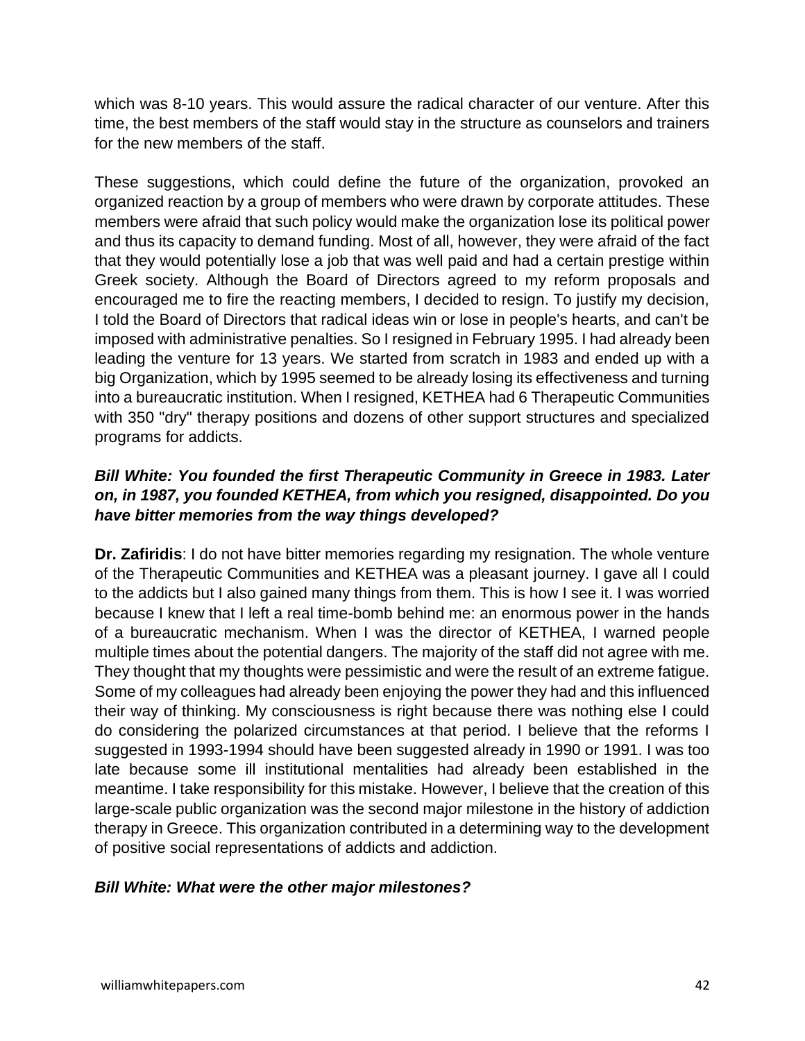which was 8-10 years. This would assure the radical character of our venture. After this time, the best members of the staff would stay in the structure as counselors and trainers for the new members of the staff.

These suggestions, which could define the future of the organization, provoked an organized reaction by a group of members who were drawn by corporate attitudes. These members were afraid that such policy would make the organization lose its political power and thus its capacity to demand funding. Most of all, however, they were afraid of the fact that they would potentially lose a job that was well paid and had a certain prestige within Greek society. Although the Board of Directors agreed to my reform proposals and encouraged me to fire the reacting members, I decided to resign. To justify my decision, I told the Board of Directors that radical ideas win or lose in people's hearts, and can't be imposed with administrative penalties. So I resigned in February 1995. I had already been leading the venture for 13 years. We started from scratch in 1983 and ended up with a big Organization, which by 1995 seemed to be already losing its effectiveness and turning into a bureaucratic institution. When I resigned, KETHEA had 6 Therapeutic Communities with 350 "dry" therapy positions and dozens of other support structures and specialized programs for addicts.

***Bill White: You founded the first Therapeutic Community in Greece in 1983. Later on, in 1987, you founded KETHEA, from which you resigned, disappointed. Do you have bitter memories from the way things developed?***

**Dr. Zafiridis**: I do not have bitter memories regarding my resignation. The whole venture of the Therapeutic Communities and KETHEA was a pleasant journey. I gave all I could to the addicts but I also gained many things from them. This is how I see it. I was worried because I knew that I left a real time-bomb behind me: an enormous power in the hands of a bureaucratic mechanism. When I was the director of KETHEA, I warned people multiple times about the potential dangers. The majority of the staff did not agree with me. They thought that my thoughts were pessimistic and were the result of an extreme fatigue. Some of my colleagues had already been enjoying the power they had and this influenced their way of thinking. My consciousness is right because there was nothing else I could do considering the polarized circumstances at that period. I believe that the reforms I suggested in 1993-1994 should have been suggested already in 1990 or 1991. I was too late because some ill institutional mentalities had already been established in the meantime. I take responsibility for this mistake. However, I believe that the creation of this large-scale public organization was the second major milestone in the history of addiction therapy in Greece. This organization contributed in a determining way to the development of positive social representations of addicts and addiction.

***Bill White: What were the other major milestones?***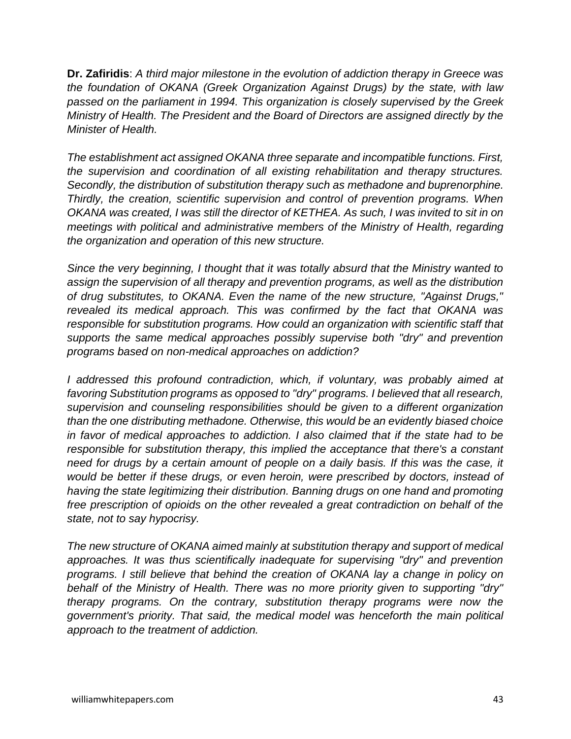**Dr. Zafiridis**: *A third major milestone in the evolution of addiction therapy in Greece was the foundation of OKANA (Greek Organization Against Drugs) by the state, with law passed on the parliament in 1994. This organization is closely supervised by the Greek Ministry of Health. The President and the Board of Directors are assigned directly by the Minister of Health.*

*The establishment act assigned OKANA three separate and incompatible functions. First, the supervision and coordination of all existing rehabilitation and therapy structures. Secondly, the distribution of substitution therapy such as methadone and buprenorphine. Thirdly, the creation, scientific supervision and control of prevention programs. When OKANA was created, I was still the director of KETHEA. As such, I was invited to sit in on meetings with political and administrative members of the Ministry of Health, regarding the organization and operation of this new structure.*

*Since the very beginning, I thought that it was totally absurd that the Ministry wanted to assign the supervision of all therapy and prevention programs, as well as the distribution of drug substitutes, to OKANA. Even the name of the new structure, "Against Drugs," revealed its medical approach. This was confirmed by the fact that OKANA was responsible for substitution programs. How could an organization with scientific staff that supports the same medical approaches possibly supervise both "dry" and prevention programs based on non-medical approaches on addiction?*

*I addressed this profound contradiction, which, if voluntary, was probably aimed at favoring Substitution programs as opposed to "dry" programs. I believed that all research, supervision and counseling responsibilities should be given to a different organization than the one distributing methadone. Otherwise, this would be an evidently biased choice in favor of medical approaches to addiction. I also claimed that if the state had to be responsible for substitution therapy, this implied the acceptance that there's a constant need for drugs by a certain amount of people on a daily basis. If this was the case, it would be better if these drugs, or even heroin, were prescribed by doctors, instead of having the state legitimizing their distribution. Banning drugs on one hand and promoting free prescription of opioids on the other revealed a great contradiction on behalf of the state, not to say hypocrisy.*

*The new structure of OKANA aimed mainly at substitution therapy and support of medical approaches. It was thus scientifically inadequate for supervising "dry" and prevention programs. I still believe that behind the creation of OKANA lay a change in policy on behalf of the Ministry of Health. There was no more priority given to supporting "dry" therapy programs. On the contrary, substitution therapy programs were now the government's priority. That said, the medical model was henceforth the main political approach to the treatment of addiction.*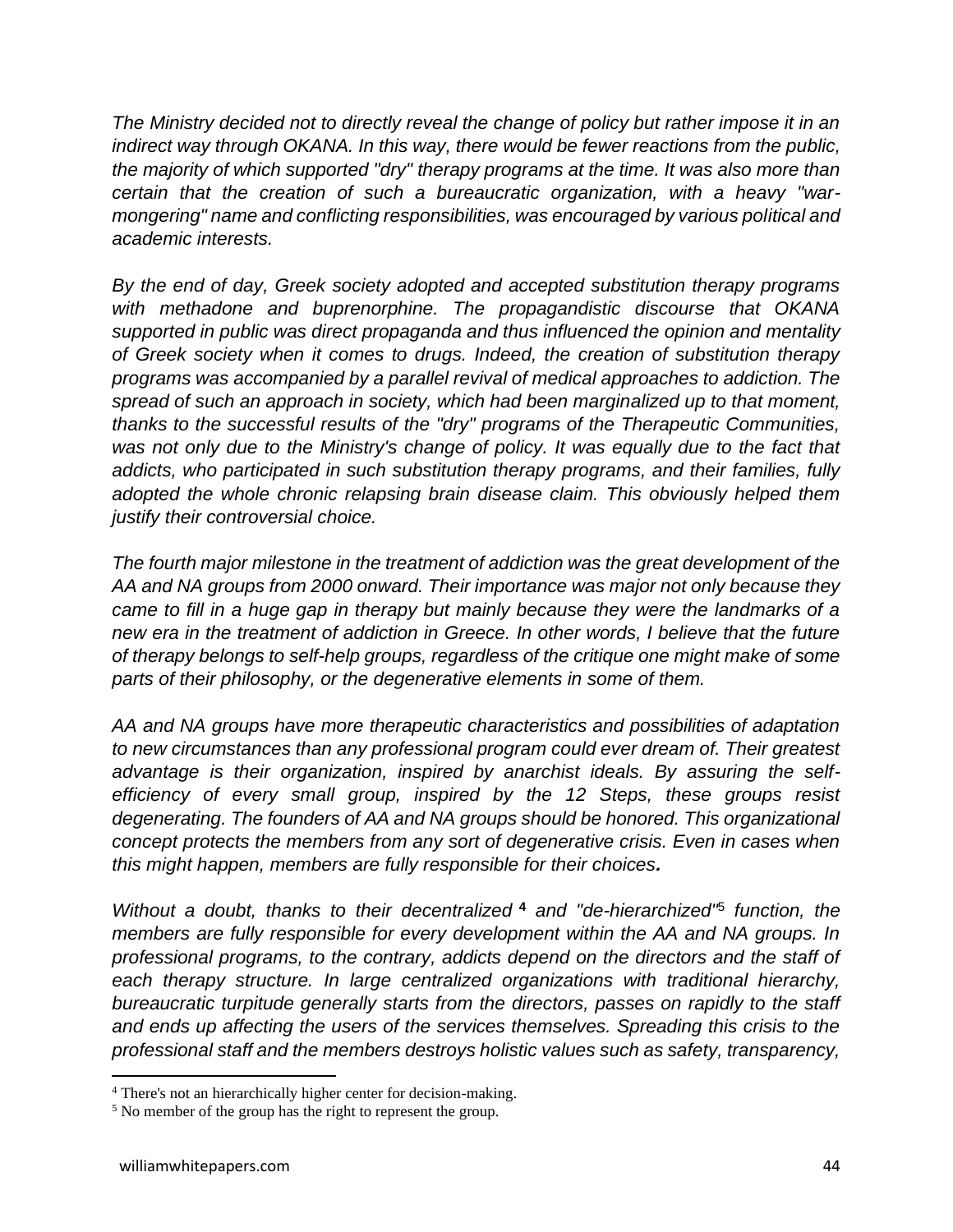*The Ministry decided not to directly reveal the change of policy but rather impose it in an indirect way through OKANA. In this way, there would be fewer reactions from the public, the majority of which supported "dry" therapy programs at the time. It was also more than certain that the creation of such a bureaucratic organization, with a heavy "war-mongering" name and conflicting responsibilities, was encouraged by various political and academic interests.*

*By the end of day, Greek society adopted and accepted substitution therapy programs with methadone and buprenorphine. The propagandistic discourse that OKANA supported in public was direct propaganda and thus influenced the opinion and mentality of Greek society when it comes to drugs. Indeed, the creation of substitution therapy programs was accompanied by a parallel revival of medical approaches to addiction. The spread of such an approach in society, which had been marginalized up to that moment, thanks to the successful results of the "dry" programs of the Therapeutic Communities, was not only due to the Ministry's change of policy. It was equally due to the fact that addicts, who participated in such substitution therapy programs, and their families, fully adopted the whole chronic relapsing brain disease claim. This obviously helped them justify their controversial choice.*

*The fourth major milestone in the treatment of addiction was the great development of the AA and NA groups from 2000 onward. Their importance was major not only because they came to fill in a huge gap in therapy but mainly because they were the landmarks of a new era in the treatment of addiction in Greece. In other words, I believe that the future of therapy belongs to self-help groups, regardless of the critique one might make of some parts of their philosophy, or the degenerative elements in some of them.*

*AA and NA groups have more therapeutic characteristics and possibilities of adaptation to new circumstances than any professional program could ever dream of. Their greatest advantage is their organization, inspired by anarchist ideals. By assuring the self-efficiency of every small group, inspired by the 12 Steps, these groups resist degenerating. The founders of AA and NA groups should be honored. This organizational concept protects the members from any sort of degenerative crisis. Even in cases when this might happen, members are fully responsible for their choices.*

*Without a doubt, thanks to their decentralized*[4] *and "de-hierarchized"*[5] *function, the members are fully responsible for every development within the AA and NA groups. In professional programs, to the contrary, addicts depend on the directors and the staff of each therapy structure. In large centralized organizations with traditional hierarchy, bureaucratic turpitude generally starts from the directors, passes on rapidly to the staff and ends up affecting the users of the services themselves. Spreading this crisis to the professional staff and the members destroys holistic values such as safety, transparency,*

---

[4] There's not an hierarchically higher center for decision-making.

[5] No member of the group has the right to represent the group.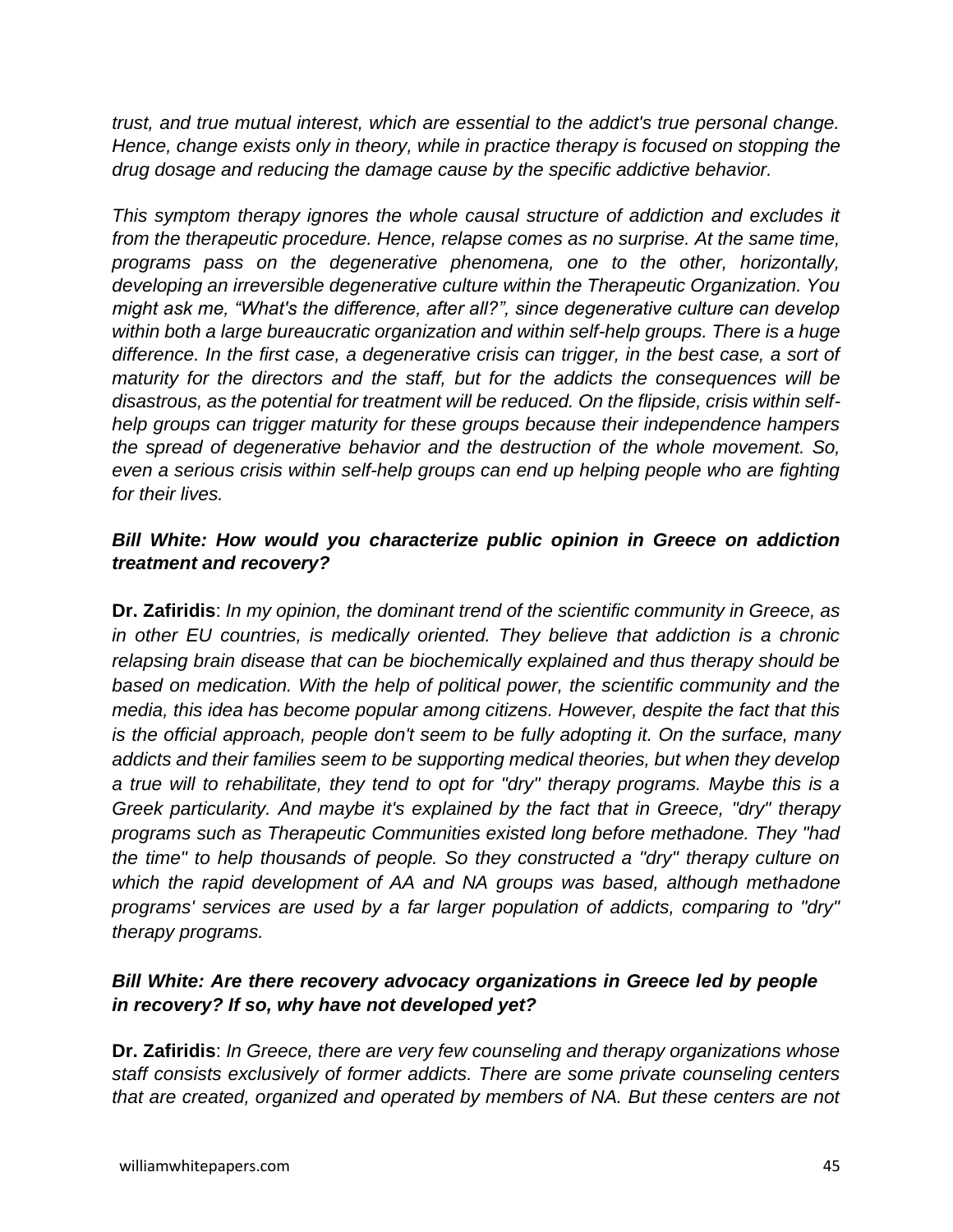*trust, and true mutual interest, which are essential to the addict's true personal change. Hence, change exists only in theory, while in practice therapy is focused on stopping the drug dosage and reducing the damage cause by the specific addictive behavior.*

*This symptom therapy ignores the whole causal structure of addiction and excludes it from the therapeutic procedure. Hence, relapse comes as no surprise. At the same time, programs pass on the degenerative phenomena, one to the other, horizontally, developing an irreversible degenerative culture within the Therapeutic Organization. You might ask me, "What's the difference, after all?", since degenerative culture can develop within both a large bureaucratic organization and within self-help groups. There is a huge difference. In the first case, a degenerative crisis can trigger, in the best case, a sort of maturity for the directors and the staff, but for the addicts the consequences will be disastrous, as the potential for treatment will be reduced. On the flipside, crisis within self-help groups can trigger maturity for these groups because their independence hampers the spread of degenerative behavior and the destruction of the whole movement. So, even a serious crisis within self-help groups can end up helping people who are fighting for their lives.*

***Bill White: How would you characterize public opinion in Greece on addiction treatment and recovery?***

**Dr. Zafiridis**: *In my opinion, the dominant trend of the scientific community in Greece, as in other EU countries, is medically oriented. They believe that addiction is a chronic relapsing brain disease that can be biochemically explained and thus therapy should be based on medication. With the help of political power, the scientific community and the media, this idea has become popular among citizens. However, despite the fact that this is the official approach, people don't seem to be fully adopting it. On the surface, many addicts and their families seem to be supporting medical theories, but when they develop a true will to rehabilitate, they tend to opt for "dry" therapy programs. Maybe this is a Greek particularity. And maybe it's explained by the fact that in Greece, "dry" therapy programs such as Therapeutic Communities existed long before methadone. They "had the time" to help thousands of people. So they constructed a "dry" therapy culture on which the rapid development of AA and NA groups was based, although methadone programs' services are used by a far larger population of addicts, comparing to "dry" therapy programs.*

***Bill White: Are there recovery advocacy organizations in Greece led by people in recovery? If so, why have not developed yet?***

**Dr. Zafiridis**: *In Greece, there are very few counseling and therapy organizations whose staff consists exclusively of former addicts. There are some private counseling centers that are created, organized and operated by members of NA. But these centers are not*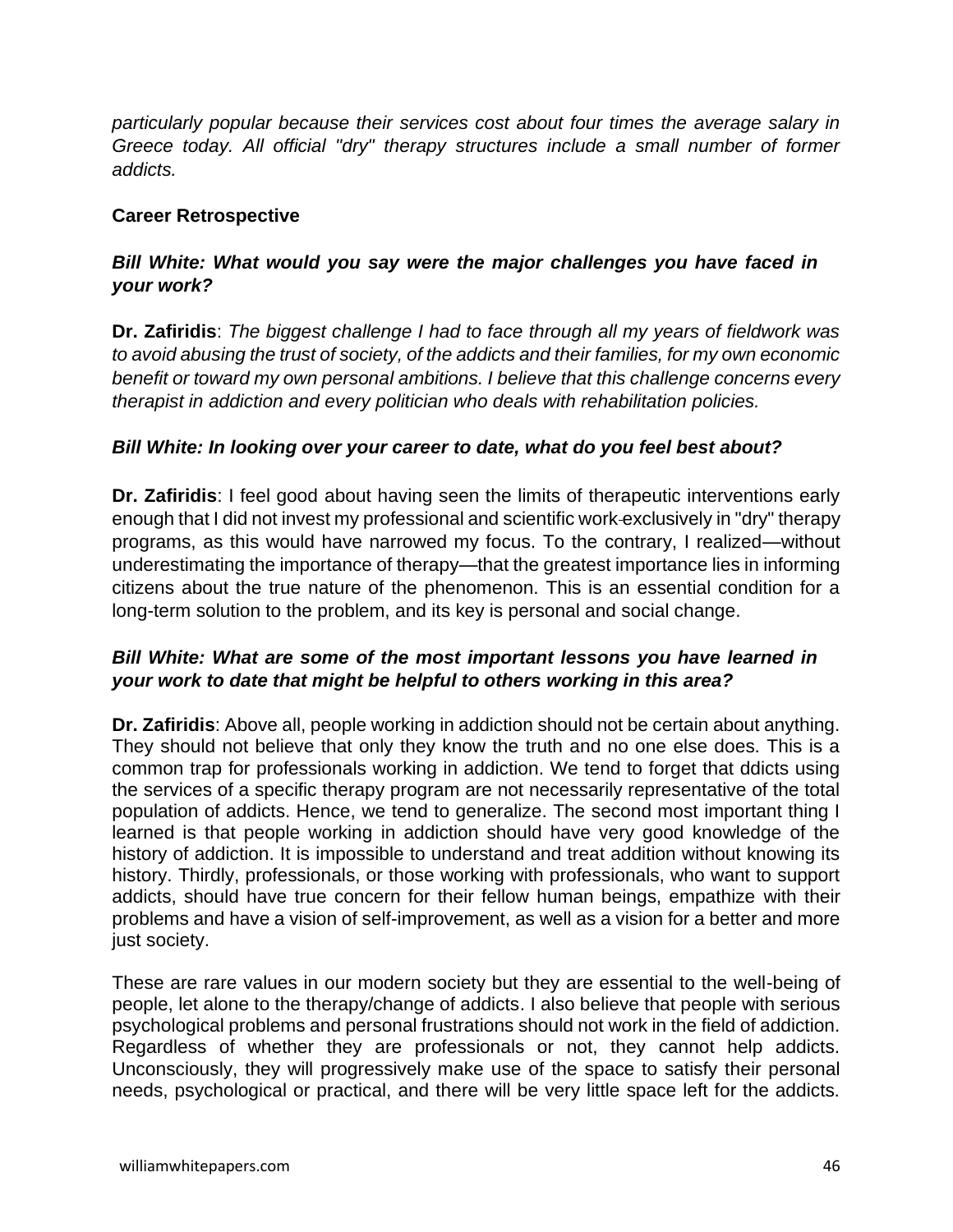*particularly popular because their services cost about four times the average salary in Greece today. All official "dry" therapy structures include a small number of former addicts.*

**Career Retrospective**

***Bill White: What would you say were the major challenges you have faced in your work?***

**Dr. Zafiridis**: *The biggest challenge I had to face through all my years of fieldwork was to avoid abusing the trust of society, of the addicts and their families, for my own economic benefit or toward my own personal ambitions. I believe that this challenge concerns every therapist in addiction and every politician who deals with rehabilitation policies.*

***Bill White: In looking over your career to date, what do you feel best about?***

**Dr. Zafiridis**: I feel good about having seen the limits of therapeutic interventions early enough that I did not invest my professional and scientific work exclusively in "dry" therapy programs, as this would have narrowed my focus. To the contrary, I realized—without underestimating the importance of therapy—that the greatest importance lies in informing citizens about the true nature of the phenomenon. This is an essential condition for a long-term solution to the problem, and its key is personal and social change.

***Bill White: What are some of the most important lessons you have learned in your work to date that might be helpful to others working in this area?***

**Dr. Zafiridis**: Above all, people working in addiction should not be certain about anything. They should not believe that only they know the truth and no one else does. This is a common trap for professionals working in addiction. We tend to forget that ddicts using the services of a specific therapy program are not necessarily representative of the total population of addicts. Hence, we tend to generalize. The second most important thing I learned is that people working in addiction should have very good knowledge of the history of addiction. It is impossible to understand and treat addition without knowing its history. Thirdly, professionals, or those working with professionals, who want to support addicts, should have true concern for their fellow human beings, empathize with their problems and have a vision of self-improvement, as well as a vision for a better and more just society.

These are rare values in our modern society but they are essential to the well-being of people, let alone to the therapy/change of addicts. I also believe that people with serious psychological problems and personal frustrations should not work in the field of addiction. Regardless of whether they are professionals or not, they cannot help addicts. Unconsciously, they will progressively make use of the space to satisfy their personal needs, psychological or practical, and there will be very little space left for the addicts.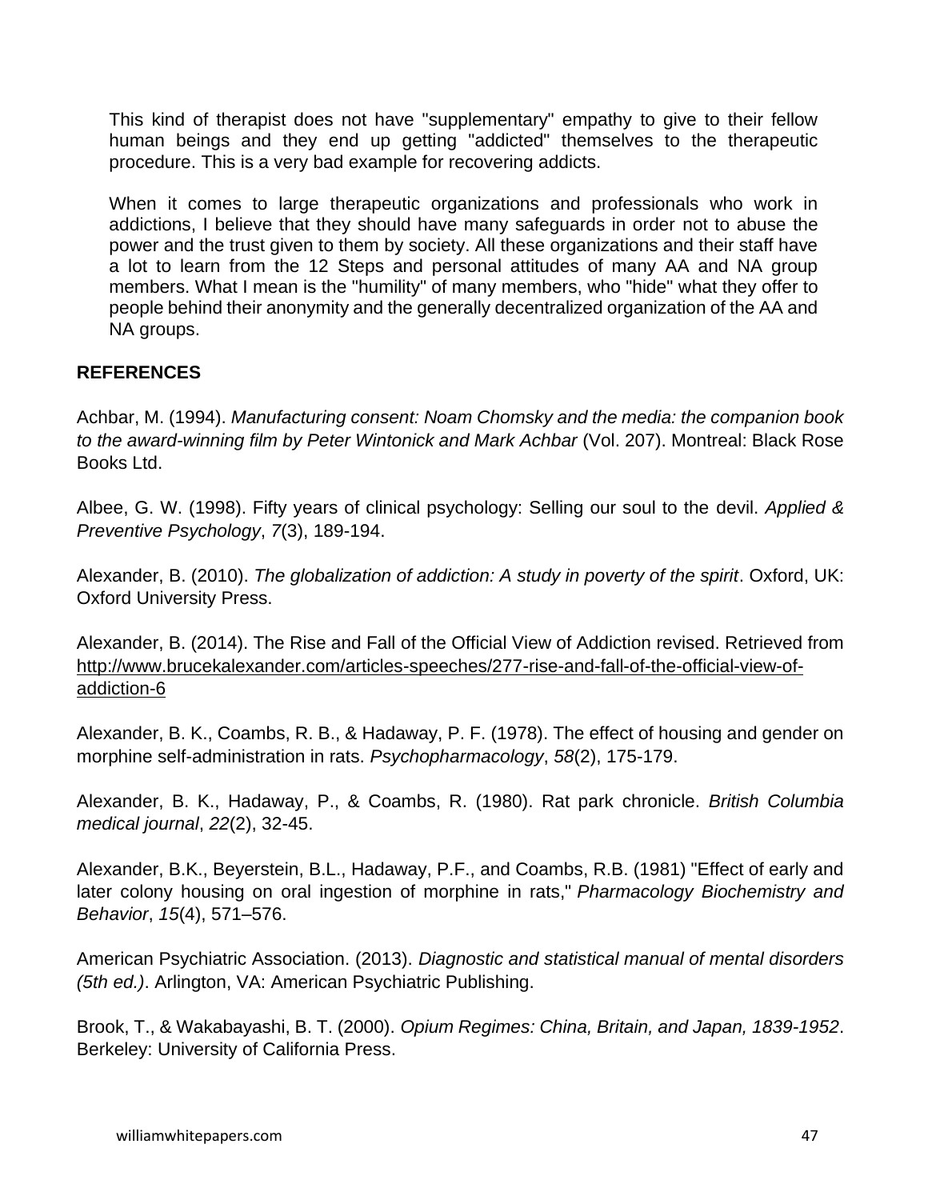This kind of therapist does not have "supplementary" empathy to give to their fellow human beings and they end up getting "addicted" themselves to the therapeutic procedure. This is a very bad example for recovering addicts.

When it comes to large therapeutic organizations and professionals who work in addictions, I believe that they should have many safeguards in order not to abuse the power and the trust given to them by society. All these organizations and their staff have a lot to learn from the 12 Steps and personal attitudes of many AA and NA group members. What I mean is the "humility" of many members, who "hide" what they offer to people behind their anonymity and the generally decentralized organization of the AA and NA groups.

## REFERENCES

Achbar, M. (1994). *Manufacturing consent: Noam Chomsky and the media: the companion book to the award-winning film by Peter Wintonick and Mark Achbar* (Vol. 207). Montreal: Black Rose Books Ltd.

Albee, G. W. (1998). Fifty years of clinical psychology: Selling our soul to the devil. *Applied & Preventive Psychology*, *7*(3), 189-194.

Alexander, B. (2010). *The globalization of addiction: A study in poverty of the spirit*. Oxford, UK: Oxford University Press.

Alexander, B. (2014). The Rise and Fall of the Official View of Addiction revised. Retrieved from http://www.brucekalexander.com/articles-speeches/277-rise-and-fall-of-the-official-view-of-addiction-6

Alexander, B. K., Coambs, R. B., & Hadaway, P. F. (1978). The effect of housing and gender on morphine self-administration in rats. *Psychopharmacology*, *58*(2), 175-179.

Alexander, B. K., Hadaway, P., & Coambs, R. (1980). Rat park chronicle. *British Columbia medical journal*, *22*(2), 32-45.

Alexander, B.K., Beyerstein, B.L., Hadaway, P.F., and Coambs, R.B. (1981) "Effect of early and later colony housing on oral ingestion of morphine in rats," *Pharmacology Biochemistry and Behavior*, *15*(4), 571–576.

American Psychiatric Association. (2013). *Diagnostic and statistical manual of mental disorders (5th ed.)*. Arlington, VA: American Psychiatric Publishing.

Brook, T., & Wakabayashi, B. T. (2000). *Opium Regimes: China, Britain, and Japan, 1839-1952*. Berkeley: University of California Press.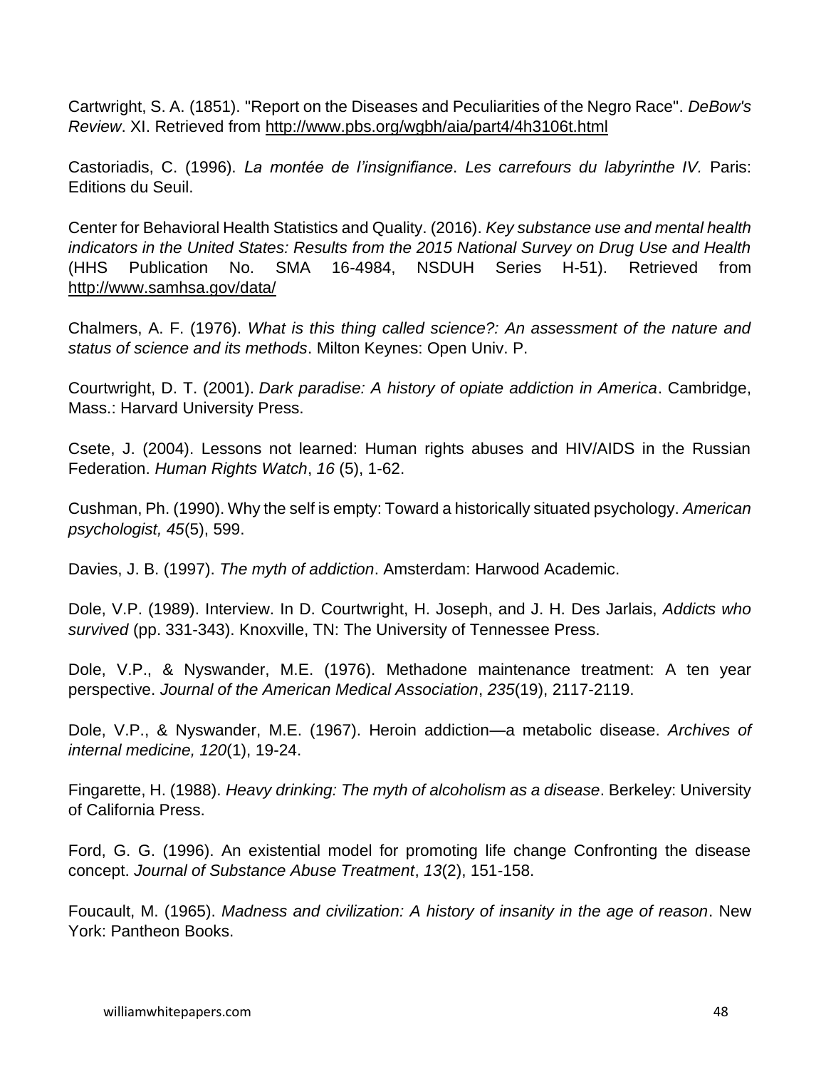Cartwright, S. A. (1851). "Report on the Diseases and Peculiarities of the Negro Race". *DeBow's Review*. XI. Retrieved from http://www.pbs.org/wgbh/aia/part4/4h3106t.html

Castoriadis, C. (1996). *La montée de l'insignifiance. Les carrefours du labyrinthe IV.* Paris: Editions du Seuil.

Center for Behavioral Health Statistics and Quality. (2016). *Key substance use and mental health indicators in the United States: Results from the 2015 National Survey on Drug Use and Health* (HHS Publication No. SMA 16-4984, NSDUH Series H-51). Retrieved from http://www.samhsa.gov/data/

Chalmers, A. F. (1976). *What is this thing called science?: An assessment of the nature and status of science and its methods*. Milton Keynes: Open Univ. P.

Courtwright, D. T. (2001). *Dark paradise: A history of opiate addiction in America*. Cambridge, Mass.: Harvard University Press.

Csete, J. (2004). Lessons not learned: Human rights abuses and HIV/AIDS in the Russian Federation. *Human Rights Watch*, *16* (5), 1-62.

Cushman, Ph. (1990). Why the self is empty: Toward a historically situated psychology. *American psychologist, 45*(5), 599.

Davies, J. B. (1997). *The myth of addiction*. Amsterdam: Harwood Academic.

Dole, V.P. (1989). Interview. In D. Courtwright, H. Joseph, and J. H. Des Jarlais, *Addicts who survived* (pp. 331-343). Knoxville, TN: The University of Tennessee Press.

Dole, V.P., & Nyswander, M.E. (1976). Methadone maintenance treatment: A ten year perspective. *Journal of the American Medical Association*, *235*(19), 2117-2119.

Dole, V.P., & Nyswander, M.E. (1967). Heroin addiction—a metabolic disease. *Archives of internal medicine, 120*(1), 19-24.

Fingarette, H. (1988). *Heavy drinking: The myth of alcoholism as a disease*. Berkeley: University of California Press.

Ford, G. G. (1996). An existential model for promoting life change Confronting the disease concept. *Journal of Substance Abuse Treatment*, *13*(2), 151-158.

Foucault, M. (1965). *Madness and civilization: A history of insanity in the age of reason*. New York: Pantheon Books.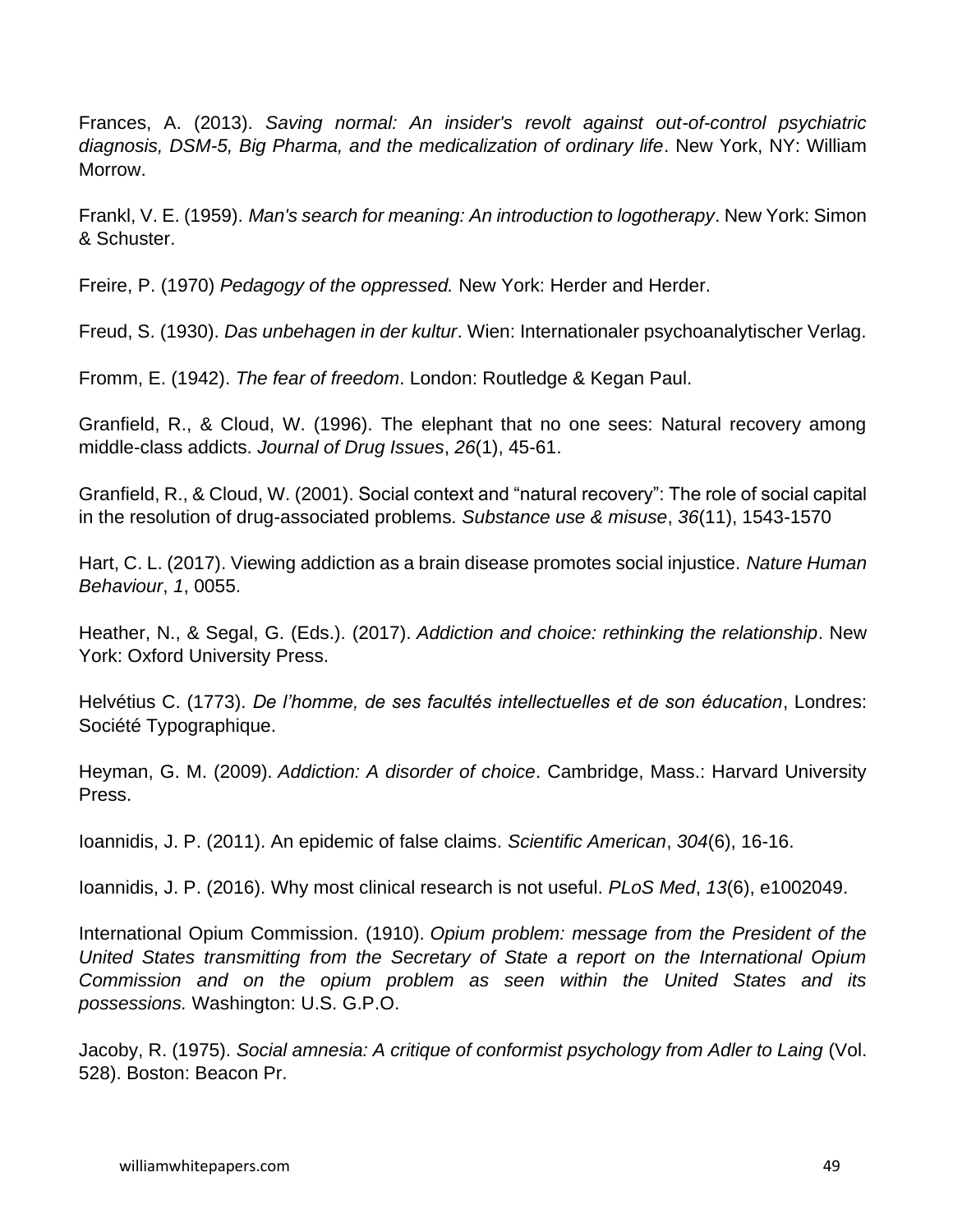Frances, A. (2013). *Saving normal: An insider's revolt against out-of-control psychiatric diagnosis, DSM-5, Big Pharma, and the medicalization of ordinary life*. New York, NY: William Morrow.

Frankl, V. E. (1959). *Man's search for meaning: An introduction to logotherapy*. New York: Simon & Schuster.

Freire, P. (1970) *Pedagogy of the oppressed.* New York: Herder and Herder.

Freud, S. (1930). *Das unbehagen in der kultur*. Wien: Internationaler psychoanalytischer Verlag.

Fromm, E. (1942). *The fear of freedom*. London: Routledge & Kegan Paul.

Granfield, R., & Cloud, W. (1996). The elephant that no one sees: Natural recovery among middle-class addicts. *Journal of Drug Issues*, *26*(1), 45-61.

Granfield, R., & Cloud, W. (2001). Social context and "natural recovery": The role of social capital in the resolution of drug-associated problems. *Substance use & misuse*, *36*(11), 1543-1570

Hart, C. L. (2017). Viewing addiction as a brain disease promotes social injustice. *Nature Human Behaviour*, *1*, 0055.

Heather, N., & Segal, G. (Eds.). (2017). *Addiction and choice: rethinking the relationship*. New York: Oxford University Press.

Helvétius C. (1773). *De l'homme, de ses facultés intellectuelles et de son éducation*, Londres: Société Typographique.

Heyman, G. M. (2009). *Addiction: A disorder of choice*. Cambridge, Mass.: Harvard University Press.

Ioannidis, J. P. (2011). An epidemic of false claims. *Scientific American*, *304*(6), 16-16.

Ioannidis, J. P. (2016). Why most clinical research is not useful. *PLoS Med*, *13*(6), e1002049.

International Opium Commission. (1910). *Opium problem: message from the President of the United States transmitting from the Secretary of State a report on the International Opium Commission and on the opium problem as seen within the United States and its possessions.* Washington: U.S. G.P.O.

Jacoby, R. (1975). *Social amnesia: A critique of conformist psychology from Adler to Laing* (Vol. 528). Boston: Beacon Pr.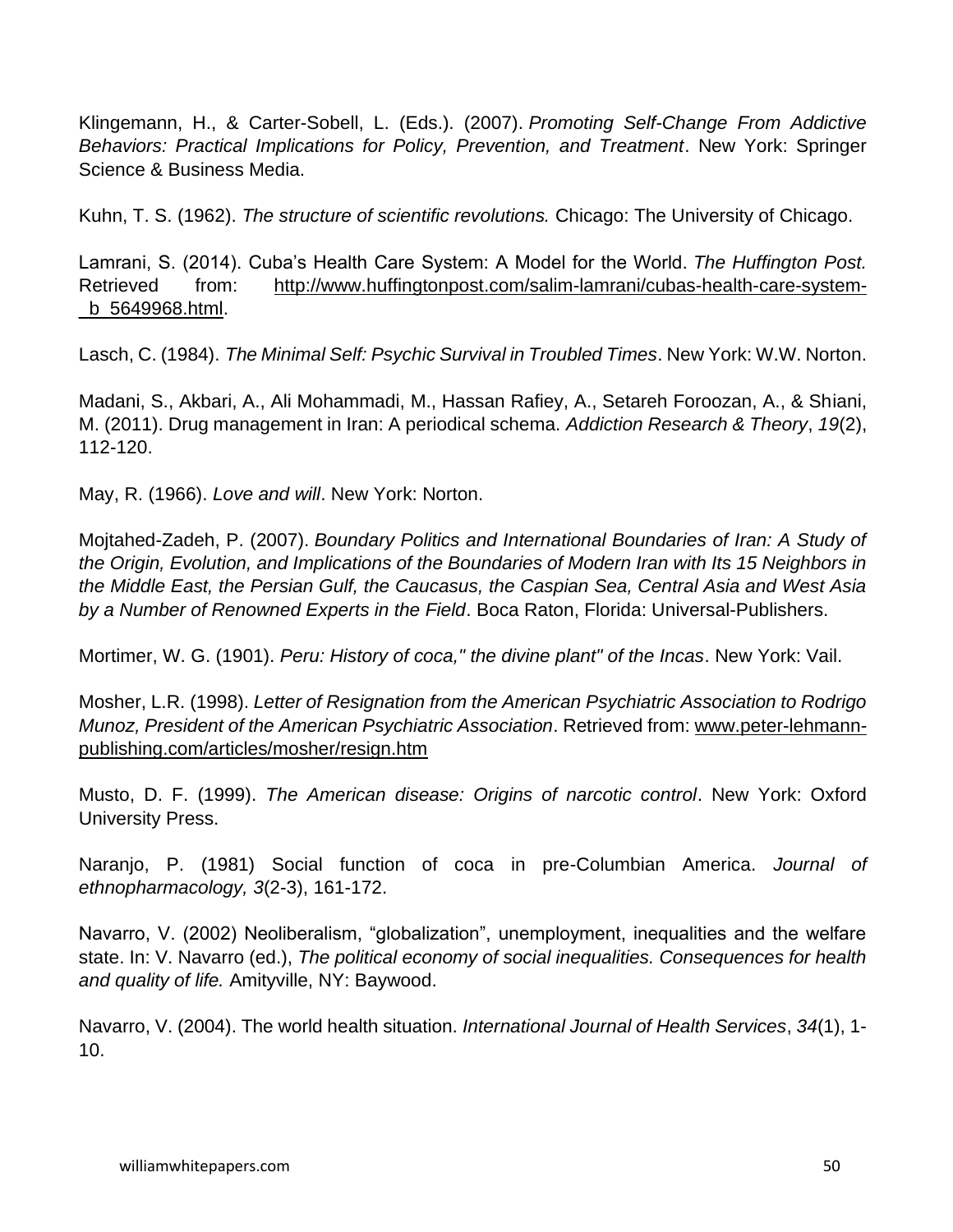Klingemann, H., & Carter-Sobell, L. (Eds.). (2007). *Promoting Self-Change From Addictive Behaviors: Practical Implications for Policy, Prevention, and Treatment*. New York: Springer Science & Business Media.

Kuhn, T. S. (1962). *The structure of scientific revolutions.* Chicago: The University of Chicago.

Lamrani, S. (2014). Cuba's Health Care System: A Model for the World. *The Huffington Post.* Retrieved from: http://www.huffingtonpost.com/salim-lamrani/cubas-health-care-system-_b_5649968.html.

Lasch, C. (1984). *The Minimal Self: Psychic Survival in Troubled Times*. New York: W.W. Norton.

Madani, S., Akbari, A., Ali Mohammadi, M., Hassan Rafiey, A., Setareh Foroozan, A., & Shiani, M. (2011). Drug management in Iran: A periodical schema. *Addiction Research & Theory*, *19*(2), 112-120.

May, R. (1966). *Love and will*. New York: Norton.

Mojtahed-Zadeh, P. (2007). *Boundary Politics and International Boundaries of Iran: A Study of the Origin, Evolution, and Implications of the Boundaries of Modern Iran with Its 15 Neighbors in the Middle East, the Persian Gulf, the Caucasus, the Caspian Sea, Central Asia and West Asia by a Number of Renowned Experts in the Field*. Boca Raton, Florida: Universal-Publishers.

Mortimer, W. G. (1901). *Peru: History of coca," the divine plant" of the Incas*. New York: Vail.

Mosher, L.R. (1998). *Letter of Resignation from the American Psychiatric Association to Rodrigo Munoz, President of the American Psychiatric Association*. Retrieved from: www.peter-lehmann-publishing.com/articles/mosher/resign.htm

Musto, D. F. (1999). *The American disease: Origins of narcotic control*. New York: Oxford University Press.

Naranjo, P. (1981) Social function of coca in pre-Columbian America. *Journal of ethnopharmacology, 3*(2-3), 161-172.

Navarro, V. (2002) Neoliberalism, "globalization", unemployment, inequalities and the welfare state. In: V. Navarro (ed.), *The political economy of social inequalities. Consequences for health and quality of life.* Amityville, NY: Baywood.

Navarro, V. (2004). The world health situation. *International Journal of Health Services*, *34*(1), 1-10.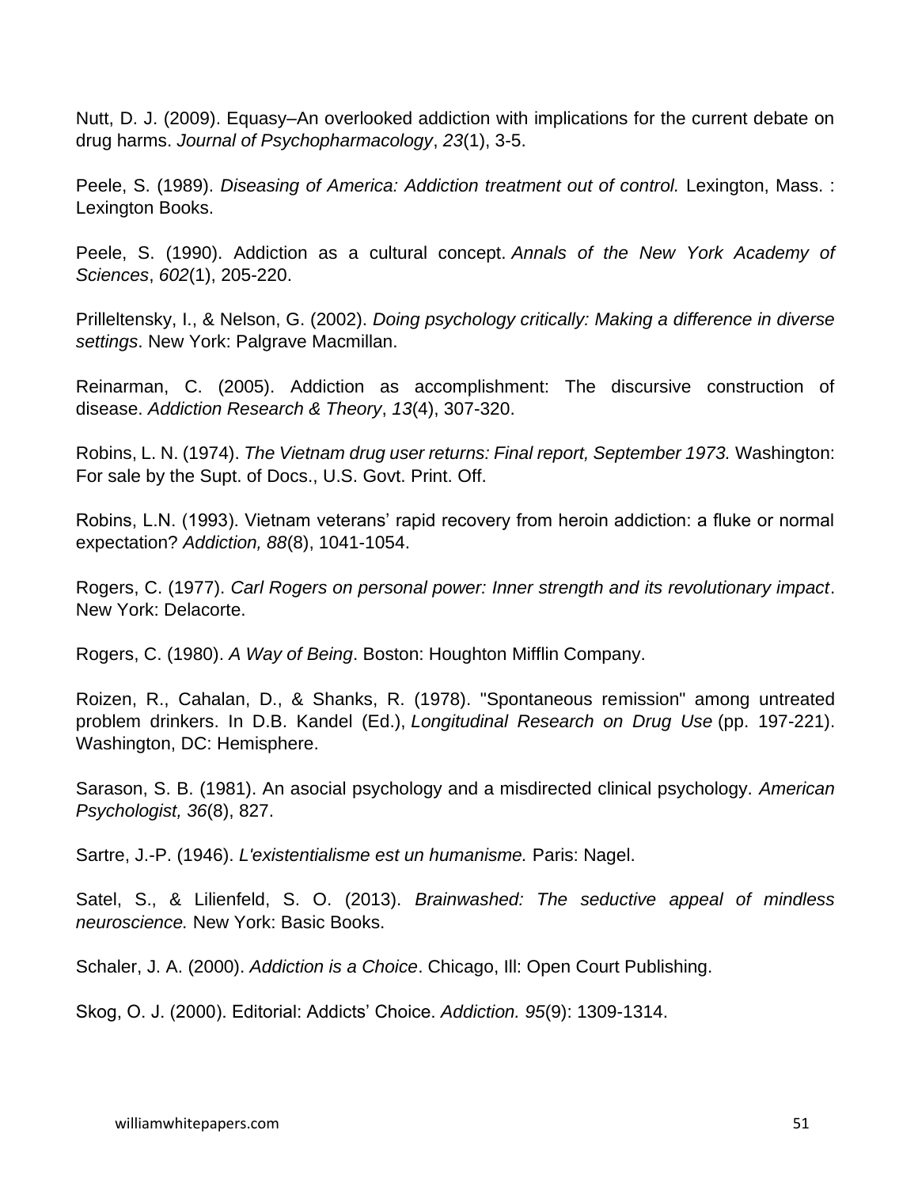Nutt, D. J. (2009). Equasy–An overlooked addiction with implications for the current debate on drug harms. *Journal of Psychopharmacology*, *23*(1), 3-5.

Peele, S. (1989). *Diseasing of America: Addiction treatment out of control.* Lexington, Mass. : Lexington Books.

Peele, S. (1990). Addiction as a cultural concept. *Annals of the New York Academy of Sciences*, *602*(1), 205-220.

Prilleltensky, I., & Nelson, G. (2002). *Doing psychology critically: Making a difference in diverse settings*. New York: Palgrave Macmillan.

Reinarman, C. (2005). Addiction as accomplishment: The discursive construction of disease. *Addiction Research & Theory*, *13*(4), 307-320.

Robins, L. N. (1974). *The Vietnam drug user returns: Final report, September 1973.* Washington: For sale by the Supt. of Docs., U.S. Govt. Print. Off.

Robins, L.N. (1993). Vietnam veterans' rapid recovery from heroin addiction: a fluke or normal expectation? *Addiction, 88*(8), 1041-1054.

Rogers, C. (1977). *Carl Rogers on personal power: Inner strength and its revolutionary impact*. New York: Delacorte.

Rogers, C. (1980). *A Way of Being*. Boston: Houghton Mifflin Company.

Roizen, R., Cahalan, D., & Shanks, R. (1978). "Spontaneous remission" among untreated problem drinkers. In D.B. Kandel (Ed.), *Longitudinal Research on Drug Use* (pp. 197-221). Washington, DC: Hemisphere.

Sarason, S. B. (1981). An asocial psychology and a misdirected clinical psychology. *American Psychologist, 36*(8), 827.

Sartre, J.-P. (1946). *L'existentialisme est un humanisme.* Paris: Nagel.

Satel, S., & Lilienfeld, S. O. (2013). *Brainwashed: The seductive appeal of mindless neuroscience.* New York: Basic Books.

Schaler, J. A. (2000). *Addiction is a Choice*. Chicago, Ill: Open Court Publishing.

Skog, O. J. (2000). Editorial: Addicts' Choice. *Addiction. 95*(9): 1309-1314.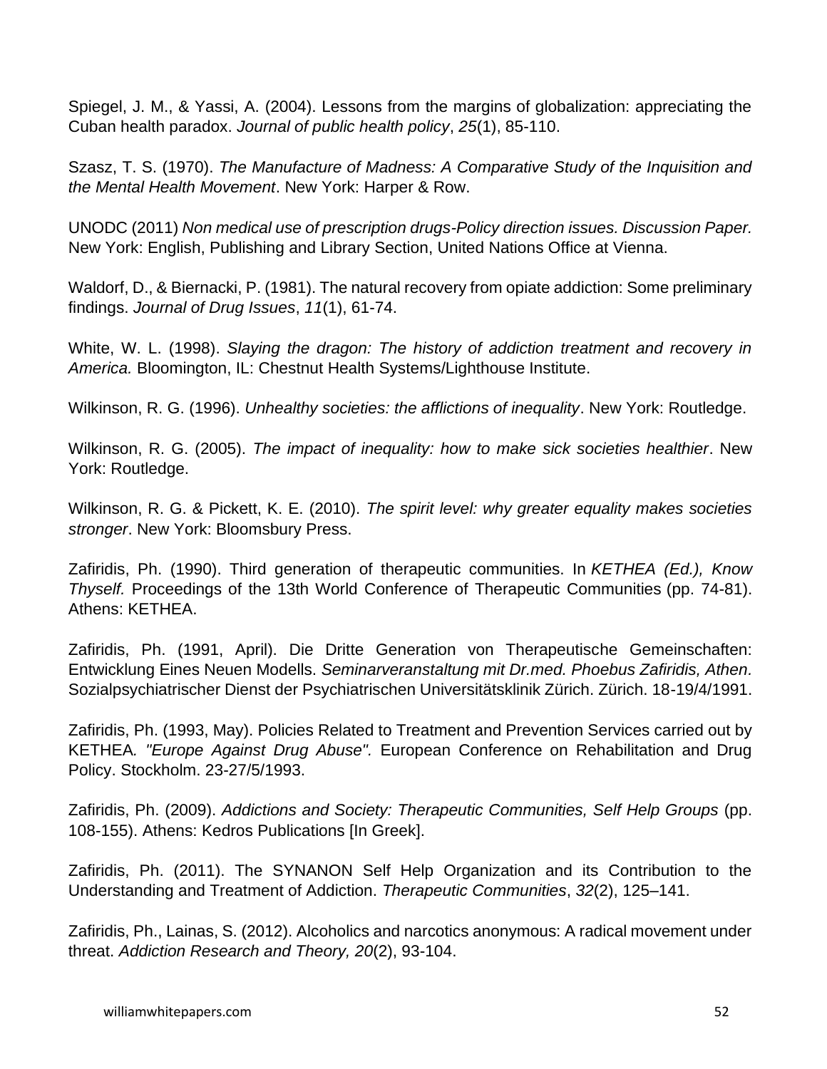Spiegel, J. M., & Yassi, A. (2004). Lessons from the margins of globalization: appreciating the Cuban health paradox. *Journal of public health policy*, *25*(1), 85-110.

Szasz, T. S. (1970). *The Manufacture of Madness: A Comparative Study of the Inquisition and the Mental Health Movement*. New York: Harper & Row.

UNODC (2011) *Non medical use of prescription drugs-Policy direction issues. Discussion Paper.* New York: English, Publishing and Library Section, United Nations Office at Vienna.

Waldorf, D., & Biernacki, P. (1981). The natural recovery from opiate addiction: Some preliminary findings. *Journal of Drug Issues*, *11*(1), 61-74.

White, W. L. (1998). *Slaying the dragon: The history of addiction treatment and recovery in America.* Bloomington, IL: Chestnut Health Systems/Lighthouse Institute.

Wilkinson, R. G. (1996). *Unhealthy societies: the afflictions of inequality*. New York: Routledge.

Wilkinson, R. G. (2005). *The impact of inequality: how to make sick societies healthier*. New York: Routledge.

Wilkinson, R. G. & Pickett, K. E. (2010). *The spirit level: why greater equality makes societies stronger*. New York: Bloomsbury Press.

Zafiridis, Ph. (1990). Third generation of therapeutic communities. In *KETHEA (Ed.), Know Thyself.* Proceedings of the 13th World Conference of Therapeutic Communities (pp. 74-81). Athens: KETHEA.

Zafiridis, Ph. (1991, April). Die Dritte Generation von Therapeutische Gemeinschaften: Entwicklung Eines Neuen Modells. *Seminarveranstaltung mit Dr.med. Phoebus Zafiridis, Athen.* Sozialpsychiatrischer Dienst der Psychiatrischen Universitätsklinik Zürich. Zürich. 18-19/4/1991.

Zafiridis, Ph. (1993, May). Policies Related to Treatment and Prevention Services carried out by KETHEA*. "Europe Against Drug Abuse".* European Conference on Rehabilitation and Drug Policy. Stockholm. 23-27/5/1993.

Zafiridis, Ph. (2009). *Addictions and Society: Therapeutic Communities, Self Help Groups* (pp. 108-155). Athens: Kedros Publications [In Greek].

Zafiridis, Ph. (2011). The SYNANON Self Help Organization and its Contribution to the Understanding and Treatment of Addiction. *Therapeutic Communities*, *32*(2), 125–141.

Zafiridis, Ph., Lainas, S. (2012). Alcoholics and narcotics anonymous: A radical movement under threat. *Addiction Research and Theory, 20*(2), 93-104.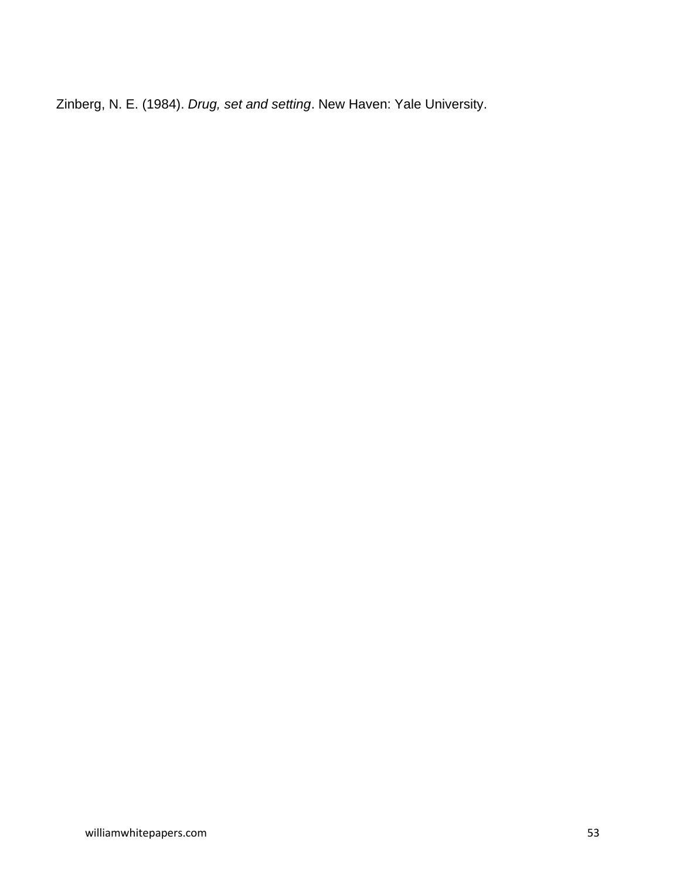Zinberg, N. E. (1984). *Drug, set and setting*. New Haven: Yale University.